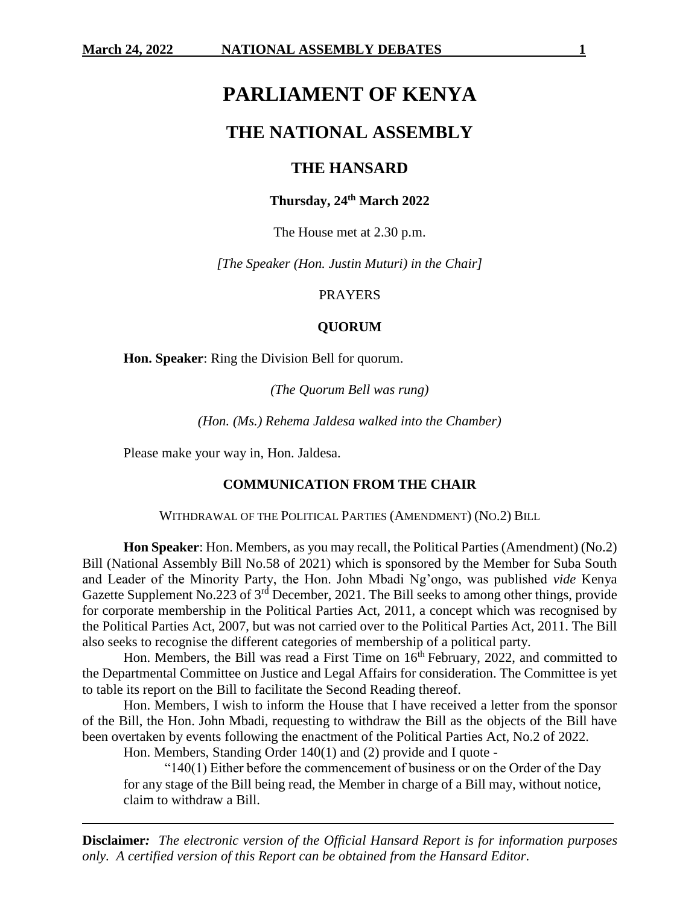# PARLIAMENT OF KENYA

## THE NATIONAL ASSEMBLY

### THE HANSARD

**Thursday, 24th March 2022**

The House met at 2.30 p.m.

*[The Speaker (Hon. Justin Muturi) in the Chair]*

PRAYERS

**QUORUM**

**Hon. Speaker**: Ring the Division Bell for quorum.

*(The Quorum Bell was rung)*

*(Hon. (Ms.) Rehema Jaldesa walked into the Chamber)*

Please make your way in, Hon. Jaldesa.

**COMMUNICATION FROM THE CHAIR**

WITHDRAWAL OF THE POLITICAL PARTIES (AMENDMENT) (NO.2) BILL

**Hon Speaker**: Hon. Members, as you may recall, the Political Parties (Amendment) (No.2) Bill (National Assembly Bill No.58 of 2021) which is sponsored by the Member for Suba South and Leader of the Minority Party, the Hon. John Mbadi Ng'ongo, was published *vide* Kenya Gazette Supplement No.223 of 3rd December, 2021. The Bill seeks to among other things, provide for corporate membership in the Political Parties Act, 2011, a concept which was recognised by the Political Parties Act, 2007, but was not carried over to the Political Parties Act, 2011. The Bill also seeks to recognise the different categories of membership of a political party.

Hon. Members, the Bill was read a First Time on 16th February, 2022, and committed to the Departmental Committee on Justice and Legal Affairs for consideration. The Committee is yet to table its report on the Bill to facilitate the Second Reading thereof.

Hon. Members, I wish to inform the House that I have received a letter from the sponsor of the Bill, the Hon. John Mbadi, requesting to withdraw the Bill as the objects of the Bill have been overtaken by events following the enactment of the Political Parties Act, No.2 of 2022.

Hon. Members, Standing Order 140(1) and (2) provide and I quote -

"140(1) Either before the commencement of business or on the Order of the Day for any stage of the Bill being read, the Member in charge of a Bill may, without notice, claim to withdraw a Bill.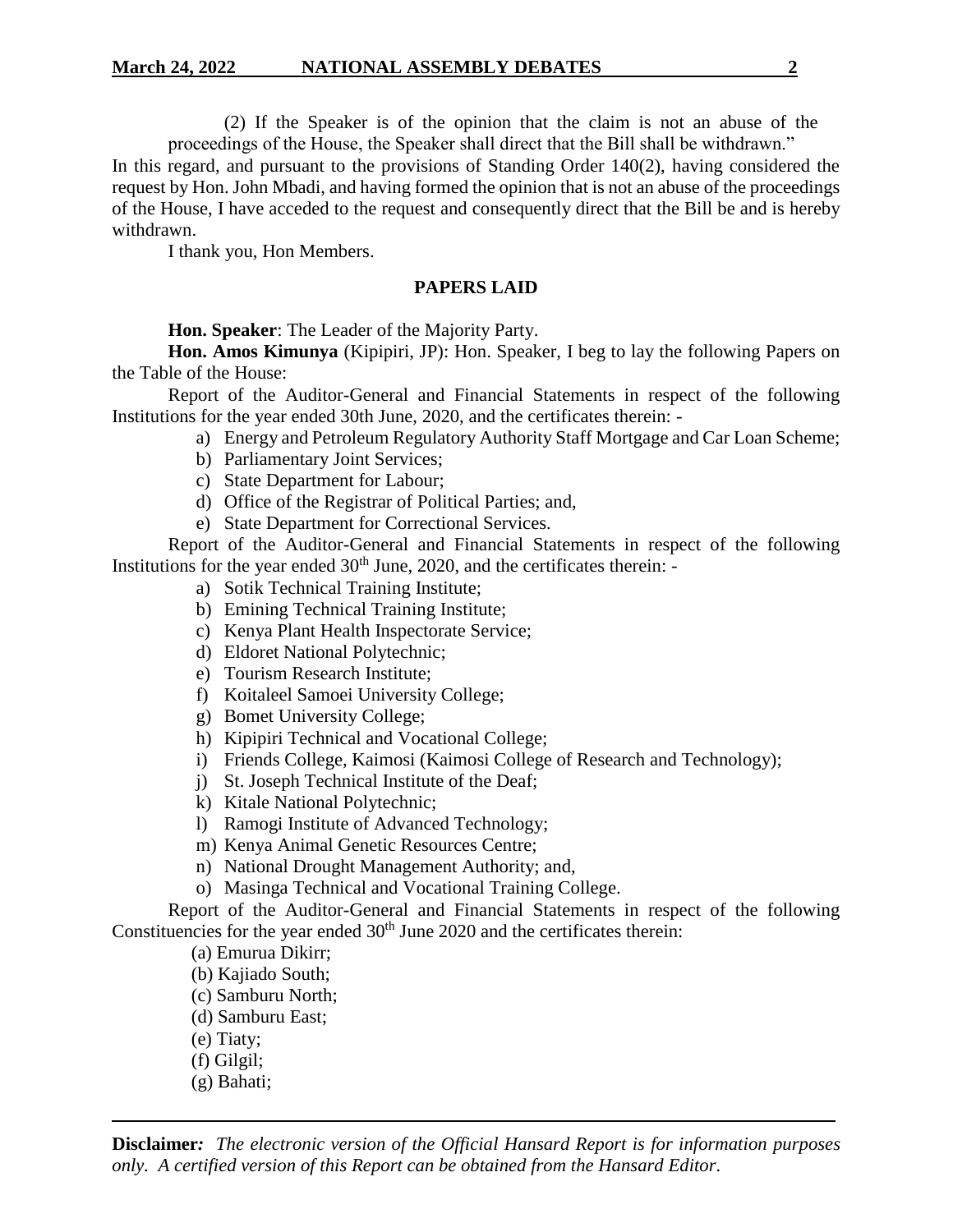(2) If the Speaker is of the opinion that the claim is not an abuse of the proceedings of the House, the Speaker shall direct that the Bill shall be withdrawn."

In this regard, and pursuant to the provisions of Standing Order 140(2), having considered the request by Hon. John Mbadi, and having formed the opinion that is not an abuse of the proceedings of the House, I have acceded to the request and consequently direct that the Bill be and is hereby withdrawn.

I thank you, Hon Members.

## PAPERS LAID

**Hon. Speaker**: The Leader of the Majority Party.

**Hon. Amos Kimunya** (Kipipiri, JP): Hon. Speaker, I beg to lay the following Papers on the Table of the House:

Report of the Auditor-General and Financial Statements in respect of the following Institutions for the year ended 30th June, 2020, and the certificates therein: -

a) Energy and Petroleum Regulatory Authority Staff Mortgage and Car Loan Scheme;
b) Parliamentary Joint Services;
c) State Department for Labour;
d) Office of the Registrar of Political Parties; and,
e) State Department for Correctional Services.

Report of the Auditor-General and Financial Statements in respect of the following Institutions for the year ended 30th June, 2020, and the certificates therein: -

a) Sotik Technical Training Institute;
b) Emining Technical Training Institute;
c) Kenya Plant Health Inspectorate Service;
d) Eldoret National Polytechnic;
e) Tourism Research Institute;
f) Koitaleel Samoei University College;
g) Bomet University College;
h) Kipipiri Technical and Vocational College;
i) Friends College, Kaimosi (Kaimosi College of Research and Technology);
j) St. Joseph Technical Institute of the Deaf;
k) Kitale National Polytechnic;
l) Ramogi Institute of Advanced Technology;
m) Kenya Animal Genetic Resources Centre;
n) National Drought Management Authority; and,
o) Masinga Technical and Vocational Training College.

Report of the Auditor-General and Financial Statements in respect of the following Constituencies for the year ended 30th June 2020 and the certificates therein:

(a) Emurua Dikirr;
(b) Kajiado South;
(c) Samburu North;
(d) Samburu East;
(e) Tiaty;
(f) Gilgil;
(g) Bahati;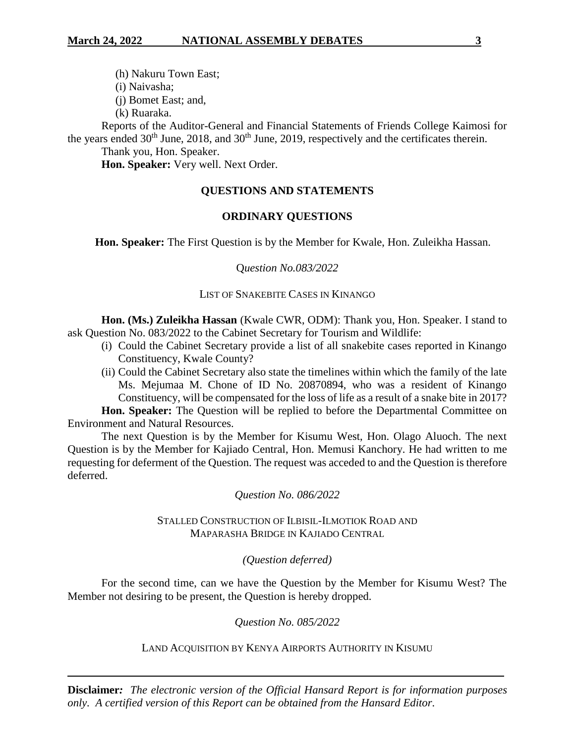(h) Nakuru Town East;

(i) Naivasha;

(j) Bomet East; and,

(k) Ruaraka.

Reports of the Auditor-General and Financial Statements of Friends College Kaimosi for the years ended 30th June, 2018, and 30th June, 2019, respectively and the certificates therein.

Thank you, Hon. Speaker.

**Hon. Speaker:** Very well. Next Order.

## QUESTIONS AND STATEMENTS

### ORDINARY QUESTIONS

**Hon. Speaker:** The First Question is by the Member for Kwale, Hon. Zuleikha Hassan.

*Question No.083/2022*

LIST OF SNAKEBITE CASES IN KINANGO

**Hon. (Ms.) Zuleikha Hassan** (Kwale CWR, ODM): Thank you, Hon. Speaker. I stand to ask Question No. 083/2022 to the Cabinet Secretary for Tourism and Wildlife:

(i) Could the Cabinet Secretary provide a list of all snakebite cases reported in Kinango Constituency, Kwale County?

(ii) Could the Cabinet Secretary also state the timelines within which the family of the late Ms. Mejumaa M. Chone of ID No. 20870894, who was a resident of Kinango Constituency, will be compensated for the loss of life as a result of a snake bite in 2017?

**Hon. Speaker:** The Question will be replied to before the Departmental Committee on Environment and Natural Resources.

The next Question is by the Member for Kisumu West, Hon. Olago Aluoch. The next Question is by the Member for Kajiado Central, Hon. Memusi Kanchory. He had written to me requesting for deferment of the Question. The request was acceded to and the Question is therefore deferred.

*Question No. 086/2022*

STALLED CONSTRUCTION OF ILBISIL-ILMOTIOK ROAD AND MAPARASHA BRIDGE IN KAJIADO CENTRAL

*(Question deferred)*

For the second time, can we have the Question by the Member for Kisumu West? The Member not desiring to be present, the Question is hereby dropped.

*Question No. 085/2022*

LAND ACQUISITION BY KENYA AIRPORTS AUTHORITY IN KISUMU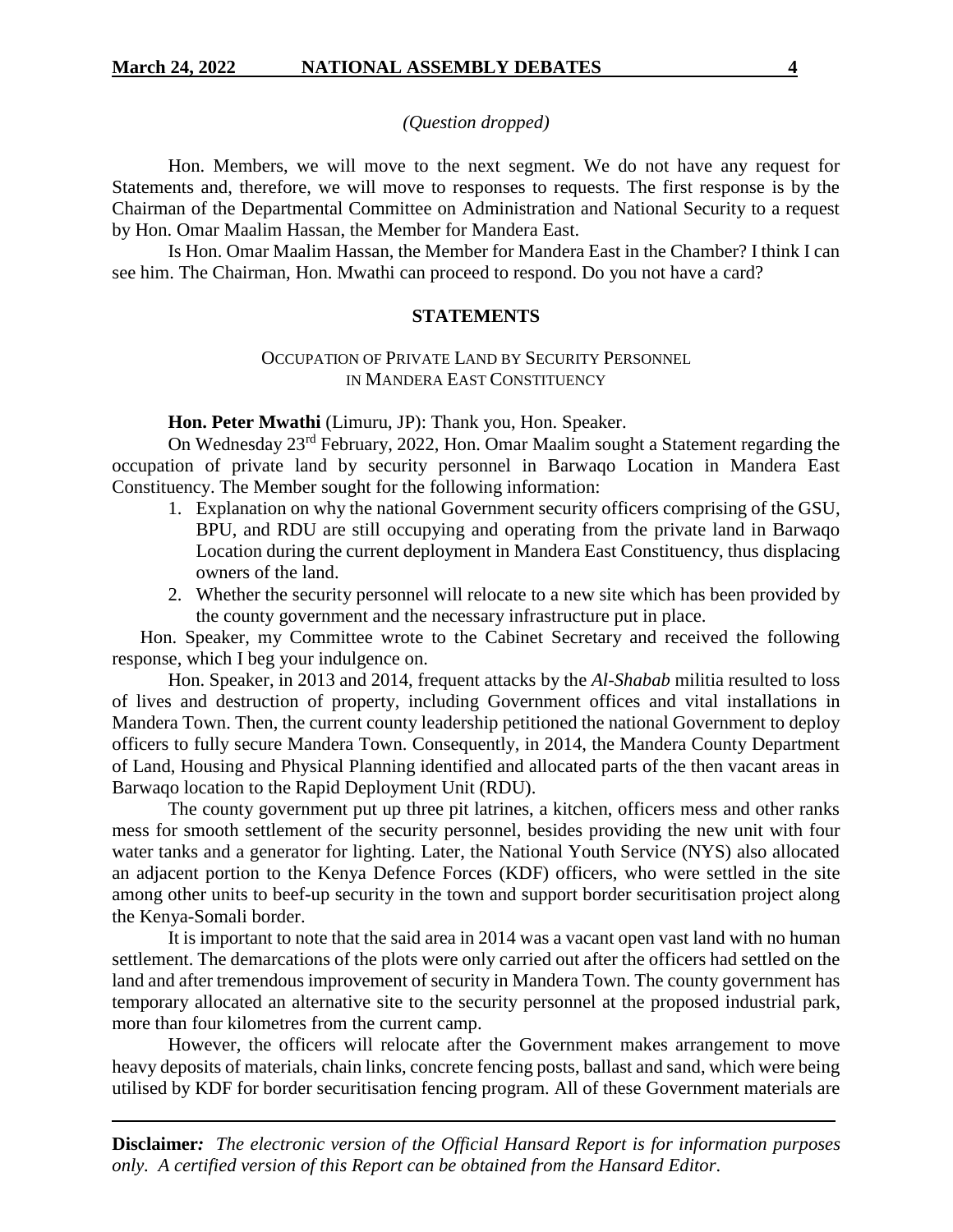*(Question dropped)*

Hon. Members, we will move to the next segment. We do not have any request for Statements and, therefore, we will move to responses to requests. The first response is by the Chairman of the Departmental Committee on Administration and National Security to a request by Hon. Omar Maalim Hassan, the Member for Mandera East.

Is Hon. Omar Maalim Hassan, the Member for Mandera East in the Chamber? I think I can see him. The Chairman, Hon. Mwathi can proceed to respond. Do you not have a card?

## STATEMENTS

### OCCUPATION OF PRIVATE LAND BY SECURITY PERSONNEL IN MANDERA EAST CONSTITUENCY

**Hon. Peter Mwathi** (Limuru, JP): Thank you, Hon. Speaker.

On Wednesday 23rd February, 2022, Hon. Omar Maalim sought a Statement regarding the occupation of private land by security personnel in Barwaqo Location in Mandera East Constituency. The Member sought for the following information:

1. Explanation on why the national Government security officers comprising of the GSU, BPU, and RDU are still occupying and operating from the private land in Barwaqo Location during the current deployment in Mandera East Constituency, thus displacing owners of the land.
2. Whether the security personnel will relocate to a new site which has been provided by the county government and the necessary infrastructure put in place.

Hon. Speaker, my Committee wrote to the Cabinet Secretary and received the following response, which I beg your indulgence on.

Hon. Speaker, in 2013 and 2014, frequent attacks by the *Al-Shabab* militia resulted to loss of lives and destruction of property, including Government offices and vital installations in Mandera Town. Then, the current county leadership petitioned the national Government to deploy officers to fully secure Mandera Town. Consequently, in 2014, the Mandera County Department of Land, Housing and Physical Planning identified and allocated parts of the then vacant areas in Barwaqo location to the Rapid Deployment Unit (RDU).

The county government put up three pit latrines, a kitchen, officers mess and other ranks mess for smooth settlement of the security personnel, besides providing the new unit with four water tanks and a generator for lighting. Later, the National Youth Service (NYS) also allocated an adjacent portion to the Kenya Defence Forces (KDF) officers, who were settled in the site among other units to beef-up security in the town and support border securitisation project along the Kenya-Somali border.

It is important to note that the said area in 2014 was a vacant open vast land with no human settlement. The demarcations of the plots were only carried out after the officers had settled on the land and after tremendous improvement of security in Mandera Town. The county government has temporary allocated an alternative site to the security personnel at the proposed industrial park, more than four kilometres from the current camp.

However, the officers will relocate after the Government makes arrangement to move heavy deposits of materials, chain links, concrete fencing posts, ballast and sand, which were being utilised by KDF for border securitisation fencing program. All of these Government materials are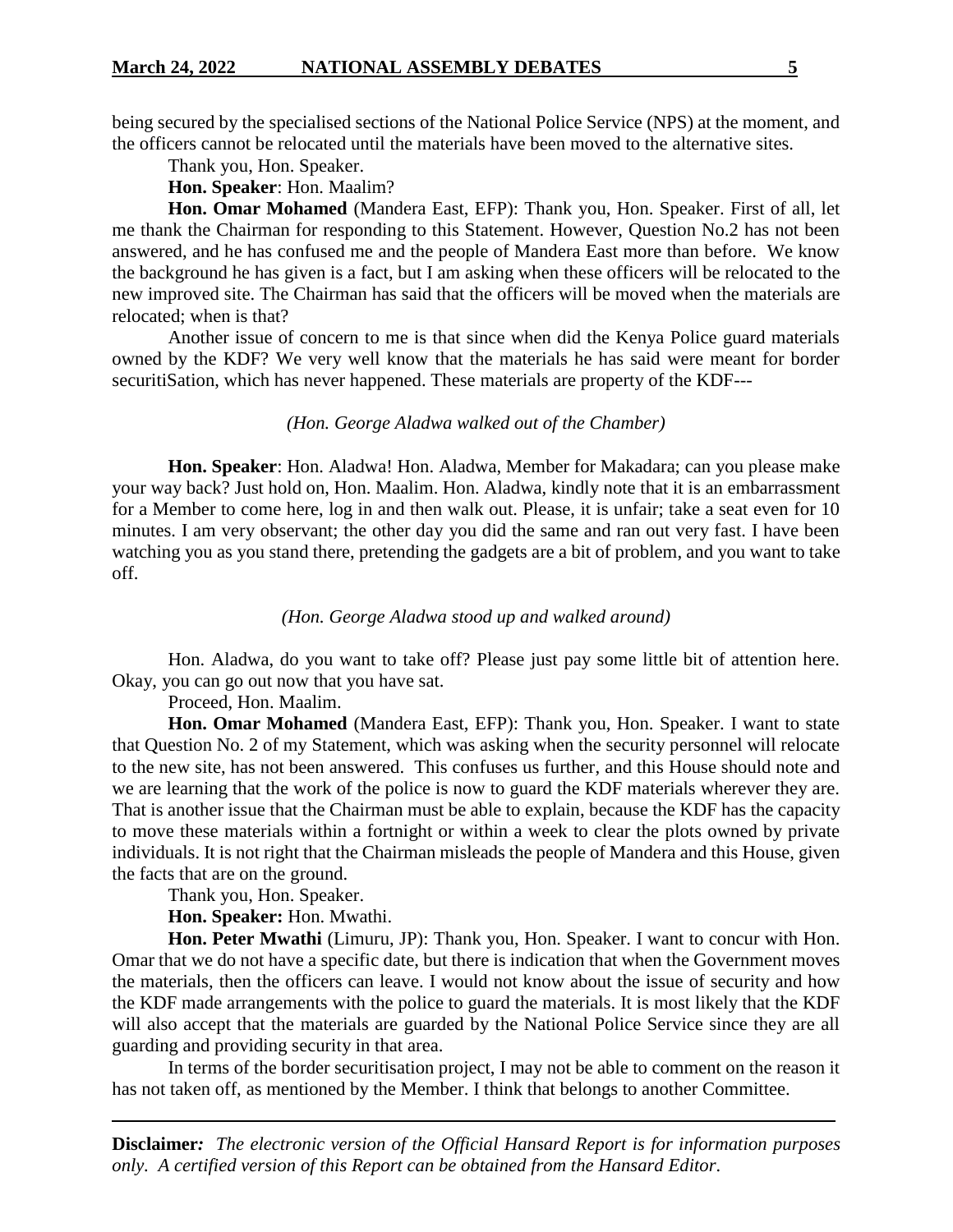being secured by the specialised sections of the National Police Service (NPS) at the moment, and the officers cannot be relocated until the materials have been moved to the alternative sites.

Thank you, Hon. Speaker.

**Hon. Speaker**: Hon. Maalim?

**Hon. Omar Mohamed** (Mandera East, EFP): Thank you, Hon. Speaker. First of all, let me thank the Chairman for responding to this Statement. However, Question No.2 has not been answered, and he has confused me and the people of Mandera East more than before. We know the background he has given is a fact, but I am asking when these officers will be relocated to the new improved site. The Chairman has said that the officers will be moved when the materials are relocated; when is that?

Another issue of concern to me is that since when did the Kenya Police guard materials owned by the KDF? We very well know that the materials he has said were meant for border securitiSation, which has never happened. These materials are property of the KDF---

*(Hon. George Aladwa walked out of the Chamber)*

**Hon. Speaker**: Hon. Aladwa! Hon. Aladwa, Member for Makadara; can you please make your way back? Just hold on, Hon. Maalim. Hon. Aladwa, kindly note that it is an embarrassment for a Member to come here, log in and then walk out. Please, it is unfair; take a seat even for 10 minutes. I am very observant; the other day you did the same and ran out very fast. I have been watching you as you stand there, pretending the gadgets are a bit of problem, and you want to take off.

*(Hon. George Aladwa stood up and walked around)*

Hon. Aladwa, do you want to take off? Please just pay some little bit of attention here. Okay, you can go out now that you have sat.

Proceed, Hon. Maalim.

**Hon. Omar Mohamed** (Mandera East, EFP): Thank you, Hon. Speaker. I want to state that Question No. 2 of my Statement, which was asking when the security personnel will relocate to the new site, has not been answered. This confuses us further, and this House should note and we are learning that the work of the police is now to guard the KDF materials wherever they are. That is another issue that the Chairman must be able to explain, because the KDF has the capacity to move these materials within a fortnight or within a week to clear the plots owned by private individuals. It is not right that the Chairman misleads the people of Mandera and this House, given the facts that are on the ground.

Thank you, Hon. Speaker.

**Hon. Speaker:** Hon. Mwathi.

**Hon. Peter Mwathi** (Limuru, JP): Thank you, Hon. Speaker. I want to concur with Hon. Omar that we do not have a specific date, but there is indication that when the Government moves the materials, then the officers can leave. I would not know about the issue of security and how the KDF made arrangements with the police to guard the materials. It is most likely that the KDF will also accept that the materials are guarded by the National Police Service since they are all guarding and providing security in that area.

In terms of the border securitisation project, I may not be able to comment on the reason it has not taken off, as mentioned by the Member. I think that belongs to another Committee.

**Disclaimer***: The electronic version of the Official Hansard Report is for information purposes only. A certified version of this Report can be obtained from the Hansard Editor.*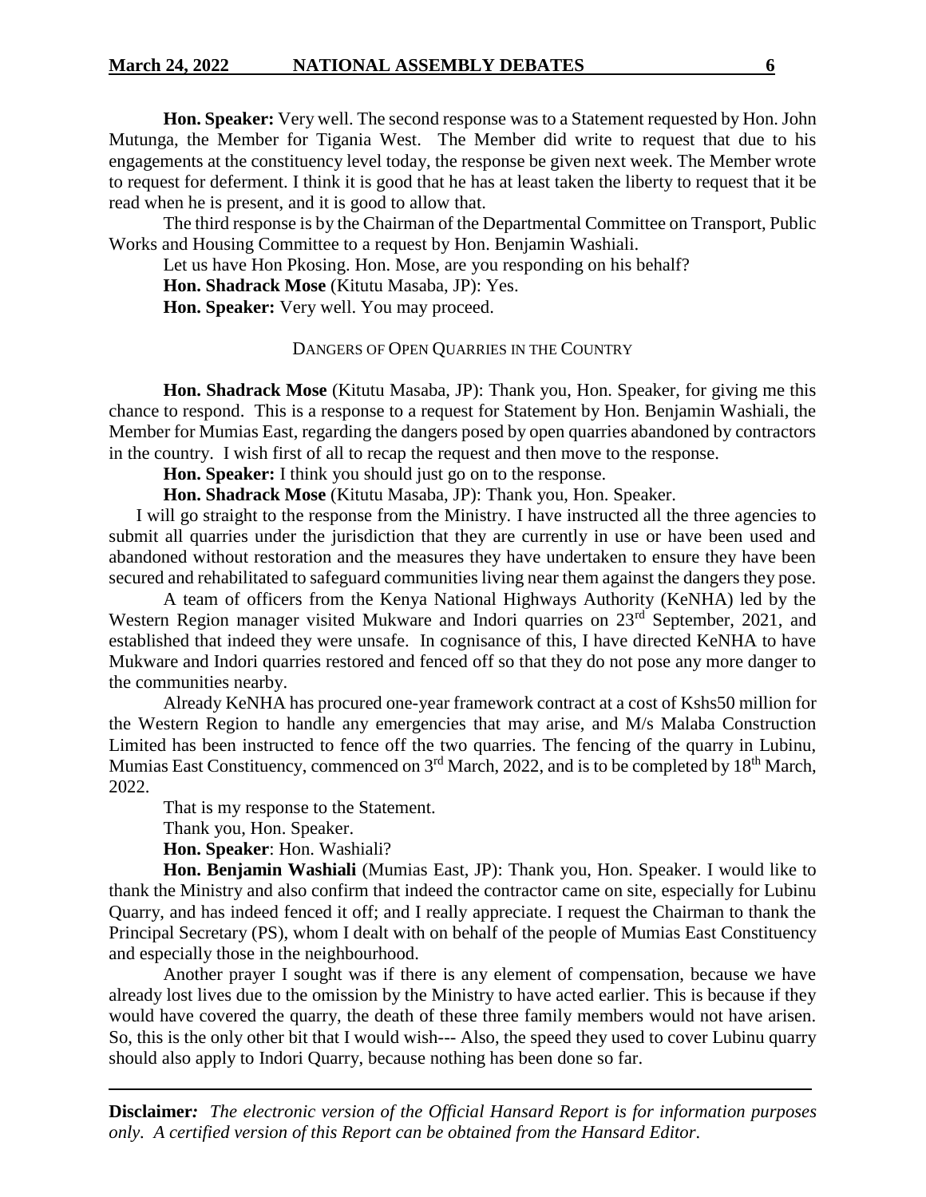**Hon. Speaker:** Very well. The second response was to a Statement requested by Hon. John Mutunga, the Member for Tigania West. The Member did write to request that due to his engagements at the constituency level today, the response be given next week. The Member wrote to request for deferment. I think it is good that he has at least taken the liberty to request that it be read when he is present, and it is good to allow that.

The third response is by the Chairman of the Departmental Committee on Transport, Public Works and Housing Committee to a request by Hon. Benjamin Washiali.

Let us have Hon Pkosing. Hon. Mose, are you responding on his behalf?

**Hon. Shadrack Mose** (Kitutu Masaba, JP): Yes.

**Hon. Speaker:** Very well. You may proceed.

DANGERS OF OPEN QUARRIES IN THE COUNTRY

**Hon. Shadrack Mose** (Kitutu Masaba, JP): Thank you, Hon. Speaker, for giving me this chance to respond. This is a response to a request for Statement by Hon. Benjamin Washiali, the Member for Mumias East, regarding the dangers posed by open quarries abandoned by contractors in the country. I wish first of all to recap the request and then move to the response.

**Hon. Speaker:** I think you should just go on to the response.

**Hon. Shadrack Mose** (Kitutu Masaba, JP): Thank you, Hon. Speaker.

I will go straight to the response from the Ministry. I have instructed all the three agencies to submit all quarries under the jurisdiction that they are currently in use or have been used and abandoned without restoration and the measures they have undertaken to ensure they have been secured and rehabilitated to safeguard communities living near them against the dangers they pose.

A team of officers from the Kenya National Highways Authority (KeNHA) led by the Western Region manager visited Mukware and Indori quarries on 23rd September, 2021, and established that indeed they were unsafe. In cognisance of this, I have directed KeNHA to have Mukware and Indori quarries restored and fenced off so that they do not pose any more danger to the communities nearby.

Already KeNHA has procured one-year framework contract at a cost of Kshs50 million for the Western Region to handle any emergencies that may arise, and M/s Malaba Construction Limited has been instructed to fence off the two quarries. The fencing of the quarry in Lubinu, Mumias East Constituency, commenced on 3rd March, 2022, and is to be completed by 18th March, 2022.

That is my response to the Statement.

Thank you, Hon. Speaker.

**Hon. Speaker**: Hon. Washiali?

**Hon. Benjamin Washiali** (Mumias East, JP): Thank you, Hon. Speaker. I would like to thank the Ministry and also confirm that indeed the contractor came on site, especially for Lubinu Quarry, and has indeed fenced it off; and I really appreciate. I request the Chairman to thank the Principal Secretary (PS), whom I dealt with on behalf of the people of Mumias East Constituency and especially those in the neighbourhood.

Another prayer I sought was if there is any element of compensation, because we have already lost lives due to the omission by the Ministry to have acted earlier. This is because if they would have covered the quarry, the death of these three family members would not have arisen. So, this is the only other bit that I would wish--- Also, the speed they used to cover Lubinu quarry should also apply to Indori Quarry, because nothing has been done so far.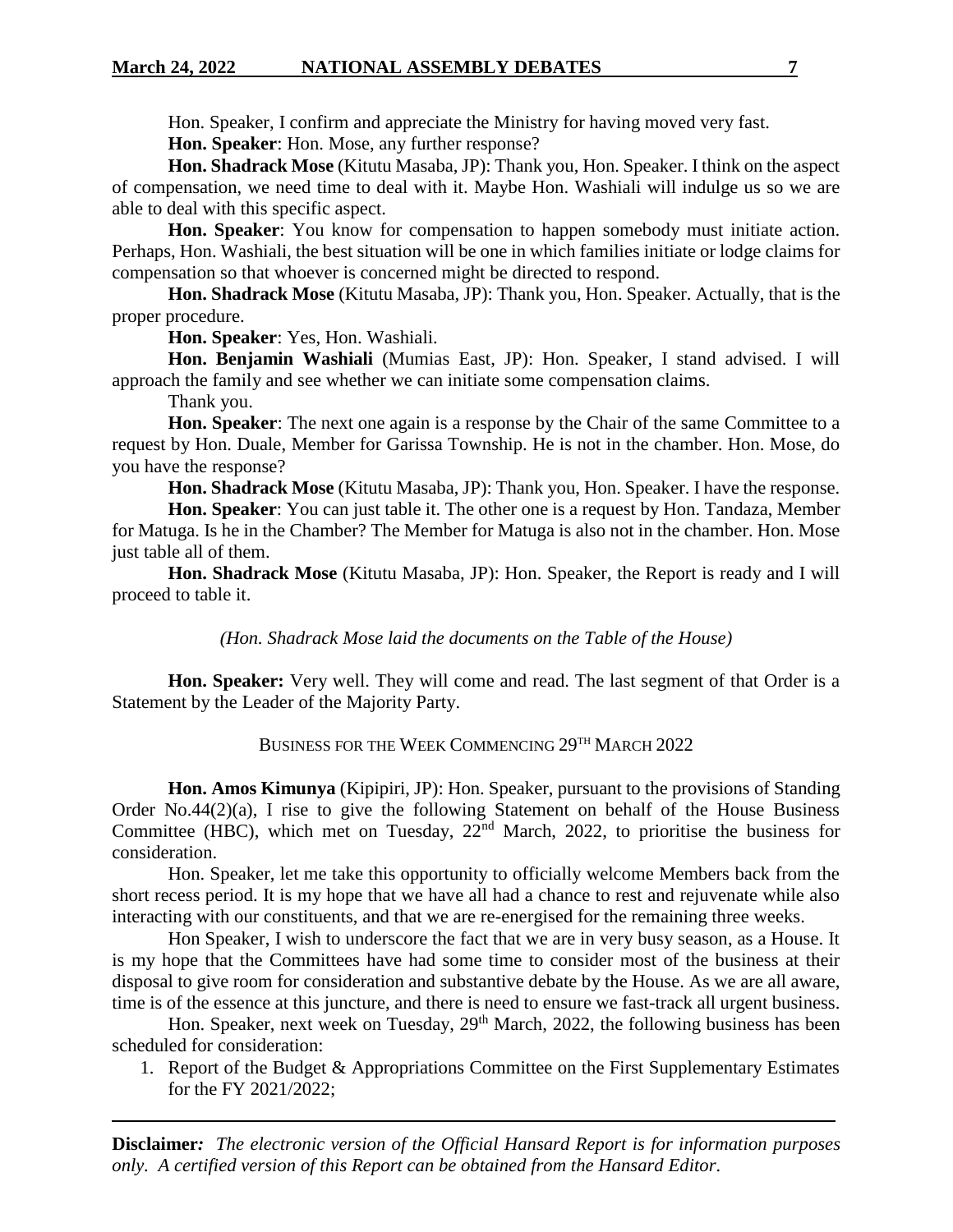Hon. Speaker, I confirm and appreciate the Ministry for having moved very fast.

**Hon. Speaker**: Hon. Mose, any further response?

**Hon. Shadrack Mose** (Kitutu Masaba, JP): Thank you, Hon. Speaker. I think on the aspect of compensation, we need time to deal with it. Maybe Hon. Washiali will indulge us so we are able to deal with this specific aspect.

**Hon. Speaker**: You know for compensation to happen somebody must initiate action. Perhaps, Hon. Washiali, the best situation will be one in which families initiate or lodge claims for compensation so that whoever is concerned might be directed to respond.

**Hon. Shadrack Mose** (Kitutu Masaba, JP): Thank you, Hon. Speaker. Actually, that is the proper procedure.

**Hon. Speaker**: Yes, Hon. Washiali.

**Hon. Benjamin Washiali** (Mumias East, JP): Hon. Speaker, I stand advised. I will approach the family and see whether we can initiate some compensation claims.

Thank you.

**Hon. Speaker**: The next one again is a response by the Chair of the same Committee to a request by Hon. Duale, Member for Garissa Township. He is not in the chamber. Hon. Mose, do you have the response?

**Hon. Shadrack Mose** (Kitutu Masaba, JP): Thank you, Hon. Speaker. I have the response.

**Hon. Speaker**: You can just table it. The other one is a request by Hon. Tandaza, Member for Matuga. Is he in the Chamber? The Member for Matuga is also not in the chamber. Hon. Mose just table all of them.

**Hon. Shadrack Mose** (Kitutu Masaba, JP): Hon. Speaker, the Report is ready and I will proceed to table it.

*(Hon. Shadrack Mose laid the documents on the Table of the House)*

**Hon. Speaker:** Very well. They will come and read. The last segment of that Order is a Statement by the Leader of the Majority Party.

## BUSINESS FOR THE WEEK COMMENCING 29TH MARCH 2022

**Hon. Amos Kimunya** (Kipipiri, JP): Hon. Speaker, pursuant to the provisions of Standing Order No.44(2)(a), I rise to give the following Statement on behalf of the House Business Committee (HBC), which met on Tuesday, 22nd March, 2022, to prioritise the business for consideration.

Hon. Speaker, let me take this opportunity to officially welcome Members back from the short recess period. It is my hope that we have all had a chance to rest and rejuvenate while also interacting with our constituents, and that we are re-energised for the remaining three weeks.

Hon Speaker, I wish to underscore the fact that we are in very busy season, as a House. It is my hope that the Committees have had some time to consider most of the business at their disposal to give room for consideration and substantive debate by the House. As we are all aware, time is of the essence at this juncture, and there is need to ensure we fast-track all urgent business.

Hon. Speaker, next week on Tuesday, 29th March, 2022, the following business has been scheduled for consideration:

1. Report of the Budget & Appropriations Committee on the First Supplementary Estimates for the FY 2021/2022;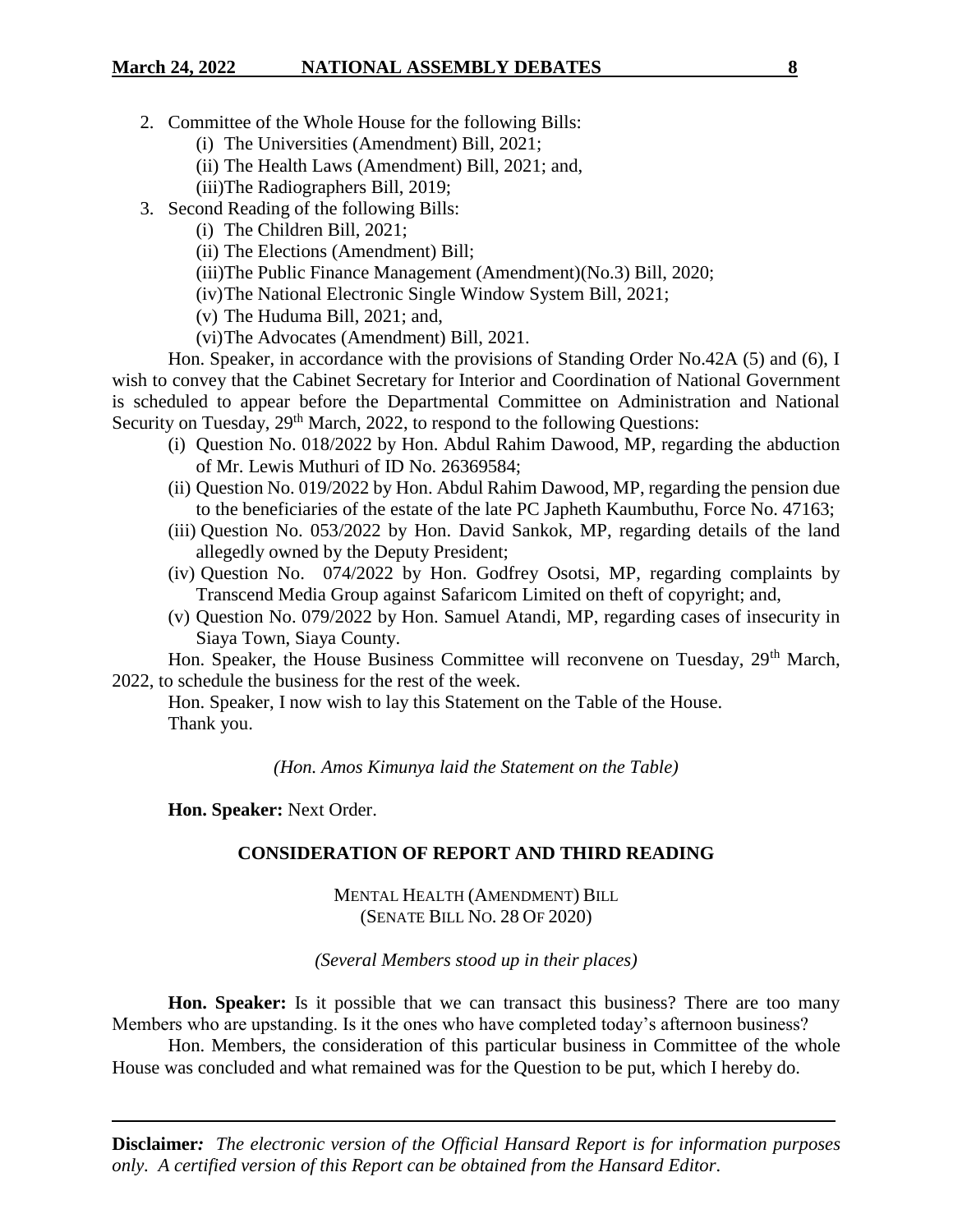2. Committee of the Whole House for the following Bills:
   - (i) The Universities (Amendment) Bill, 2021;
   - (ii) The Health Laws (Amendment) Bill, 2021; and,
   - (iii)The Radiographers Bill, 2019;
3. Second Reading of the following Bills:
   - (i) The Children Bill, 2021;
   - (ii) The Elections (Amendment) Bill;
   - (iii)The Public Finance Management (Amendment)(No.3) Bill, 2020;
   - (iv)The National Electronic Single Window System Bill, 2021;
   - (v) The Huduma Bill, 2021; and,
   - (vi)The Advocates (Amendment) Bill, 2021.

Hon. Speaker, in accordance with the provisions of Standing Order No.42A (5) and (6), I wish to convey that the Cabinet Secretary for Interior and Coordination of National Government is scheduled to appear before the Departmental Committee on Administration and National Security on Tuesday, 29th March, 2022, to respond to the following Questions:

- (i) Question No. 018/2022 by Hon. Abdul Rahim Dawood, MP, regarding the abduction of Mr. Lewis Muthuri of ID No. 26369584;
- (ii) Question No. 019/2022 by Hon. Abdul Rahim Dawood, MP, regarding the pension due to the beneficiaries of the estate of the late PC Japheth Kaumbuthu, Force No. 47163;
- (iii) Question No. 053/2022 by Hon. David Sankok, MP, regarding details of the land allegedly owned by the Deputy President;
- (iv) Question No. 074/2022 by Hon. Godfrey Osotsi, MP, regarding complaints by Transcend Media Group against Safaricom Limited on theft of copyright; and,
- (v) Question No. 079/2022 by Hon. Samuel Atandi, MP, regarding cases of insecurity in Siaya Town, Siaya County.

Hon. Speaker, the House Business Committee will reconvene on Tuesday, 29th March, 2022, to schedule the business for the rest of the week.

Hon. Speaker, I now wish to lay this Statement on the Table of the House.

Thank you.

*(Hon. Amos Kimunya laid the Statement on the Table)*

**Hon. Speaker:** Next Order.

## CONSIDERATION OF REPORT AND THIRD READING

MENTAL HEALTH (AMENDMENT) BILL
(SENATE BILL NO. 28 OF 2020)

*(Several Members stood up in their places)*

**Hon. Speaker:** Is it possible that we can transact this business? There are too many Members who are upstanding. Is it the ones who have completed today's afternoon business?

Hon. Members, the consideration of this particular business in Committee of the whole House was concluded and what remained was for the Question to be put, which I hereby do.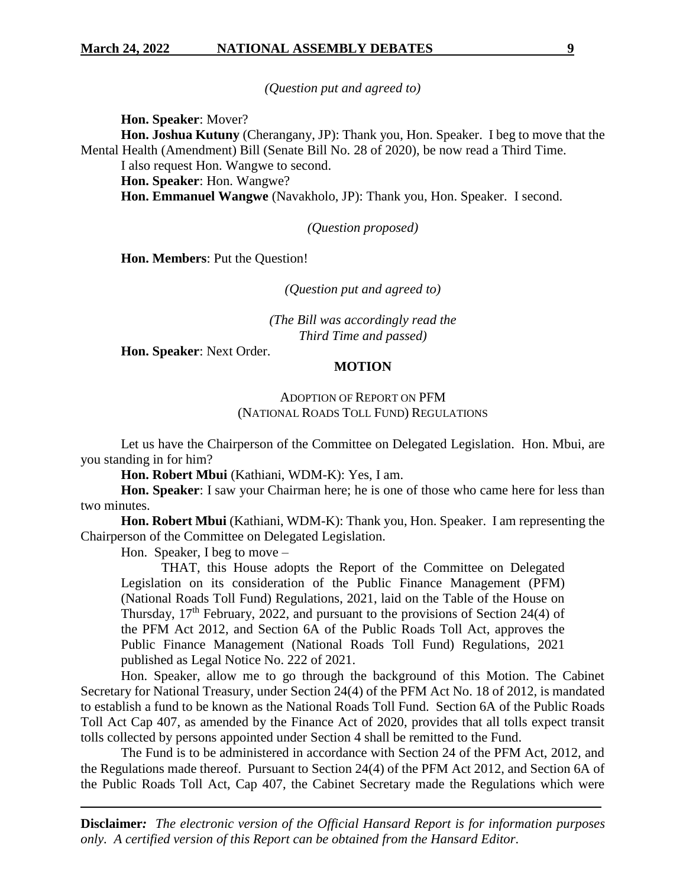*(Question put and agreed to)*

**Hon. Speaker**: Mover?

**Hon. Joshua Kutuny** (Cherangany, JP): Thank you, Hon. Speaker. I beg to move that the Mental Health (Amendment) Bill (Senate Bill No. 28 of 2020), be now read a Third Time.

I also request Hon. Wangwe to second.

**Hon. Speaker**: Hon. Wangwe?

**Hon. Emmanuel Wangwe** (Navakholo, JP): Thank you, Hon. Speaker. I second.

*(Question proposed)*

**Hon. Members**: Put the Question!

*(Question put and agreed to)*

*(The Bill was accordingly read the Third Time and passed)*

**Hon. Speaker**: Next Order.

## MOTION

### ADOPTION OF REPORT ON PFM (NATIONAL ROADS TOLL FUND) REGULATIONS

Let us have the Chairperson of the Committee on Delegated Legislation. Hon. Mbui, are you standing in for him?

**Hon. Robert Mbui** (Kathiani, WDM-K): Yes, I am.

**Hon. Speaker**: I saw your Chairman here; he is one of those who came here for less than two minutes.

**Hon. Robert Mbui** (Kathiani, WDM-K): Thank you, Hon. Speaker. I am representing the Chairperson of the Committee on Delegated Legislation.

Hon. Speaker, I beg to move –

> THAT, this House adopts the Report of the Committee on Delegated Legislation on its consideration of the Public Finance Management (PFM) (National Roads Toll Fund) Regulations, 2021, laid on the Table of the House on Thursday, 17th February, 2022, and pursuant to the provisions of Section 24(4) of the PFM Act 2012, and Section 6A of the Public Roads Toll Act, approves the Public Finance Management (National Roads Toll Fund) Regulations, 2021 published as Legal Notice No. 222 of 2021.

Hon. Speaker, allow me to go through the background of this Motion. The Cabinet Secretary for National Treasury, under Section 24(4) of the PFM Act No. 18 of 2012, is mandated to establish a fund to be known as the National Roads Toll Fund. Section 6A of the Public Roads Toll Act Cap 407, as amended by the Finance Act of 2020, provides that all tolls expect transit tolls collected by persons appointed under Section 4 shall be remitted to the Fund.

The Fund is to be administered in accordance with Section 24 of the PFM Act, 2012, and the Regulations made thereof. Pursuant to Section 24(4) of the PFM Act 2012, and Section 6A of the Public Roads Toll Act, Cap 407, the Cabinet Secretary made the Regulations which were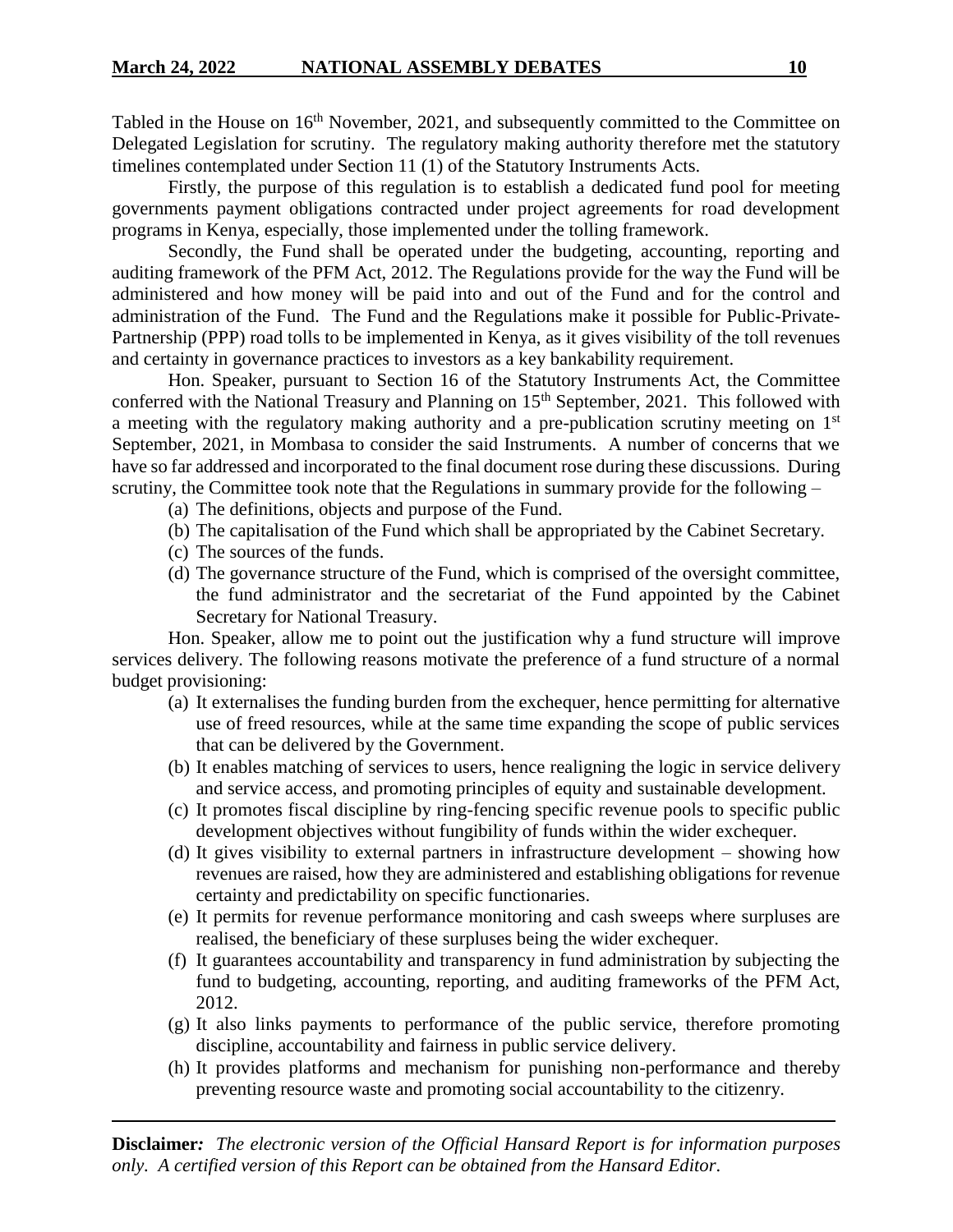Tabled in the House on 16th November, 2021, and subsequently committed to the Committee on Delegated Legislation for scrutiny. The regulatory making authority therefore met the statutory timelines contemplated under Section 11 (1) of the Statutory Instruments Acts.

Firstly, the purpose of this regulation is to establish a dedicated fund pool for meeting governments payment obligations contracted under project agreements for road development programs in Kenya, especially, those implemented under the tolling framework.

Secondly, the Fund shall be operated under the budgeting, accounting, reporting and auditing framework of the PFM Act, 2012. The Regulations provide for the way the Fund will be administered and how money will be paid into and out of the Fund and for the control and administration of the Fund. The Fund and the Regulations make it possible for Public-Private-Partnership (PPP) road tolls to be implemented in Kenya, as it gives visibility of the toll revenues and certainty in governance practices to investors as a key bankability requirement.

Hon. Speaker, pursuant to Section 16 of the Statutory Instruments Act, the Committee conferred with the National Treasury and Planning on 15th September, 2021. This followed with a meeting with the regulatory making authority and a pre-publication scrutiny meeting on 1st September, 2021, in Mombasa to consider the said Instruments. A number of concerns that we have so far addressed and incorporated to the final document rose during these discussions. During scrutiny, the Committee took note that the Regulations in summary provide for the following –

(a) The definitions, objects and purpose of the Fund.
(b) The capitalisation of the Fund which shall be appropriated by the Cabinet Secretary.
(c) The sources of the funds.
(d) The governance structure of the Fund, which is comprised of the oversight committee, the fund administrator and the secretariat of the Fund appointed by the Cabinet Secretary for National Treasury.

Hon. Speaker, allow me to point out the justification why a fund structure will improve services delivery. The following reasons motivate the preference of a fund structure of a normal budget provisioning:

(a) It externalises the funding burden from the exchequer, hence permitting for alternative use of freed resources, while at the same time expanding the scope of public services that can be delivered by the Government.
(b) It enables matching of services to users, hence realigning the logic in service delivery and service access, and promoting principles of equity and sustainable development.
(c) It promotes fiscal discipline by ring-fencing specific revenue pools to specific public development objectives without fungibility of funds within the wider exchequer.
(d) It gives visibility to external partners in infrastructure development – showing how revenues are raised, how they are administered and establishing obligations for revenue certainty and predictability on specific functionaries.
(e) It permits for revenue performance monitoring and cash sweeps where surpluses are realised, the beneficiary of these surpluses being the wider exchequer.
(f) It guarantees accountability and transparency in fund administration by subjecting the fund to budgeting, accounting, reporting, and auditing frameworks of the PFM Act, 2012.
(g) It also links payments to performance of the public service, therefore promoting discipline, accountability and fairness in public service delivery.
(h) It provides platforms and mechanism for punishing non-performance and thereby preventing resource waste and promoting social accountability to the citizenry.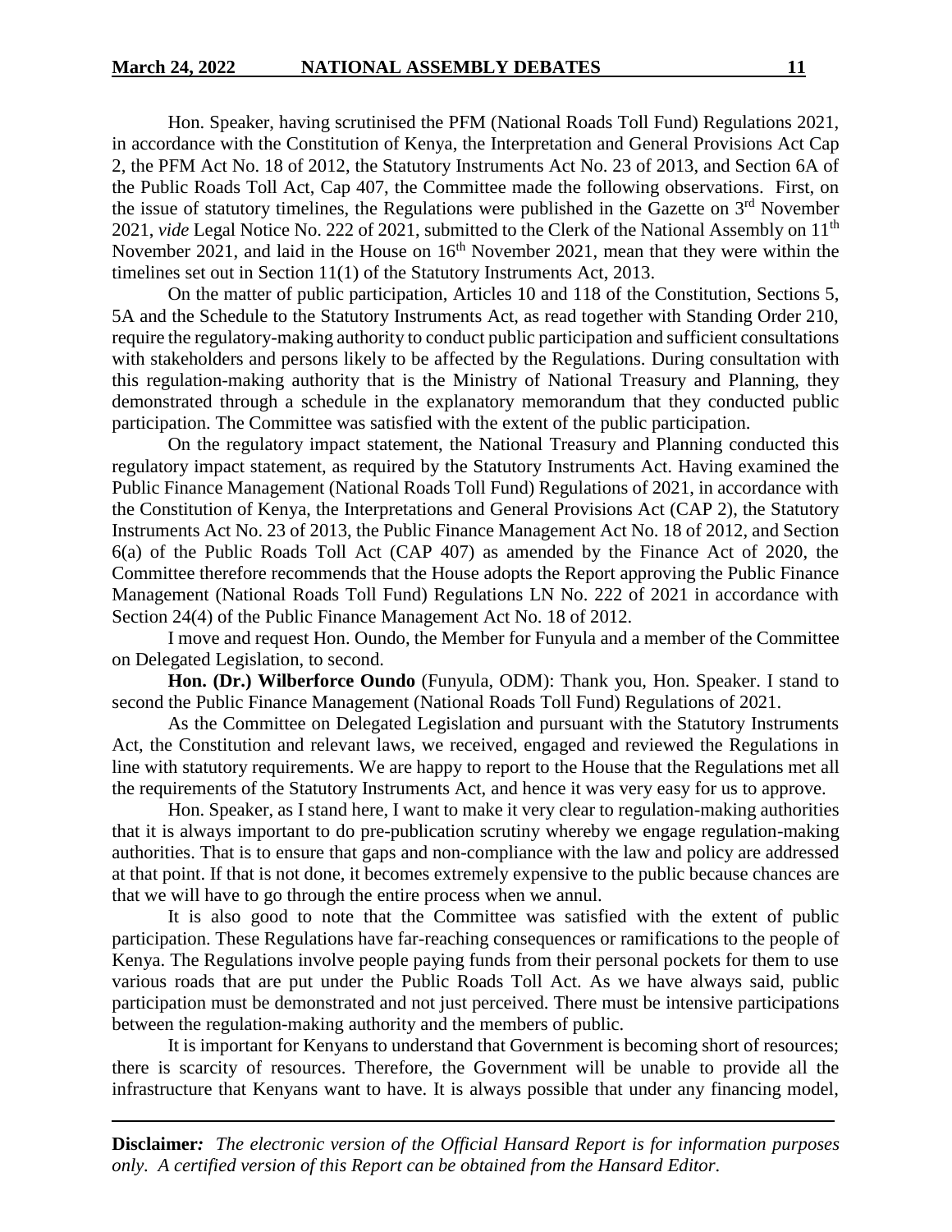Hon. Speaker, having scrutinised the PFM (National Roads Toll Fund) Regulations 2021, in accordance with the Constitution of Kenya, the Interpretation and General Provisions Act Cap 2, the PFM Act No. 18 of 2012, the Statutory Instruments Act No. 23 of 2013, and Section 6A of the Public Roads Toll Act, Cap 407, the Committee made the following observations. First, on the issue of statutory timelines, the Regulations were published in the Gazette on 3rd November 2021, *vide* Legal Notice No. 222 of 2021, submitted to the Clerk of the National Assembly on 11th November 2021, and laid in the House on 16th November 2021, mean that they were within the timelines set out in Section 11(1) of the Statutory Instruments Act, 2013.

On the matter of public participation, Articles 10 and 118 of the Constitution, Sections 5, 5A and the Schedule to the Statutory Instruments Act, as read together with Standing Order 210, require the regulatory-making authority to conduct public participation and sufficient consultations with stakeholders and persons likely to be affected by the Regulations. During consultation with this regulation-making authority that is the Ministry of National Treasury and Planning, they demonstrated through a schedule in the explanatory memorandum that they conducted public participation. The Committee was satisfied with the extent of the public participation.

On the regulatory impact statement, the National Treasury and Planning conducted this regulatory impact statement, as required by the Statutory Instruments Act. Having examined the Public Finance Management (National Roads Toll Fund) Regulations of 2021, in accordance with the Constitution of Kenya, the Interpretations and General Provisions Act (CAP 2), the Statutory Instruments Act No. 23 of 2013, the Public Finance Management Act No. 18 of 2012, and Section 6(a) of the Public Roads Toll Act (CAP 407) as amended by the Finance Act of 2020, the Committee therefore recommends that the House adopts the Report approving the Public Finance Management (National Roads Toll Fund) Regulations LN No. 222 of 2021 in accordance with Section 24(4) of the Public Finance Management Act No. 18 of 2012.

I move and request Hon. Oundo, the Member for Funyula and a member of the Committee on Delegated Legislation, to second.

**Hon. (Dr.) Wilberforce Oundo** (Funyula, ODM): Thank you, Hon. Speaker. I stand to second the Public Finance Management (National Roads Toll Fund) Regulations of 2021.

As the Committee on Delegated Legislation and pursuant with the Statutory Instruments Act, the Constitution and relevant laws, we received, engaged and reviewed the Regulations in line with statutory requirements. We are happy to report to the House that the Regulations met all the requirements of the Statutory Instruments Act, and hence it was very easy for us to approve.

Hon. Speaker, as I stand here, I want to make it very clear to regulation-making authorities that it is always important to do pre-publication scrutiny whereby we engage regulation-making authorities. That is to ensure that gaps and non-compliance with the law and policy are addressed at that point. If that is not done, it becomes extremely expensive to the public because chances are that we will have to go through the entire process when we annul.

It is also good to note that the Committee was satisfied with the extent of public participation. These Regulations have far-reaching consequences or ramifications to the people of Kenya. The Regulations involve people paying funds from their personal pockets for them to use various roads that are put under the Public Roads Toll Act. As we have always said, public participation must be demonstrated and not just perceived. There must be intensive participations between the regulation-making authority and the members of public.

It is important for Kenyans to understand that Government is becoming short of resources; there is scarcity of resources. Therefore, the Government will be unable to provide all the infrastructure that Kenyans want to have. It is always possible that under any financing model,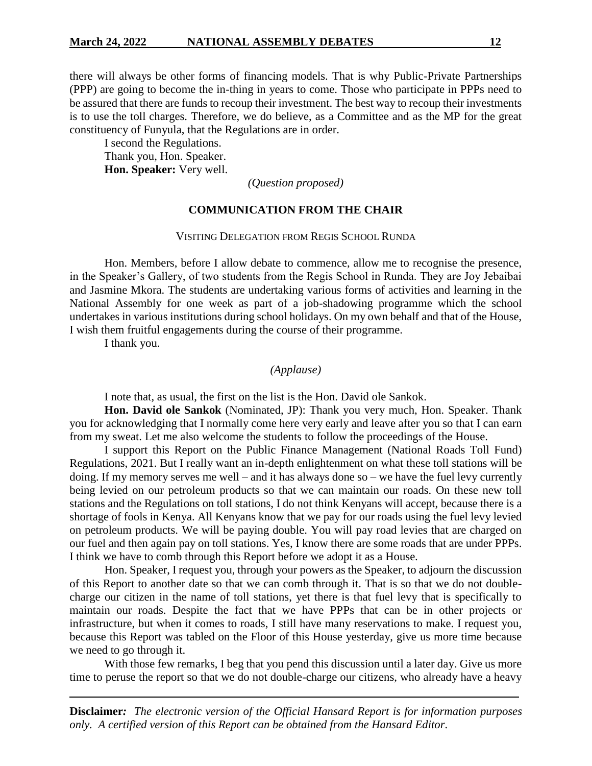there will always be other forms of financing models. That is why Public-Private Partnerships (PPP) are going to become the in-thing in years to come. Those who participate in PPPs need to be assured that there are funds to recoup their investment. The best way to recoup their investments is to use the toll charges. Therefore, we do believe, as a Committee and as the MP for the great constituency of Funyula, that the Regulations are in order.

I second the Regulations.

Thank you, Hon. Speaker.

**Hon. Speaker:** Very well.

*(Question proposed)*

## COMMUNICATION FROM THE CHAIR

### VISITING DELEGATION FROM REGIS SCHOOL RUNDA

Hon. Members, before I allow debate to commence, allow me to recognise the presence, in the Speaker's Gallery, of two students from the Regis School in Runda. They are Joy Jebaibai and Jasmine Mkora. The students are undertaking various forms of activities and learning in the National Assembly for one week as part of a job-shadowing programme which the school undertakes in various institutions during school holidays. On my own behalf and that of the House, I wish them fruitful engagements during the course of their programme.

I thank you.

*(Applause)*

I note that, as usual, the first on the list is the Hon. David ole Sankok.

**Hon. David ole Sankok** (Nominated, JP): Thank you very much, Hon. Speaker. Thank you for acknowledging that I normally come here very early and leave after you so that I can earn from my sweat. Let me also welcome the students to follow the proceedings of the House.

I support this Report on the Public Finance Management (National Roads Toll Fund) Regulations, 2021. But I really want an in-depth enlightenment on what these toll stations will be doing. If my memory serves me well – and it has always done so – we have the fuel levy currently being levied on our petroleum products so that we can maintain our roads. On these new toll stations and the Regulations on toll stations, I do not think Kenyans will accept, because there is a shortage of fools in Kenya. All Kenyans know that we pay for our roads using the fuel levy levied on petroleum products. We will be paying double. You will pay road levies that are charged on our fuel and then again pay on toll stations. Yes, I know there are some roads that are under PPPs. I think we have to comb through this Report before we adopt it as a House.

Hon. Speaker, I request you, through your powers as the Speaker, to adjourn the discussion of this Report to another date so that we can comb through it. That is so that we do not double-charge our citizen in the name of toll stations, yet there is that fuel levy that is specifically to maintain our roads. Despite the fact that we have PPPs that can be in other projects or infrastructure, but when it comes to roads, I still have many reservations to make. I request you, because this Report was tabled on the Floor of this House yesterday, give us more time because we need to go through it.

With those few remarks, I beg that you pend this discussion until a later day. Give us more time to peruse the report so that we do not double-charge our citizens, who already have a heavy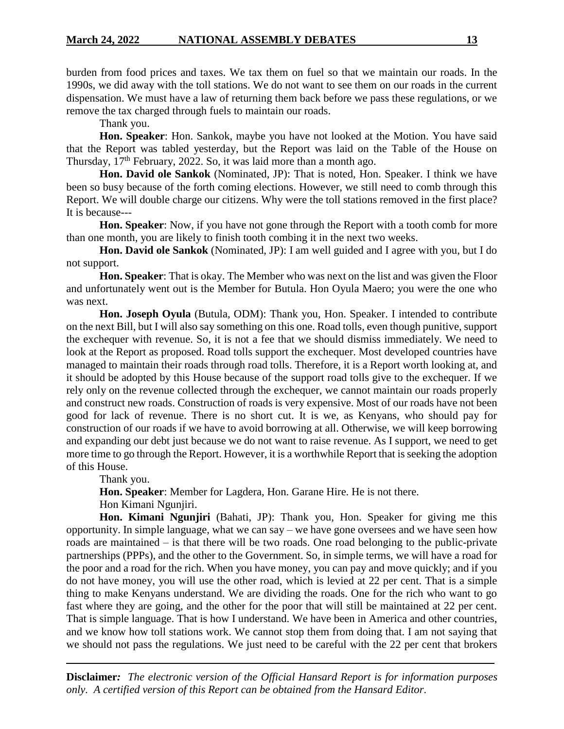burden from food prices and taxes. We tax them on fuel so that we maintain our roads. In the 1990s, we did away with the toll stations. We do not want to see them on our roads in the current dispensation. We must have a law of returning them back before we pass these regulations, or we remove the tax charged through fuels to maintain our roads.

Thank you.

**Hon. Speaker**: Hon. Sankok, maybe you have not looked at the Motion. You have said that the Report was tabled yesterday, but the Report was laid on the Table of the House on Thursday, 17th February, 2022. So, it was laid more than a month ago.

**Hon. David ole Sankok** (Nominated, JP): That is noted, Hon. Speaker. I think we have been so busy because of the forth coming elections. However, we still need to comb through this Report. We will double charge our citizens. Why were the toll stations removed in the first place? It is because---

**Hon. Speaker**: Now, if you have not gone through the Report with a tooth comb for more than one month, you are likely to finish tooth combing it in the next two weeks.

**Hon. David ole Sankok** (Nominated, JP): I am well guided and I agree with you, but I do not support.

**Hon. Speaker**: That is okay. The Member who was next on the list and was given the Floor and unfortunately went out is the Member for Butula. Hon Oyula Maero; you were the one who was next.

**Hon. Joseph Oyula** (Butula, ODM): Thank you, Hon. Speaker. I intended to contribute on the next Bill, but I will also say something on this one. Road tolls, even though punitive, support the exchequer with revenue. So, it is not a fee that we should dismiss immediately. We need to look at the Report as proposed. Road tolls support the exchequer. Most developed countries have managed to maintain their roads through road tolls. Therefore, it is a Report worth looking at, and it should be adopted by this House because of the support road tolls give to the exchequer. If we rely only on the revenue collected through the exchequer, we cannot maintain our roads properly and construct new roads. Construction of roads is very expensive. Most of our roads have not been good for lack of revenue. There is no short cut. It is we, as Kenyans, who should pay for construction of our roads if we have to avoid borrowing at all. Otherwise, we will keep borrowing and expanding our debt just because we do not want to raise revenue. As I support, we need to get more time to go through the Report. However, it is a worthwhile Report that is seeking the adoption of this House.

Thank you.

**Hon. Speaker**: Member for Lagdera, Hon. Garane Hire. He is not there.

Hon Kimani Ngunjiri.

**Hon. Kimani Ngunjiri** (Bahati, JP): Thank you, Hon. Speaker for giving me this opportunity. In simple language, what we can say – we have gone oversees and we have seen how roads are maintained – is that there will be two roads. One road belonging to the public-private partnerships (PPPs), and the other to the Government. So, in simple terms, we will have a road for the poor and a road for the rich. When you have money, you can pay and move quickly; and if you do not have money, you will use the other road, which is levied at 22 per cent. That is a simple thing to make Kenyans understand. We are dividing the roads. One for the rich who want to go fast where they are going, and the other for the poor that will still be maintained at 22 per cent. That is simple language. That is how I understand. We have been in America and other countries, and we know how toll stations work. We cannot stop them from doing that. I am not saying that we should not pass the regulations. We just need to be careful with the 22 per cent that brokers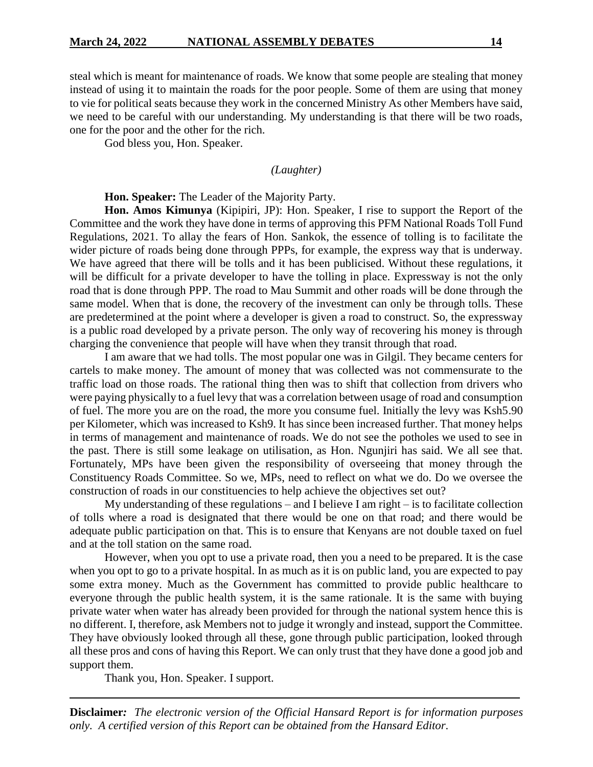steal which is meant for maintenance of roads. We know that some people are stealing that money instead of using it to maintain the roads for the poor people. Some of them are using that money to vie for political seats because they work in the concerned Ministry As other Members have said, we need to be careful with our understanding. My understanding is that there will be two roads, one for the poor and the other for the rich.

God bless you, Hon. Speaker.

*(Laughter)*

**Hon. Speaker:** The Leader of the Majority Party.

**Hon. Amos Kimunya** (Kipipiri, JP): Hon. Speaker, I rise to support the Report of the Committee and the work they have done in terms of approving this PFM National Roads Toll Fund Regulations, 2021. To allay the fears of Hon. Sankok, the essence of tolling is to facilitate the wider picture of roads being done through PPPs, for example, the express way that is underway. We have agreed that there will be tolls and it has been publicised. Without these regulations, it will be difficult for a private developer to have the tolling in place. Expressway is not the only road that is done through PPP. The road to Mau Summit and other roads will be done through the same model. When that is done, the recovery of the investment can only be through tolls. These are predetermined at the point where a developer is given a road to construct. So, the expressway is a public road developed by a private person. The only way of recovering his money is through charging the convenience that people will have when they transit through that road.

I am aware that we had tolls. The most popular one was in Gilgil. They became centers for cartels to make money. The amount of money that was collected was not commensurate to the traffic load on those roads. The rational thing then was to shift that collection from drivers who were paying physically to a fuel levy that was a correlation between usage of road and consumption of fuel. The more you are on the road, the more you consume fuel. Initially the levy was Ksh5.90 per Kilometer, which was increased to Ksh9. It has since been increased further. That money helps in terms of management and maintenance of roads. We do not see the potholes we used to see in the past. There is still some leakage on utilisation, as Hon. Ngunjiri has said. We all see that. Fortunately, MPs have been given the responsibility of overseeing that money through the Constituency Roads Committee. So we, MPs, need to reflect on what we do. Do we oversee the construction of roads in our constituencies to help achieve the objectives set out?

My understanding of these regulations – and I believe I am right – is to facilitate collection of tolls where a road is designated that there would be one on that road; and there would be adequate public participation on that. This is to ensure that Kenyans are not double taxed on fuel and at the toll station on the same road.

However, when you opt to use a private road, then you a need to be prepared. It is the case when you opt to go to a private hospital. In as much as it is on public land, you are expected to pay some extra money. Much as the Government has committed to provide public healthcare to everyone through the public health system, it is the same rationale. It is the same with buying private water when water has already been provided for through the national system hence this is no different. I, therefore, ask Members not to judge it wrongly and instead, support the Committee. They have obviously looked through all these, gone through public participation, looked through all these pros and cons of having this Report. We can only trust that they have done a good job and support them.

Thank you, Hon. Speaker. I support.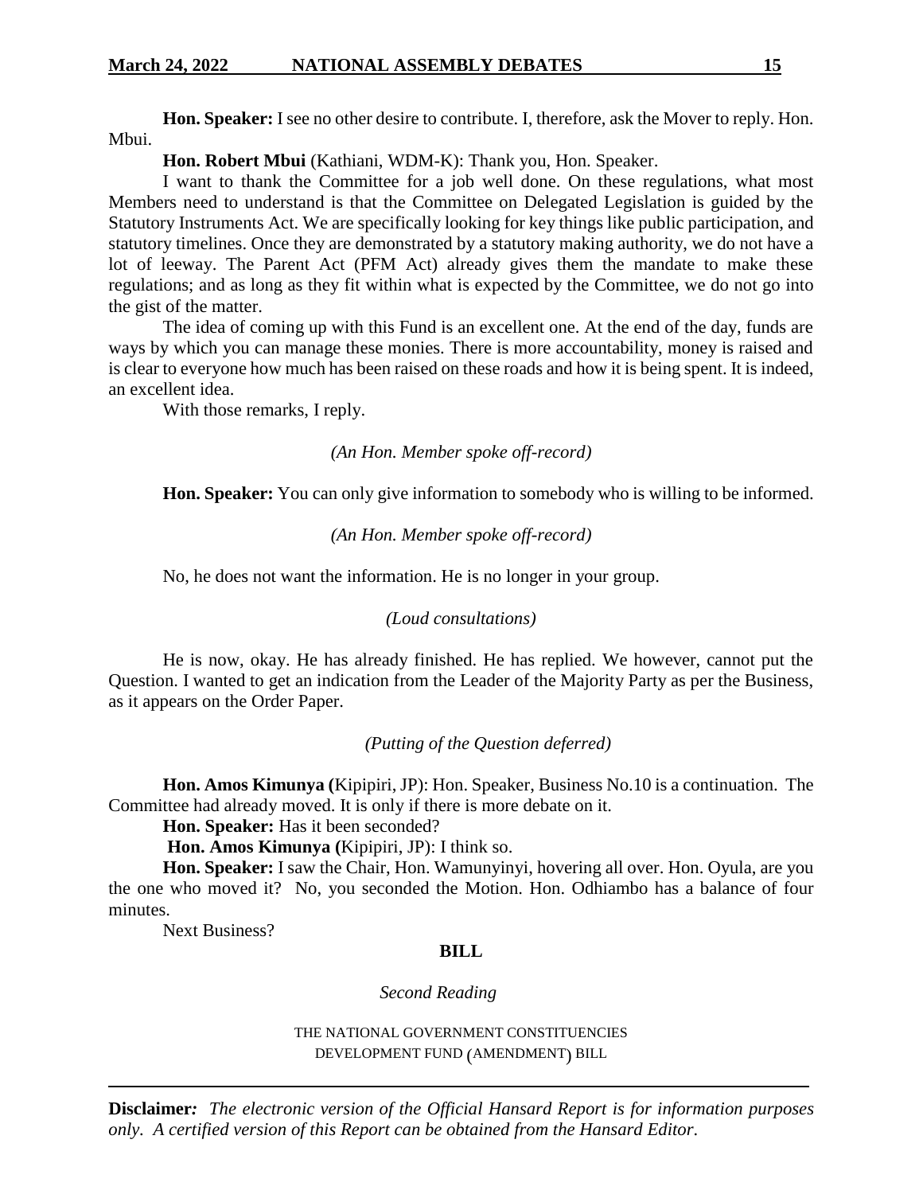**Hon. Speaker:** I see no other desire to contribute. I, therefore, ask the Mover to reply. Hon. Mbui.

**Hon. Robert Mbui** (Kathiani, WDM-K): Thank you, Hon. Speaker.

I want to thank the Committee for a job well done. On these regulations, what most Members need to understand is that the Committee on Delegated Legislation is guided by the Statutory Instruments Act. We are specifically looking for key things like public participation, and statutory timelines. Once they are demonstrated by a statutory making authority, we do not have a lot of leeway. The Parent Act (PFM Act) already gives them the mandate to make these regulations; and as long as they fit within what is expected by the Committee, we do not go into the gist of the matter.

The idea of coming up with this Fund is an excellent one. At the end of the day, funds are ways by which you can manage these monies. There is more accountability, money is raised and is clear to everyone how much has been raised on these roads and how it is being spent. It is indeed, an excellent idea.

With those remarks, I reply.

*(An Hon. Member spoke off-record)*

**Hon. Speaker:** You can only give information to somebody who is willing to be informed.

*(An Hon. Member spoke off-record)*

No, he does not want the information. He is no longer in your group.

*(Loud consultations)*

He is now, okay. He has already finished. He has replied. We however, cannot put the Question. I wanted to get an indication from the Leader of the Majority Party as per the Business, as it appears on the Order Paper.

*(Putting of the Question deferred)*

**Hon. Amos Kimunya (**Kipipiri, JP): Hon. Speaker, Business No.10 is a continuation. The Committee had already moved. It is only if there is more debate on it.

**Hon. Speaker:** Has it been seconded?

**Hon. Amos Kimunya (**Kipipiri, JP): I think so.

**Hon. Speaker:** I saw the Chair, Hon. Wamunyinyi, hovering all over. Hon. Oyula, are you the one who moved it? No, you seconded the Motion. Hon. Odhiambo has a balance of four minutes.

Next Business?

## BILL

*Second Reading*

THE NATIONAL GOVERNMENT CONSTITUENCIES DEVELOPMENT FUND (AMENDMENT) BILL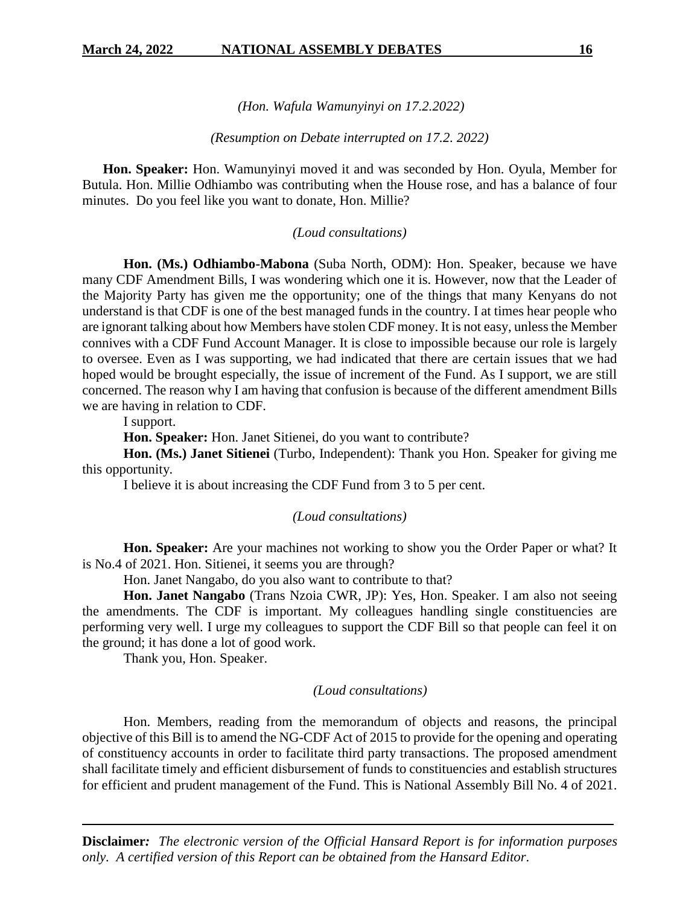*(Hon. Wafula Wamunyinyi on 17.2.2022)*

*(Resumption on Debate interrupted on 17.2. 2022)*

**Hon. Speaker:** Hon. Wamunyinyi moved it and was seconded by Hon. Oyula, Member for Butula. Hon. Millie Odhiambo was contributing when the House rose, and has a balance of four minutes. Do you feel like you want to donate, Hon. Millie?

*(Loud consultations)*

**Hon. (Ms.) Odhiambo-Mabona** (Suba North, ODM): Hon. Speaker, because we have many CDF Amendment Bills, I was wondering which one it is. However, now that the Leader of the Majority Party has given me the opportunity; one of the things that many Kenyans do not understand is that CDF is one of the best managed funds in the country. I at times hear people who are ignorant talking about how Members have stolen CDF money. It is not easy, unless the Member connives with a CDF Fund Account Manager. It is close to impossible because our role is largely to oversee. Even as I was supporting, we had indicated that there are certain issues that we had hoped would be brought especially, the issue of increment of the Fund. As I support, we are still concerned. The reason why I am having that confusion is because of the different amendment Bills we are having in relation to CDF.

I support.

**Hon. Speaker:** Hon. Janet Sitienei, do you want to contribute?

**Hon. (Ms.) Janet Sitienei** (Turbo, Independent): Thank you Hon. Speaker for giving me this opportunity.

I believe it is about increasing the CDF Fund from 3 to 5 per cent.

*(Loud consultations)*

**Hon. Speaker:** Are your machines not working to show you the Order Paper or what? It is No.4 of 2021. Hon. Sitienei, it seems you are through?

Hon. Janet Nangabo, do you also want to contribute to that?

**Hon. Janet Nangabo** (Trans Nzoia CWR, JP): Yes, Hon. Speaker. I am also not seeing the amendments. The CDF is important. My colleagues handling single constituencies are performing very well. I urge my colleagues to support the CDF Bill so that people can feel it on the ground; it has done a lot of good work.

Thank you, Hon. Speaker.

*(Loud consultations)*

Hon. Members, reading from the memorandum of objects and reasons, the principal objective of this Bill is to amend the NG-CDF Act of 2015 to provide for the opening and operating of constituency accounts in order to facilitate third party transactions. The proposed amendment shall facilitate timely and efficient disbursement of funds to constituencies and establish structures for efficient and prudent management of the Fund. This is National Assembly Bill No. 4 of 2021.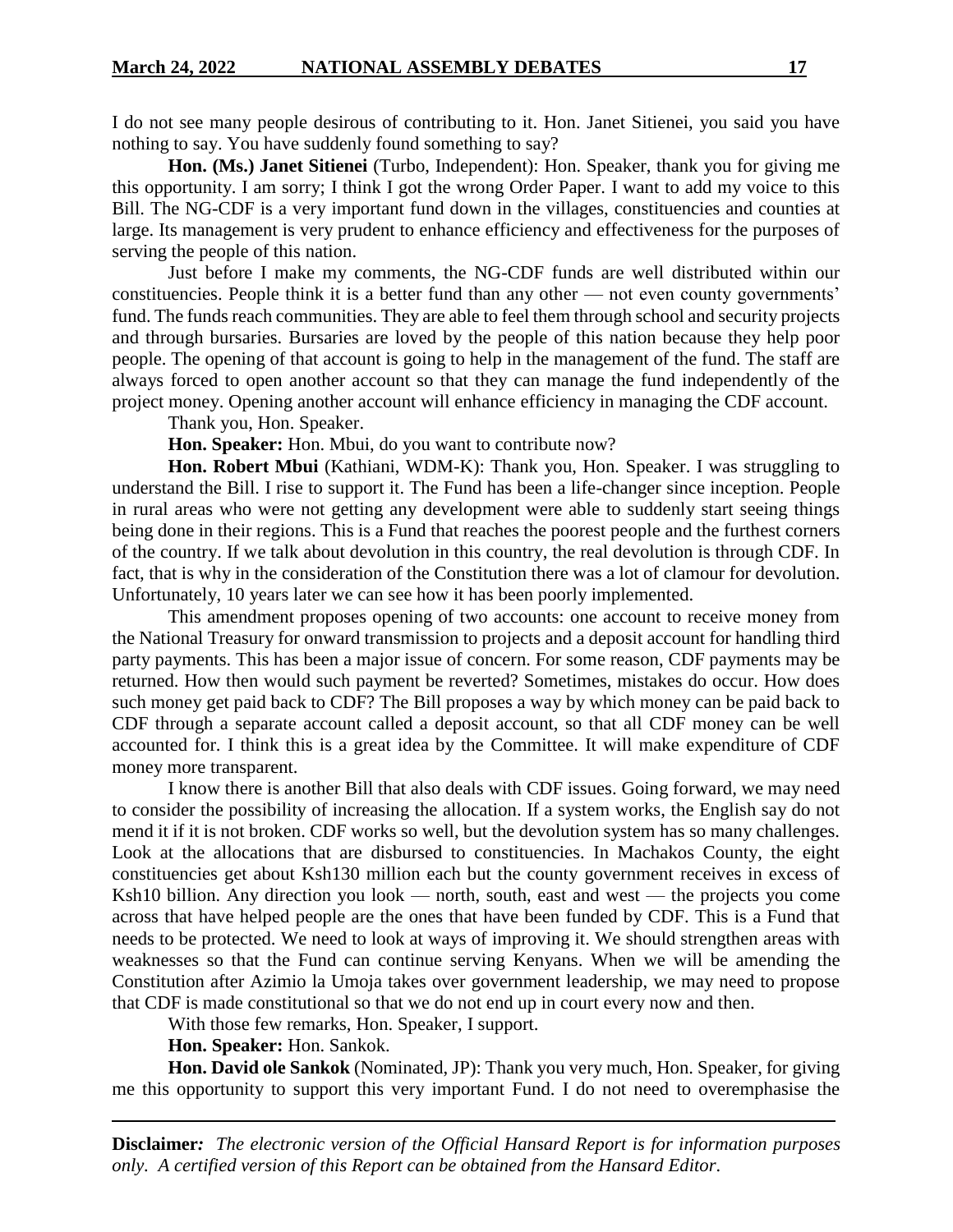I do not see many people desirous of contributing to it. Hon. Janet Sitienei, you said you have nothing to say. You have suddenly found something to say?

**Hon. (Ms.) Janet Sitienei** (Turbo, Independent): Hon. Speaker, thank you for giving me this opportunity. I am sorry; I think I got the wrong Order Paper. I want to add my voice to this Bill. The NG-CDF is a very important fund down in the villages, constituencies and counties at large. Its management is very prudent to enhance efficiency and effectiveness for the purposes of serving the people of this nation.

Just before I make my comments, the NG-CDF funds are well distributed within our constituencies. People think it is a better fund than any other — not even county governments' fund. The funds reach communities. They are able to feel them through school and security projects and through bursaries. Bursaries are loved by the people of this nation because they help poor people. The opening of that account is going to help in the management of the fund. The staff are always forced to open another account so that they can manage the fund independently of the project money. Opening another account will enhance efficiency in managing the CDF account.

Thank you, Hon. Speaker.

**Hon. Speaker:** Hon. Mbui, do you want to contribute now?

**Hon. Robert Mbui** (Kathiani, WDM-K): Thank you, Hon. Speaker. I was struggling to understand the Bill. I rise to support it. The Fund has been a life-changer since inception. People in rural areas who were not getting any development were able to suddenly start seeing things being done in their regions. This is a Fund that reaches the poorest people and the furthest corners of the country. If we talk about devolution in this country, the real devolution is through CDF. In fact, that is why in the consideration of the Constitution there was a lot of clamour for devolution. Unfortunately, 10 years later we can see how it has been poorly implemented.

This amendment proposes opening of two accounts: one account to receive money from the National Treasury for onward transmission to projects and a deposit account for handling third party payments. This has been a major issue of concern. For some reason, CDF payments may be returned. How then would such payment be reverted? Sometimes, mistakes do occur. How does such money get paid back to CDF? The Bill proposes a way by which money can be paid back to CDF through a separate account called a deposit account, so that all CDF money can be well accounted for. I think this is a great idea by the Committee. It will make expenditure of CDF money more transparent.

I know there is another Bill that also deals with CDF issues. Going forward, we may need to consider the possibility of increasing the allocation. If a system works, the English say do not mend it if it is not broken. CDF works so well, but the devolution system has so many challenges. Look at the allocations that are disbursed to constituencies. In Machakos County, the eight constituencies get about Ksh130 million each but the county government receives in excess of Ksh10 billion. Any direction you look — north, south, east and west — the projects you come across that have helped people are the ones that have been funded by CDF. This is a Fund that needs to be protected. We need to look at ways of improving it. We should strengthen areas with weaknesses so that the Fund can continue serving Kenyans. When we will be amending the Constitution after Azimio la Umoja takes over government leadership, we may need to propose that CDF is made constitutional so that we do not end up in court every now and then.

With those few remarks, Hon. Speaker, I support.

**Hon. Speaker:** Hon. Sankok.

**Hon. David ole Sankok** (Nominated, JP): Thank you very much, Hon. Speaker, for giving me this opportunity to support this very important Fund. I do not need to overemphasise the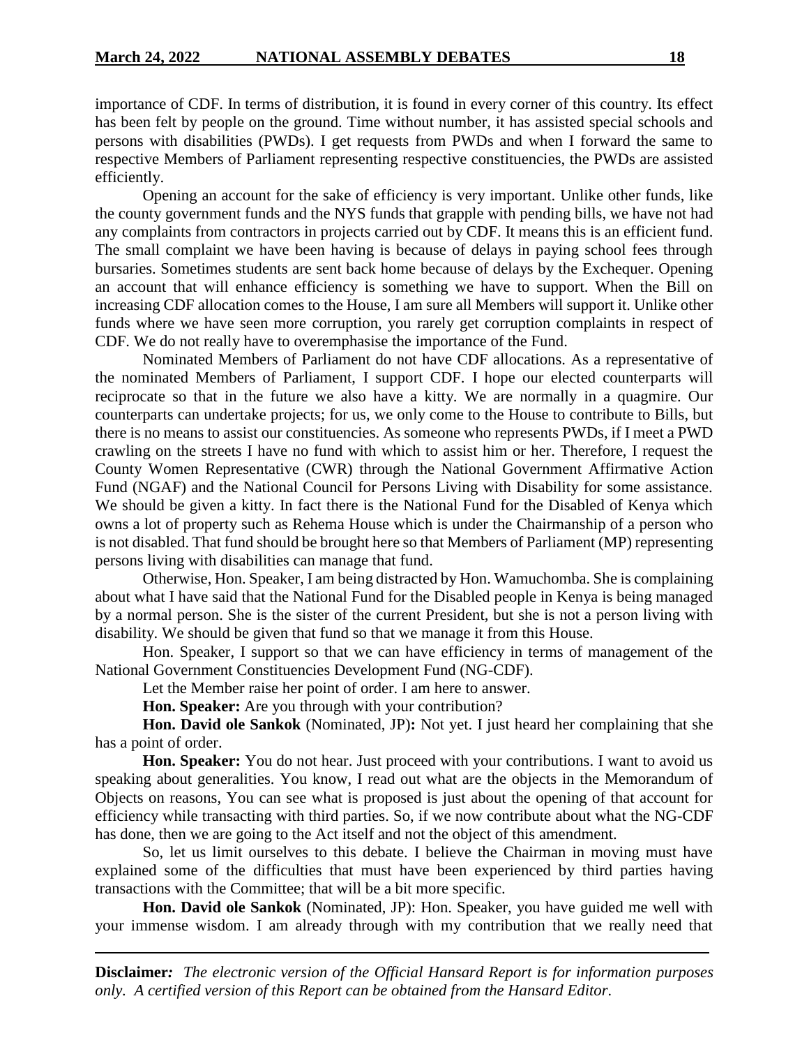importance of CDF. In terms of distribution, it is found in every corner of this country. Its effect has been felt by people on the ground. Time without number, it has assisted special schools and persons with disabilities (PWDs). I get requests from PWDs and when I forward the same to respective Members of Parliament representing respective constituencies, the PWDs are assisted efficiently.

Opening an account for the sake of efficiency is very important. Unlike other funds, like the county government funds and the NYS funds that grapple with pending bills, we have not had any complaints from contractors in projects carried out by CDF. It means this is an efficient fund. The small complaint we have been having is because of delays in paying school fees through bursaries. Sometimes students are sent back home because of delays by the Exchequer. Opening an account that will enhance efficiency is something we have to support. When the Bill on increasing CDF allocation comes to the House, I am sure all Members will support it. Unlike other funds where we have seen more corruption, you rarely get corruption complaints in respect of CDF. We do not really have to overemphasise the importance of the Fund.

Nominated Members of Parliament do not have CDF allocations. As a representative of the nominated Members of Parliament, I support CDF. I hope our elected counterparts will reciprocate so that in the future we also have a kitty. We are normally in a quagmire. Our counterparts can undertake projects; for us, we only come to the House to contribute to Bills, but there is no means to assist our constituencies. As someone who represents PWDs, if I meet a PWD crawling on the streets I have no fund with which to assist him or her. Therefore, I request the County Women Representative (CWR) through the National Government Affirmative Action Fund (NGAF) and the National Council for Persons Living with Disability for some assistance. We should be given a kitty. In fact there is the National Fund for the Disabled of Kenya which owns a lot of property such as Rehema House which is under the Chairmanship of a person who is not disabled. That fund should be brought here so that Members of Parliament (MP) representing persons living with disabilities can manage that fund.

Otherwise, Hon. Speaker, I am being distracted by Hon. Wamuchomba. She is complaining about what I have said that the National Fund for the Disabled people in Kenya is being managed by a normal person. She is the sister of the current President, but she is not a person living with disability. We should be given that fund so that we manage it from this House.

Hon. Speaker, I support so that we can have efficiency in terms of management of the National Government Constituencies Development Fund (NG-CDF).

Let the Member raise her point of order. I am here to answer.

**Hon. Speaker:** Are you through with your contribution?

**Hon. David ole Sankok** (Nominated, JP)**:** Not yet. I just heard her complaining that she has a point of order.

**Hon. Speaker:** You do not hear. Just proceed with your contributions. I want to avoid us speaking about generalities. You know, I read out what are the objects in the Memorandum of Objects on reasons, You can see what is proposed is just about the opening of that account for efficiency while transacting with third parties. So, if we now contribute about what the NG-CDF has done, then we are going to the Act itself and not the object of this amendment.

So, let us limit ourselves to this debate. I believe the Chairman in moving must have explained some of the difficulties that must have been experienced by third parties having transactions with the Committee; that will be a bit more specific.

**Hon. David ole Sankok** (Nominated, JP): Hon. Speaker, you have guided me well with your immense wisdom. I am already through with my contribution that we really need that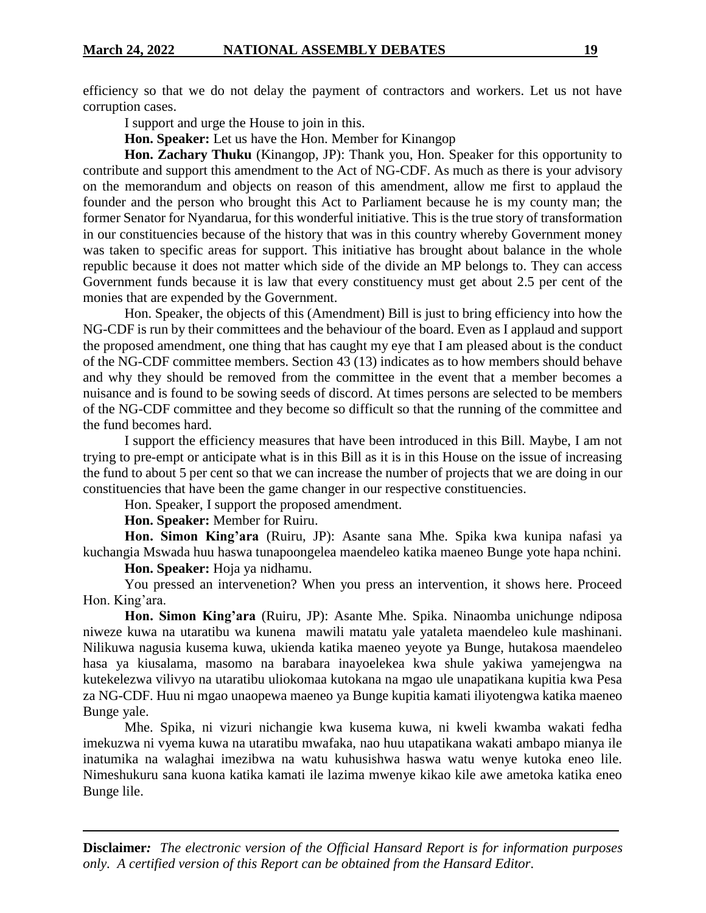efficiency so that we do not delay the payment of contractors and workers. Let us not have corruption cases.

I support and urge the House to join in this.

**Hon. Speaker:** Let us have the Hon. Member for Kinangop

**Hon. Zachary Thuku** (Kinangop, JP): Thank you, Hon. Speaker for this opportunity to contribute and support this amendment to the Act of NG-CDF. As much as there is your advisory on the memorandum and objects on reason of this amendment, allow me first to applaud the founder and the person who brought this Act to Parliament because he is my county man; the former Senator for Nyandarua, for this wonderful initiative. This is the true story of transformation in our constituencies because of the history that was in this country whereby Government money was taken to specific areas for support. This initiative has brought about balance in the whole republic because it does not matter which side of the divide an MP belongs to. They can access Government funds because it is law that every constituency must get about 2.5 per cent of the monies that are expended by the Government.

Hon. Speaker, the objects of this (Amendment) Bill is just to bring efficiency into how the NG-CDF is run by their committees and the behaviour of the board. Even as I applaud and support the proposed amendment, one thing that has caught my eye that I am pleased about is the conduct of the NG-CDF committee members. Section 43 (13) indicates as to how members should behave and why they should be removed from the committee in the event that a member becomes a nuisance and is found to be sowing seeds of discord. At times persons are selected to be members of the NG-CDF committee and they become so difficult so that the running of the committee and the fund becomes hard.

I support the efficiency measures that have been introduced in this Bill. Maybe, I am not trying to pre-empt or anticipate what is in this Bill as it is in this House on the issue of increasing the fund to about 5 per cent so that we can increase the number of projects that we are doing in our constituencies that have been the game changer in our respective constituencies.

Hon. Speaker, I support the proposed amendment.

**Hon. Speaker:** Member for Ruiru.

**Hon. Simon King'ara** (Ruiru, JP): Asante sana Mhe. Spika kwa kunipa nafasi ya kuchangia Mswada huu haswa tunapoongelea maendeleo katika maeneo Bunge yote hapa nchini.

**Hon. Speaker:** Hoja ya nidhamu.

You pressed an intervenetion? When you press an intervention, it shows here. Proceed Hon. King'ara.

**Hon. Simon King'ara** (Ruiru, JP): Asante Mhe. Spika. Ninaomba unichunge ndiposa niweze kuwa na utaratibu wa kunena mawili matatu yale yataleta maendeleo kule mashinani. Nilikuwa nagusia kusema kuwa, ukienda katika maeneo yeyote ya Bunge, hutakosa maendeleo hasa ya kiusalama, masomo na barabara inayoelekea kwa shule yakiwa yamejengwa na kutekelezwa vilivyo na utaratibu uliokomaa kutokana na mgao ule unapatikana kupitia kwa Pesa za NG-CDF. Huu ni mgao unaopewa maeneo ya Bunge kupitia kamati iliyotengwa katika maeneo Bunge yale.

Mhe. Spika, ni vizuri nichangie kwa kusema kuwa, ni kweli kwamba wakati fedha imekuzwa ni vyema kuwa na utaratibu mwafaka, nao huu utapatikana wakati ambapo mianya ile inatumika na walaghai imezibwa na watu kuhusishwa haswa watu wenye kutoka eneo lile. Nimeshukuru sana kuona katika kamati ile lazima mwenye kikao kile awe ametoka katika eneo Bunge lile.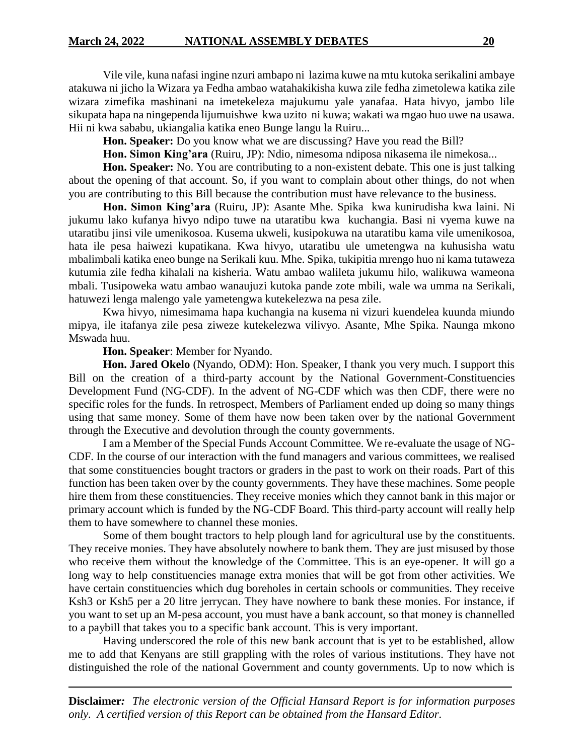Vile vile, kuna nafasi ingine nzuri ambapo ni lazima kuwe na mtu kutoka serikalini ambaye atakuwa ni jicho la Wizara ya Fedha ambao watahakikisha kuwa zile fedha zimetolewa katika zile wizara zimefika mashinani na imetekeleza majukumu yale yanafaa. Hata hivyo, jambo lile sikupata hapa na ningependa lijumuishwe kwa uzito ni kuwa; wakati wa mgao huo uwe na usawa. Hii ni kwa sababu, ukiangalia katika eneo Bunge langu la Ruiru...

**Hon. Speaker:** Do you know what we are discussing? Have you read the Bill?

**Hon. Simon King'ara** (Ruiru, JP): Ndio, nimesoma ndiposa nikasema ile nimekosa...

**Hon. Speaker:** No. You are contributing to a non-existent debate. This one is just talking about the opening of that account. So, if you want to complain about other things, do not when you are contributing to this Bill because the contribution must have relevance to the business.

**Hon. Simon King'ara** (Ruiru, JP): Asante Mhe. Spika kwa kunirudisha kwa laini. Ni jukumu lako kufanya hivyo ndipo tuwe na utaratibu kwa kuchangia. Basi ni vyema kuwe na utaratibu jinsi vile umenikosoa. Kusema ukweli, kusipokuwa na utaratibu kama vile umenikosoa, hata ile pesa haiwezi kupatikana. Kwa hivyo, utaratibu ule umetengwa na kuhusisha watu mbalimbali katika eneo bunge na Serikali kuu. Mhe. Spika, tukipitia mrengo huo ni kama tutaweza kutumia zile fedha kihalali na kisheria. Watu ambao walileta jukumu hilo, walikuwa wameona mbali. Tusipoweka watu ambao wanaujuzi kutoka pande zote mbili, wale wa umma na Serikali, hatuwezi lenga malengo yale yametengwa kutekelezwa na pesa zile.

Kwa hivyo, nimesimama hapa kuchangia na kusema ni vizuri kuendelea kuunda miundo mipya, ile itafanya zile pesa ziweze kutekelezwa vilivyo. Asante, Mhe Spika. Naunga mkono Mswada huu.

**Hon. Speaker**: Member for Nyando.

**Hon. Jared Okelo** (Nyando, ODM): Hon. Speaker, I thank you very much. I support this Bill on the creation of a third-party account by the National Government-Constituencies Development Fund (NG-CDF). In the advent of NG-CDF which was then CDF, there were no specific roles for the funds. In retrospect, Members of Parliament ended up doing so many things using that same money. Some of them have now been taken over by the national Government through the Executive and devolution through the county governments.

I am a Member of the Special Funds Account Committee. We re-evaluate the usage of NG-CDF. In the course of our interaction with the fund managers and various committees, we realised that some constituencies bought tractors or graders in the past to work on their roads. Part of this function has been taken over by the county governments. They have these machines. Some people hire them from these constituencies. They receive monies which they cannot bank in this major or primary account which is funded by the NG-CDF Board. This third-party account will really help them to have somewhere to channel these monies.

Some of them bought tractors to help plough land for agricultural use by the constituents. They receive monies. They have absolutely nowhere to bank them. They are just misused by those who receive them without the knowledge of the Committee. This is an eye-opener. It will go a long way to help constituencies manage extra monies that will be got from other activities. We have certain constituencies which dug boreholes in certain schools or communities. They receive Ksh3 or Ksh5 per a 20 litre jerrycan. They have nowhere to bank these monies. For instance, if you want to set up an M-pesa account, you must have a bank account, so that money is channelled to a paybill that takes you to a specific bank account. This is very important.

Having underscored the role of this new bank account that is yet to be established, allow me to add that Kenyans are still grappling with the roles of various institutions. They have not distinguished the role of the national Government and county governments. Up to now which is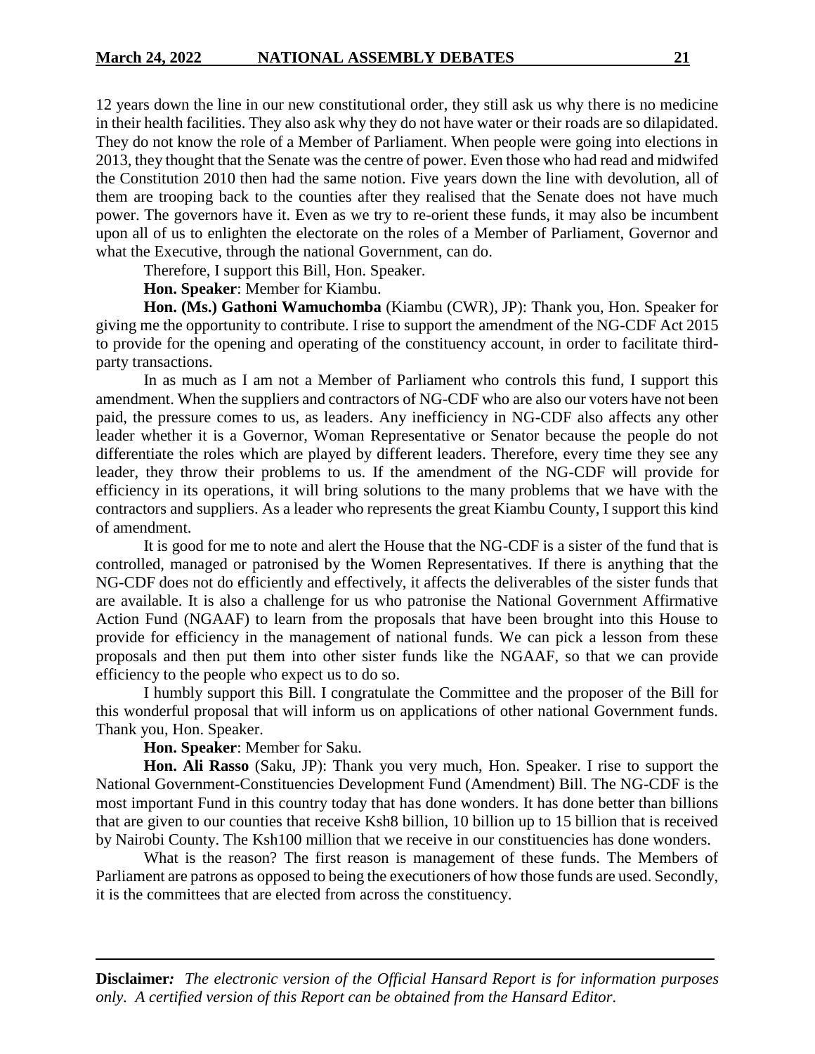12 years down the line in our new constitutional order, they still ask us why there is no medicine in their health facilities. They also ask why they do not have water or their roads are so dilapidated. They do not know the role of a Member of Parliament. When people were going into elections in 2013, they thought that the Senate was the centre of power. Even those who had read and midwifed the Constitution 2010 then had the same notion. Five years down the line with devolution, all of them are trooping back to the counties after they realised that the Senate does not have much power. The governors have it. Even as we try to re-orient these funds, it may also be incumbent upon all of us to enlighten the electorate on the roles of a Member of Parliament, Governor and what the Executive, through the national Government, can do.

Therefore, I support this Bill, Hon. Speaker.

**Hon. Speaker**: Member for Kiambu.

**Hon. (Ms.) Gathoni Wamuchomba** (Kiambu (CWR), JP): Thank you, Hon. Speaker for giving me the opportunity to contribute. I rise to support the amendment of the NG-CDF Act 2015 to provide for the opening and operating of the constituency account, in order to facilitate third-party transactions.

In as much as I am not a Member of Parliament who controls this fund, I support this amendment. When the suppliers and contractors of NG-CDF who are also our voters have not been paid, the pressure comes to us, as leaders. Any inefficiency in NG-CDF also affects any other leader whether it is a Governor, Woman Representative or Senator because the people do not differentiate the roles which are played by different leaders. Therefore, every time they see any leader, they throw their problems to us. If the amendment of the NG-CDF will provide for efficiency in its operations, it will bring solutions to the many problems that we have with the contractors and suppliers. As a leader who represents the great Kiambu County, I support this kind of amendment.

It is good for me to note and alert the House that the NG-CDF is a sister of the fund that is controlled, managed or patronised by the Women Representatives. If there is anything that the NG-CDF does not do efficiently and effectively, it affects the deliverables of the sister funds that are available. It is also a challenge for us who patronise the National Government Affirmative Action Fund (NGAAF) to learn from the proposals that have been brought into this House to provide for efficiency in the management of national funds. We can pick a lesson from these proposals and then put them into other sister funds like the NGAAF, so that we can provide efficiency to the people who expect us to do so.

I humbly support this Bill. I congratulate the Committee and the proposer of the Bill for this wonderful proposal that will inform us on applications of other national Government funds. Thank you, Hon. Speaker.

**Hon. Speaker**: Member for Saku.

**Hon. Ali Rasso** (Saku, JP): Thank you very much, Hon. Speaker. I rise to support the National Government-Constituencies Development Fund (Amendment) Bill. The NG-CDF is the most important Fund in this country today that has done wonders. It has done better than billions that are given to our counties that receive Ksh8 billion, 10 billion up to 15 billion that is received by Nairobi County. The Ksh100 million that we receive in our constituencies has done wonders.

What is the reason? The first reason is management of these funds. The Members of Parliament are patrons as opposed to being the executioners of how those funds are used. Secondly, it is the committees that are elected from across the constituency.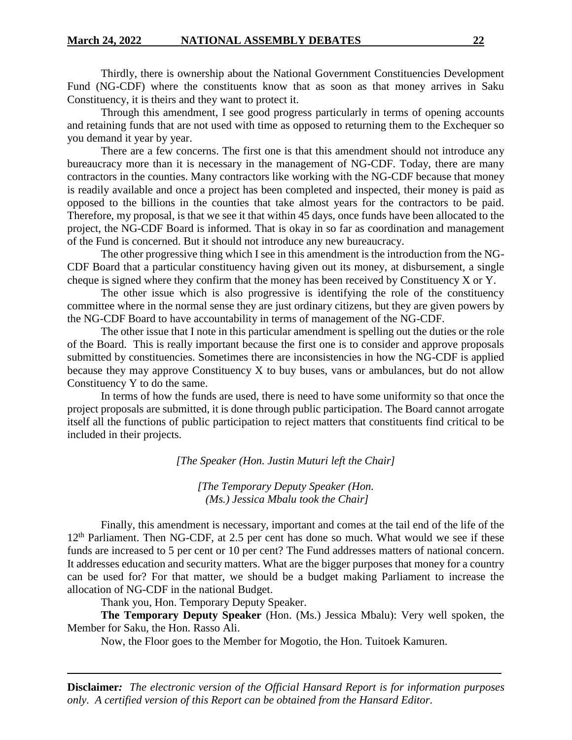Thirdly, there is ownership about the National Government Constituencies Development Fund (NG-CDF) where the constituents know that as soon as that money arrives in Saku Constituency, it is theirs and they want to protect it.

Through this amendment, I see good progress particularly in terms of opening accounts and retaining funds that are not used with time as opposed to returning them to the Exchequer so you demand it year by year.

There are a few concerns. The first one is that this amendment should not introduce any bureaucracy more than it is necessary in the management of NG-CDF. Today, there are many contractors in the counties. Many contractors like working with the NG-CDF because that money is readily available and once a project has been completed and inspected, their money is paid as opposed to the billions in the counties that take almost years for the contractors to be paid. Therefore, my proposal, is that we see it that within 45 days, once funds have been allocated to the project, the NG-CDF Board is informed. That is okay in so far as coordination and management of the Fund is concerned. But it should not introduce any new bureaucracy.

The other progressive thing which I see in this amendment is the introduction from the NG-CDF Board that a particular constituency having given out its money, at disbursement, a single cheque is signed where they confirm that the money has been received by Constituency X or Y.

The other issue which is also progressive is identifying the role of the constituency committee where in the normal sense they are just ordinary citizens, but they are given powers by the NG-CDF Board to have accountability in terms of management of the NG-CDF.

The other issue that I note in this particular amendment is spelling out the duties or the role of the Board. This is really important because the first one is to consider and approve proposals submitted by constituencies. Sometimes there are inconsistencies in how the NG-CDF is applied because they may approve Constituency X to buy buses, vans or ambulances, but do not allow Constituency Y to do the same.

In terms of how the funds are used, there is need to have some uniformity so that once the project proposals are submitted, it is done through public participation. The Board cannot arrogate itself all the functions of public participation to reject matters that constituents find critical to be included in their projects.

*[The Speaker (Hon. Justin Muturi left the Chair]*

*[The Temporary Deputy Speaker (Hon. (Ms.) Jessica Mbalu took the Chair]*

Finally, this amendment is necessary, important and comes at the tail end of the life of the 12th Parliament. Then NG-CDF, at 2.5 per cent has done so much. What would we see if these funds are increased to 5 per cent or 10 per cent? The Fund addresses matters of national concern. It addresses education and security matters. What are the bigger purposes that money for a country can be used for? For that matter, we should be a budget making Parliament to increase the allocation of NG-CDF in the national Budget.

Thank you, Hon. Temporary Deputy Speaker.

**The Temporary Deputy Speaker** (Hon. (Ms.) Jessica Mbalu): Very well spoken, the Member for Saku, the Hon. Rasso Ali.

Now, the Floor goes to the Member for Mogotio, the Hon. Tuitoek Kamuren.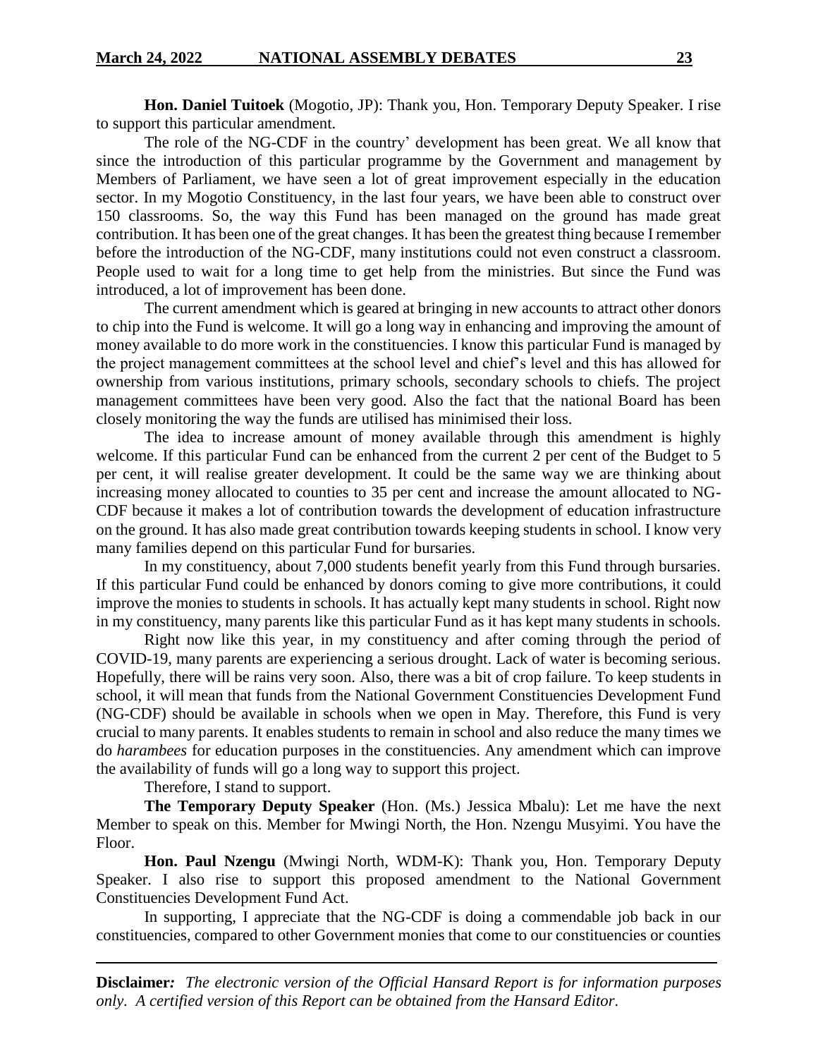**Hon. Daniel Tuitoek** (Mogotio, JP): Thank you, Hon. Temporary Deputy Speaker. I rise to support this particular amendment.

The role of the NG-CDF in the country' development has been great. We all know that since the introduction of this particular programme by the Government and management by Members of Parliament, we have seen a lot of great improvement especially in the education sector. In my Mogotio Constituency, in the last four years, we have been able to construct over 150 classrooms. So, the way this Fund has been managed on the ground has made great contribution. It has been one of the great changes. It has been the greatest thing because I remember before the introduction of the NG-CDF, many institutions could not even construct a classroom. People used to wait for a long time to get help from the ministries. But since the Fund was introduced, a lot of improvement has been done.

The current amendment which is geared at bringing in new accounts to attract other donors to chip into the Fund is welcome. It will go a long way in enhancing and improving the amount of money available to do more work in the constituencies. I know this particular Fund is managed by the project management committees at the school level and chief's level and this has allowed for ownership from various institutions, primary schools, secondary schools to chiefs. The project management committees have been very good. Also the fact that the national Board has been closely monitoring the way the funds are utilised has minimised their loss.

The idea to increase amount of money available through this amendment is highly welcome. If this particular Fund can be enhanced from the current 2 per cent of the Budget to 5 per cent, it will realise greater development. It could be the same way we are thinking about increasing money allocated to counties to 35 per cent and increase the amount allocated to NG-CDF because it makes a lot of contribution towards the development of education infrastructure on the ground. It has also made great contribution towards keeping students in school. I know very many families depend on this particular Fund for bursaries.

In my constituency, about 7,000 students benefit yearly from this Fund through bursaries. If this particular Fund could be enhanced by donors coming to give more contributions, it could improve the monies to students in schools. It has actually kept many students in school. Right now in my constituency, many parents like this particular Fund as it has kept many students in schools.

Right now like this year, in my constituency and after coming through the period of COVID-19, many parents are experiencing a serious drought. Lack of water is becoming serious. Hopefully, there will be rains very soon. Also, there was a bit of crop failure. To keep students in school, it will mean that funds from the National Government Constituencies Development Fund (NG-CDF) should be available in schools when we open in May. Therefore, this Fund is very crucial to many parents. It enables students to remain in school and also reduce the many times we do *harambees* for education purposes in the constituencies. Any amendment which can improve the availability of funds will go a long way to support this project.

Therefore, I stand to support.

**The Temporary Deputy Speaker** (Hon. (Ms.) Jessica Mbalu): Let me have the next Member to speak on this. Member for Mwingi North, the Hon. Nzengu Musyimi. You have the Floor.

**Hon. Paul Nzengu** (Mwingi North, WDM-K): Thank you, Hon. Temporary Deputy Speaker. I also rise to support this proposed amendment to the National Government Constituencies Development Fund Act.

In supporting, I appreciate that the NG-CDF is doing a commendable job back in our constituencies, compared to other Government monies that come to our constituencies or counties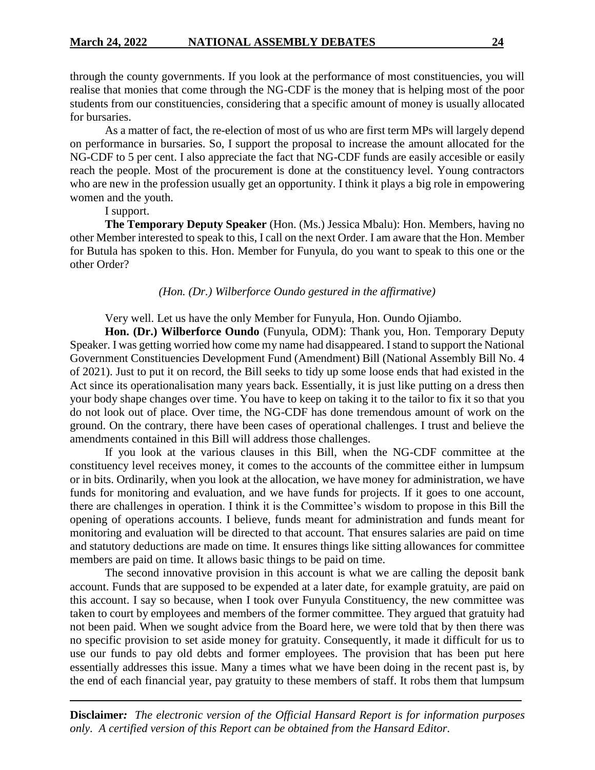through the county governments. If you look at the performance of most constituencies, you will realise that monies that come through the NG-CDF is the money that is helping most of the poor students from our constituencies, considering that a specific amount of money is usually allocated for bursaries.

As a matter of fact, the re-election of most of us who are first term MPs will largely depend on performance in bursaries. So, I support the proposal to increase the amount allocated for the NG-CDF to 5 per cent. I also appreciate the fact that NG-CDF funds are easily accesible or easily reach the people. Most of the procurement is done at the constituency level. Young contractors who are new in the profession usually get an opportunity. I think it plays a big role in empowering women and the youth.

I support.

**The Temporary Deputy Speaker** (Hon. (Ms.) Jessica Mbalu): Hon. Members, having no other Member interested to speak to this, I call on the next Order. I am aware that the Hon. Member for Butula has spoken to this. Hon. Member for Funyula, do you want to speak to this one or the other Order?

*(Hon. (Dr.) Wilberforce Oundo gestured in the affirmative)*

Very well. Let us have the only Member for Funyula, Hon. Oundo Ojiambo.

**Hon. (Dr.) Wilberforce Oundo** (Funyula, ODM): Thank you, Hon. Temporary Deputy Speaker. I was getting worried how come my name had disappeared. I stand to support the National Government Constituencies Development Fund (Amendment) Bill (National Assembly Bill No. 4 of 2021). Just to put it on record, the Bill seeks to tidy up some loose ends that had existed in the Act since its operationalisation many years back. Essentially, it is just like putting on a dress then your body shape changes over time. You have to keep on taking it to the tailor to fix it so that you do not look out of place. Over time, the NG-CDF has done tremendous amount of work on the ground. On the contrary, there have been cases of operational challenges. I trust and believe the amendments contained in this Bill will address those challenges.

If you look at the various clauses in this Bill, when the NG-CDF committee at the constituency level receives money, it comes to the accounts of the committee either in lumpsum or in bits. Ordinarily, when you look at the allocation, we have money for administration, we have funds for monitoring and evaluation, and we have funds for projects. If it goes to one account, there are challenges in operation. I think it is the Committee's wisdom to propose in this Bill the opening of operations accounts. I believe, funds meant for administration and funds meant for monitoring and evaluation will be directed to that account. That ensures salaries are paid on time and statutory deductions are made on time. It ensures things like sitting allowances for committee members are paid on time. It allows basic things to be paid on time.

The second innovative provision in this account is what we are calling the deposit bank account. Funds that are supposed to be expended at a later date, for example gratuity, are paid on this account. I say so because, when I took over Funyula Constituency, the new committee was taken to court by employees and members of the former committee. They argued that gratuity had not been paid. When we sought advice from the Board here, we were told that by then there was no specific provision to set aside money for gratuity. Consequently, it made it difficult for us to use our funds to pay old debts and former employees. The provision that has been put here essentially addresses this issue. Many a times what we have been doing in the recent past is, by the end of each financial year, pay gratuity to these members of staff. It robs them that lumpsum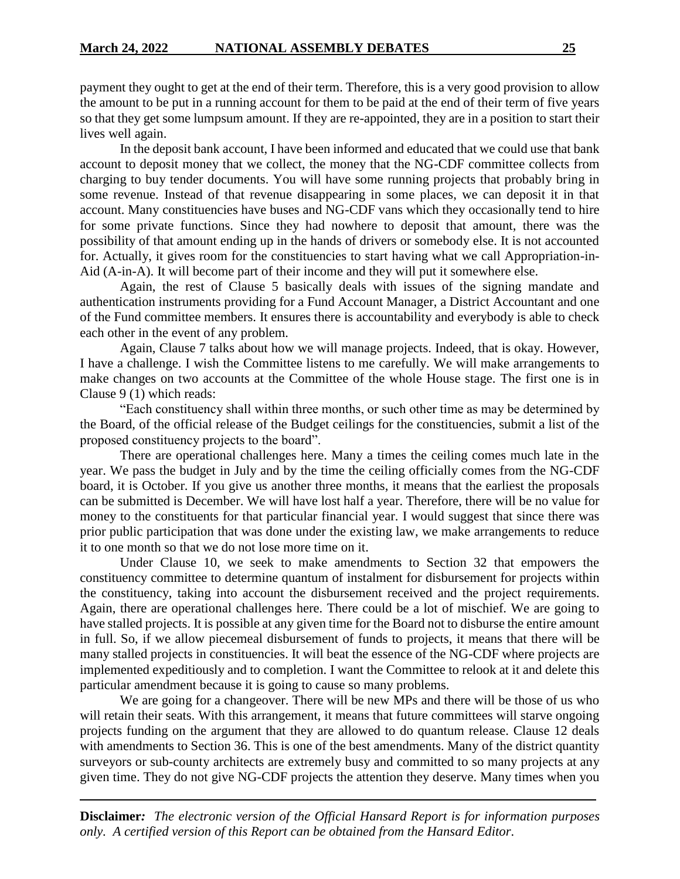payment they ought to get at the end of their term. Therefore, this is a very good provision to allow the amount to be put in a running account for them to be paid at the end of their term of five years so that they get some lumpsum amount. If they are re-appointed, they are in a position to start their lives well again.

In the deposit bank account, I have been informed and educated that we could use that bank account to deposit money that we collect, the money that the NG-CDF committee collects from charging to buy tender documents. You will have some running projects that probably bring in some revenue. Instead of that revenue disappearing in some places, we can deposit it in that account. Many constituencies have buses and NG-CDF vans which they occasionally tend to hire for some private functions. Since they had nowhere to deposit that amount, there was the possibility of that amount ending up in the hands of drivers or somebody else. It is not accounted for. Actually, it gives room for the constituencies to start having what we call Appropriation-in-Aid (A-in-A). It will become part of their income and they will put it somewhere else.

Again, the rest of Clause 5 basically deals with issues of the signing mandate and authentication instruments providing for a Fund Account Manager, a District Accountant and one of the Fund committee members. It ensures there is accountability and everybody is able to check each other in the event of any problem.

Again, Clause 7 talks about how we will manage projects. Indeed, that is okay. However, I have a challenge. I wish the Committee listens to me carefully. We will make arrangements to make changes on two accounts at the Committee of the whole House stage. The first one is in Clause 9 (1) which reads:

"Each constituency shall within three months, or such other time as may be determined by the Board, of the official release of the Budget ceilings for the constituencies, submit a list of the proposed constituency projects to the board".

There are operational challenges here. Many a times the ceiling comes much late in the year. We pass the budget in July and by the time the ceiling officially comes from the NG-CDF board, it is October. If you give us another three months, it means that the earliest the proposals can be submitted is December. We will have lost half a year. Therefore, there will be no value for money to the constituents for that particular financial year. I would suggest that since there was prior public participation that was done under the existing law, we make arrangements to reduce it to one month so that we do not lose more time on it.

Under Clause 10, we seek to make amendments to Section 32 that empowers the constituency committee to determine quantum of instalment for disbursement for projects within the constituency, taking into account the disbursement received and the project requirements. Again, there are operational challenges here. There could be a lot of mischief. We are going to have stalled projects. It is possible at any given time for the Board not to disburse the entire amount in full. So, if we allow piecemeal disbursement of funds to projects, it means that there will be many stalled projects in constituencies. It will beat the essence of the NG-CDF where projects are implemented expeditiously and to completion. I want the Committee to relook at it and delete this particular amendment because it is going to cause so many problems.

We are going for a changeover. There will be new MPs and there will be those of us who will retain their seats. With this arrangement, it means that future committees will starve ongoing projects funding on the argument that they are allowed to do quantum release. Clause 12 deals with amendments to Section 36. This is one of the best amendments. Many of the district quantity surveyors or sub-county architects are extremely busy and committed to so many projects at any given time. They do not give NG-CDF projects the attention they deserve. Many times when you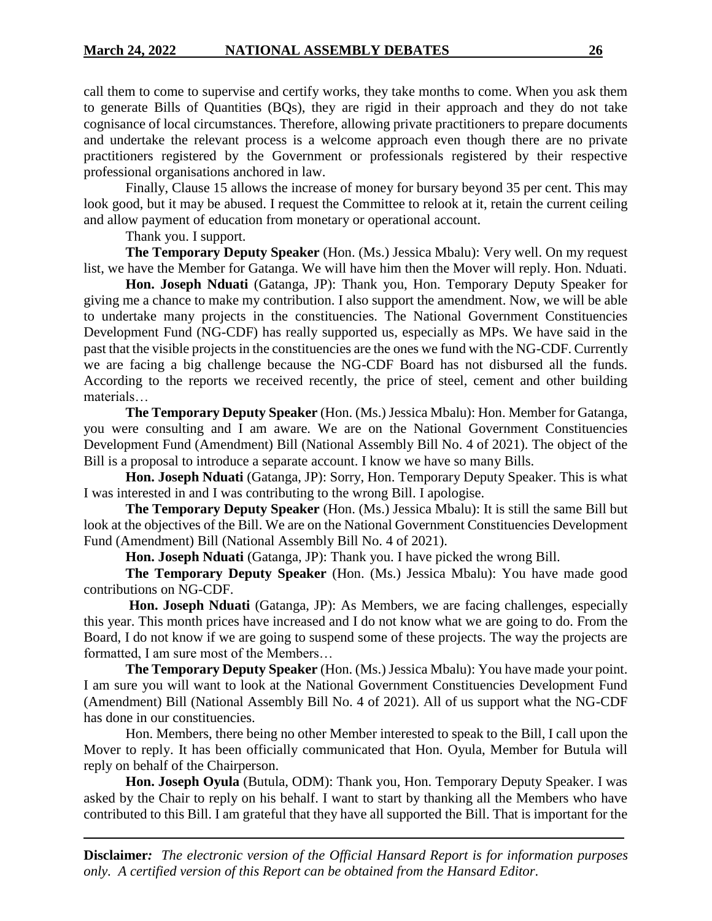call them to come to supervise and certify works, they take months to come. When you ask them to generate Bills of Quantities (BQs), they are rigid in their approach and they do not take cognisance of local circumstances. Therefore, allowing private practitioners to prepare documents and undertake the relevant process is a welcome approach even though there are no private practitioners registered by the Government or professionals registered by their respective professional organisations anchored in law.

Finally, Clause 15 allows the increase of money for bursary beyond 35 per cent. This may look good, but it may be abused. I request the Committee to relook at it, retain the current ceiling and allow payment of education from monetary or operational account.

Thank you. I support.

**The Temporary Deputy Speaker** (Hon. (Ms.) Jessica Mbalu): Very well. On my request list, we have the Member for Gatanga. We will have him then the Mover will reply. Hon. Nduati.

**Hon. Joseph Nduati** (Gatanga, JP): Thank you, Hon. Temporary Deputy Speaker for giving me a chance to make my contribution. I also support the amendment. Now, we will be able to undertake many projects in the constituencies. The National Government Constituencies Development Fund (NG-CDF) has really supported us, especially as MPs. We have said in the past that the visible projects in the constituencies are the ones we fund with the NG-CDF. Currently we are facing a big challenge because the NG-CDF Board has not disbursed all the funds. According to the reports we received recently, the price of steel, cement and other building materials…

**The Temporary Deputy Speaker** (Hon. (Ms.) Jessica Mbalu): Hon. Member for Gatanga, you were consulting and I am aware. We are on the National Government Constituencies Development Fund (Amendment) Bill (National Assembly Bill No. 4 of 2021). The object of the Bill is a proposal to introduce a separate account. I know we have so many Bills.

**Hon. Joseph Nduati** (Gatanga, JP): Sorry, Hon. Temporary Deputy Speaker. This is what I was interested in and I was contributing to the wrong Bill. I apologise.

**The Temporary Deputy Speaker** (Hon. (Ms.) Jessica Mbalu): It is still the same Bill but look at the objectives of the Bill. We are on the National Government Constituencies Development Fund (Amendment) Bill (National Assembly Bill No. 4 of 2021).

**Hon. Joseph Nduati** (Gatanga, JP): Thank you. I have picked the wrong Bill.

**The Temporary Deputy Speaker** (Hon. (Ms.) Jessica Mbalu): You have made good contributions on NG-CDF.

**Hon. Joseph Nduati** (Gatanga, JP): As Members, we are facing challenges, especially this year. This month prices have increased and I do not know what we are going to do. From the Board, I do not know if we are going to suspend some of these projects. The way the projects are formatted, I am sure most of the Members…

**The Temporary Deputy Speaker** (Hon. (Ms.) Jessica Mbalu): You have made your point. I am sure you will want to look at the National Government Constituencies Development Fund (Amendment) Bill (National Assembly Bill No. 4 of 2021). All of us support what the NG-CDF has done in our constituencies.

Hon. Members, there being no other Member interested to speak to the Bill, I call upon the Mover to reply. It has been officially communicated that Hon. Oyula, Member for Butula will reply on behalf of the Chairperson.

**Hon. Joseph Oyula** (Butula, ODM): Thank you, Hon. Temporary Deputy Speaker. I was asked by the Chair to reply on his behalf. I want to start by thanking all the Members who have contributed to this Bill. I am grateful that they have all supported the Bill. That is important for the

**Disclaimer***: The electronic version of the Official Hansard Report is for information purposes only. A certified version of this Report can be obtained from the Hansard Editor.*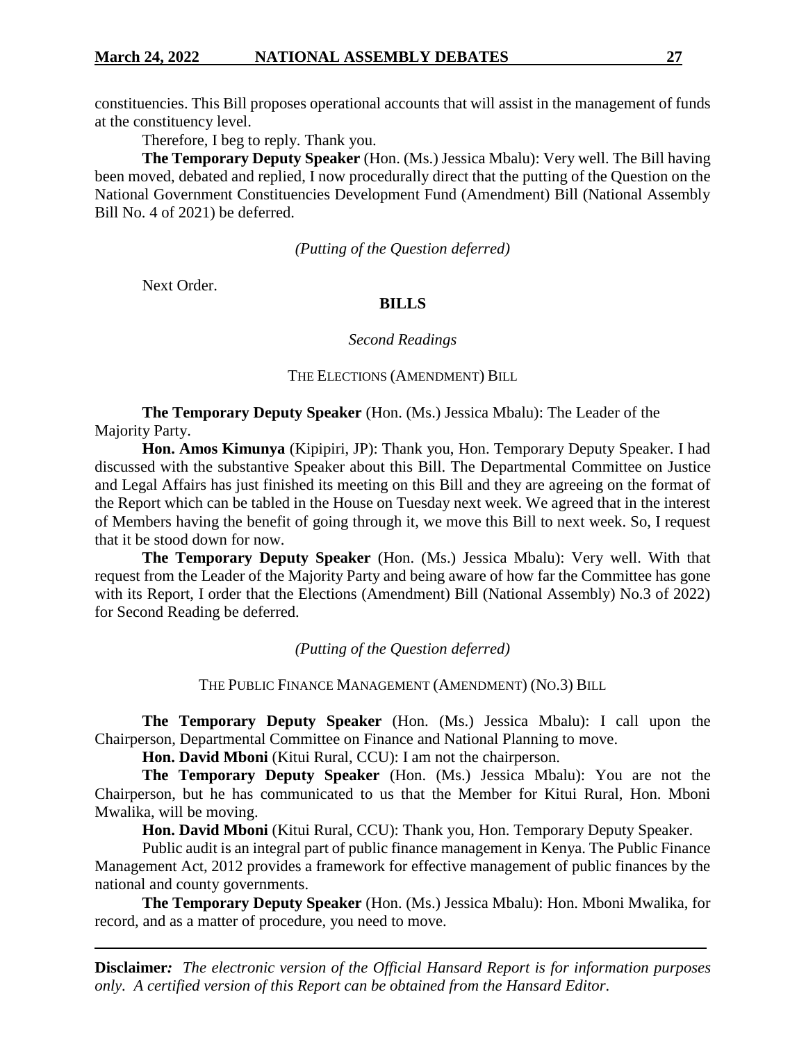constituencies. This Bill proposes operational accounts that will assist in the management of funds at the constituency level.

Therefore, I beg to reply. Thank you.

**The Temporary Deputy Speaker** (Hon. (Ms.) Jessica Mbalu): Very well. The Bill having been moved, debated and replied, I now procedurally direct that the putting of the Question on the National Government Constituencies Development Fund (Amendment) Bill (National Assembly Bill No. 4 of 2021) be deferred.

*(Putting of the Question deferred)*

Next Order.

**BILLS**

*Second Readings*

THE ELECTIONS (AMENDMENT) BILL

**The Temporary Deputy Speaker** (Hon. (Ms.) Jessica Mbalu): The Leader of the Majority Party.

**Hon. Amos Kimunya** (Kipipiri, JP): Thank you, Hon. Temporary Deputy Speaker. I had discussed with the substantive Speaker about this Bill. The Departmental Committee on Justice and Legal Affairs has just finished its meeting on this Bill and they are agreeing on the format of the Report which can be tabled in the House on Tuesday next week. We agreed that in the interest of Members having the benefit of going through it, we move this Bill to next week. So, I request that it be stood down for now.

**The Temporary Deputy Speaker** (Hon. (Ms.) Jessica Mbalu): Very well. With that request from the Leader of the Majority Party and being aware of how far the Committee has gone with its Report, I order that the Elections (Amendment) Bill (National Assembly) No.3 of 2022) for Second Reading be deferred.

*(Putting of the Question deferred)*

THE PUBLIC FINANCE MANAGEMENT (AMENDMENT) (NO.3) BILL

**The Temporary Deputy Speaker** (Hon. (Ms.) Jessica Mbalu): I call upon the Chairperson, Departmental Committee on Finance and National Planning to move.

**Hon. David Mboni** (Kitui Rural, CCU): I am not the chairperson.

**The Temporary Deputy Speaker** (Hon. (Ms.) Jessica Mbalu): You are not the Chairperson, but he has communicated to us that the Member for Kitui Rural, Hon. Mboni Mwalika, will be moving.

**Hon. David Mboni** (Kitui Rural, CCU): Thank you, Hon. Temporary Deputy Speaker.

Public audit is an integral part of public finance management in Kenya. The Public Finance Management Act, 2012 provides a framework for effective management of public finances by the national and county governments.

**The Temporary Deputy Speaker** (Hon. (Ms.) Jessica Mbalu): Hon. Mboni Mwalika, for record, and as a matter of procedure, you need to move.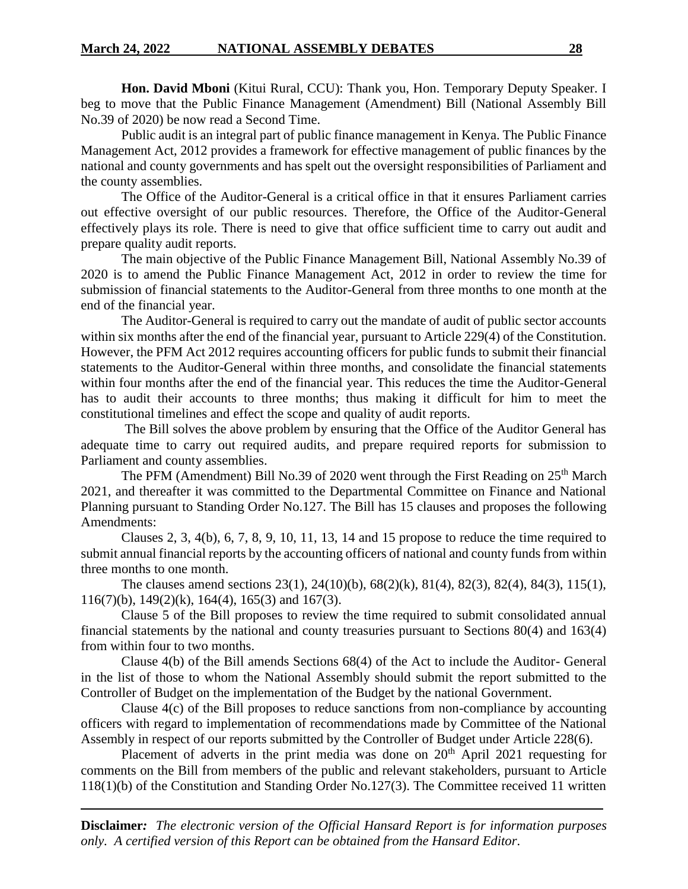**Hon. David Mboni** (Kitui Rural, CCU): Thank you, Hon. Temporary Deputy Speaker. I beg to move that the Public Finance Management (Amendment) Bill (National Assembly Bill No.39 of 2020) be now read a Second Time.

Public audit is an integral part of public finance management in Kenya. The Public Finance Management Act, 2012 provides a framework for effective management of public finances by the national and county governments and has spelt out the oversight responsibilities of Parliament and the county assemblies.

The Office of the Auditor-General is a critical office in that it ensures Parliament carries out effective oversight of our public resources. Therefore, the Office of the Auditor-General effectively plays its role. There is need to give that office sufficient time to carry out audit and prepare quality audit reports.

The main objective of the Public Finance Management Bill, National Assembly No.39 of 2020 is to amend the Public Finance Management Act, 2012 in order to review the time for submission of financial statements to the Auditor-General from three months to one month at the end of the financial year.

The Auditor-General is required to carry out the mandate of audit of public sector accounts within six months after the end of the financial year, pursuant to Article 229(4) of the Constitution. However, the PFM Act 2012 requires accounting officers for public funds to submit their financial statements to the Auditor-General within three months, and consolidate the financial statements within four months after the end of the financial year. This reduces the time the Auditor-General has to audit their accounts to three months; thus making it difficult for him to meet the constitutional timelines and effect the scope and quality of audit reports.

The Bill solves the above problem by ensuring that the Office of the Auditor General has adequate time to carry out required audits, and prepare required reports for submission to Parliament and county assemblies.

The PFM (Amendment) Bill No.39 of 2020 went through the First Reading on 25th March 2021, and thereafter it was committed to the Departmental Committee on Finance and National Planning pursuant to Standing Order No.127. The Bill has 15 clauses and proposes the following Amendments:

Clauses 2, 3, 4(b), 6, 7, 8, 9, 10, 11, 13, 14 and 15 propose to reduce the time required to submit annual financial reports by the accounting officers of national and county funds from within three months to one month.

The clauses amend sections 23(1), 24(10)(b), 68(2)(k), 81(4), 82(3), 82(4), 84(3), 115(1), 116(7)(b), 149(2)(k), 164(4), 165(3) and 167(3).

Clause 5 of the Bill proposes to review the time required to submit consolidated annual financial statements by the national and county treasuries pursuant to Sections 80(4) and 163(4) from within four to two months.

Clause 4(b) of the Bill amends Sections 68(4) of the Act to include the Auditor- General in the list of those to whom the National Assembly should submit the report submitted to the Controller of Budget on the implementation of the Budget by the national Government.

Clause 4(c) of the Bill proposes to reduce sanctions from non-compliance by accounting officers with regard to implementation of recommendations made by Committee of the National Assembly in respect of our reports submitted by the Controller of Budget under Article 228(6).

Placement of adverts in the print media was done on 20th April 2021 requesting for comments on the Bill from members of the public and relevant stakeholders, pursuant to Article 118(1)(b) of the Constitution and Standing Order No.127(3). The Committee received 11 written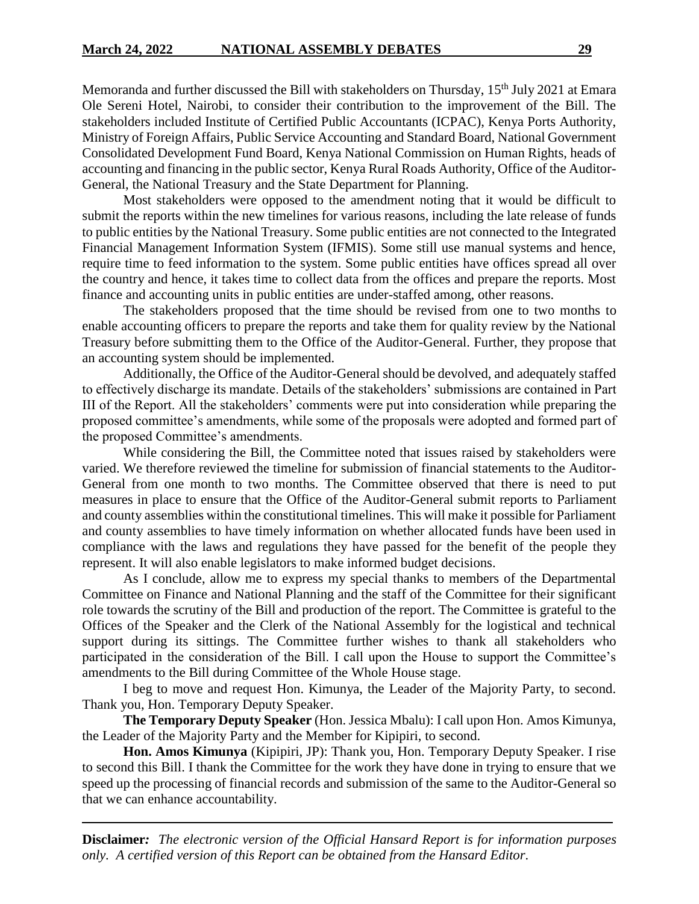Memoranda and further discussed the Bill with stakeholders on Thursday, 15th July 2021 at Emara Ole Sereni Hotel, Nairobi, to consider their contribution to the improvement of the Bill. The stakeholders included Institute of Certified Public Accountants (ICPAC), Kenya Ports Authority, Ministry of Foreign Affairs, Public Service Accounting and Standard Board, National Government Consolidated Development Fund Board, Kenya National Commission on Human Rights, heads of accounting and financing in the public sector, Kenya Rural Roads Authority, Office of the Auditor-General, the National Treasury and the State Department for Planning.

Most stakeholders were opposed to the amendment noting that it would be difficult to submit the reports within the new timelines for various reasons, including the late release of funds to public entities by the National Treasury. Some public entities are not connected to the Integrated Financial Management Information System (IFMIS). Some still use manual systems and hence, require time to feed information to the system. Some public entities have offices spread all over the country and hence, it takes time to collect data from the offices and prepare the reports. Most finance and accounting units in public entities are under-staffed among, other reasons.

The stakeholders proposed that the time should be revised from one to two months to enable accounting officers to prepare the reports and take them for quality review by the National Treasury before submitting them to the Office of the Auditor-General. Further, they propose that an accounting system should be implemented.

Additionally, the Office of the Auditor-General should be devolved, and adequately staffed to effectively discharge its mandate. Details of the stakeholders' submissions are contained in Part III of the Report. All the stakeholders' comments were put into consideration while preparing the proposed committee's amendments, while some of the proposals were adopted and formed part of the proposed Committee's amendments.

While considering the Bill, the Committee noted that issues raised by stakeholders were varied. We therefore reviewed the timeline for submission of financial statements to the Auditor-General from one month to two months. The Committee observed that there is need to put measures in place to ensure that the Office of the Auditor-General submit reports to Parliament and county assemblies within the constitutional timelines. This will make it possible for Parliament and county assemblies to have timely information on whether allocated funds have been used in compliance with the laws and regulations they have passed for the benefit of the people they represent. It will also enable legislators to make informed budget decisions.

As I conclude, allow me to express my special thanks to members of the Departmental Committee on Finance and National Planning and the staff of the Committee for their significant role towards the scrutiny of the Bill and production of the report. The Committee is grateful to the Offices of the Speaker and the Clerk of the National Assembly for the logistical and technical support during its sittings. The Committee further wishes to thank all stakeholders who participated in the consideration of the Bill. I call upon the House to support the Committee's amendments to the Bill during Committee of the Whole House stage.

I beg to move and request Hon. Kimunya, the Leader of the Majority Party, to second. Thank you, Hon. Temporary Deputy Speaker.

**The Temporary Deputy Speaker** (Hon. Jessica Mbalu): I call upon Hon. Amos Kimunya, the Leader of the Majority Party and the Member for Kipipiri, to second.

**Hon. Amos Kimunya** (Kipipiri, JP): Thank you, Hon. Temporary Deputy Speaker. I rise to second this Bill. I thank the Committee for the work they have done in trying to ensure that we speed up the processing of financial records and submission of the same to the Auditor-General so that we can enhance accountability.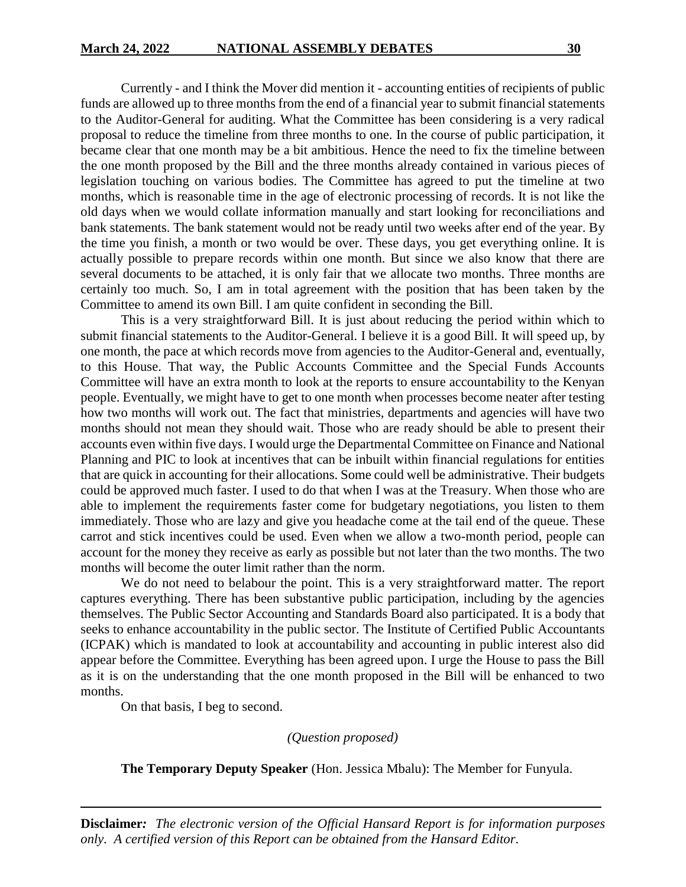Currently - and I think the Mover did mention it - accounting entities of recipients of public funds are allowed up to three months from the end of a financial year to submit financial statements to the Auditor-General for auditing. What the Committee has been considering is a very radical proposal to reduce the timeline from three months to one. In the course of public participation, it became clear that one month may be a bit ambitious. Hence the need to fix the timeline between the one month proposed by the Bill and the three months already contained in various pieces of legislation touching on various bodies. The Committee has agreed to put the timeline at two months, which is reasonable time in the age of electronic processing of records. It is not like the old days when we would collate information manually and start looking for reconciliations and bank statements. The bank statement would not be ready until two weeks after end of the year. By the time you finish, a month or two would be over. These days, you get everything online. It is actually possible to prepare records within one month. But since we also know that there are several documents to be attached, it is only fair that we allocate two months. Three months are certainly too much. So, I am in total agreement with the position that has been taken by the Committee to amend its own Bill. I am quite confident in seconding the Bill.

This is a very straightforward Bill. It is just about reducing the period within which to submit financial statements to the Auditor-General. I believe it is a good Bill. It will speed up, by one month, the pace at which records move from agencies to the Auditor-General and, eventually, to this House. That way, the Public Accounts Committee and the Special Funds Accounts Committee will have an extra month to look at the reports to ensure accountability to the Kenyan people. Eventually, we might have to get to one month when processes become neater after testing how two months will work out. The fact that ministries, departments and agencies will have two months should not mean they should wait. Those who are ready should be able to present their accounts even within five days. I would urge the Departmental Committee on Finance and National Planning and PIC to look at incentives that can be inbuilt within financial regulations for entities that are quick in accounting for their allocations. Some could well be administrative. Their budgets could be approved much faster. I used to do that when I was at the Treasury. When those who are able to implement the requirements faster come for budgetary negotiations, you listen to them immediately. Those who are lazy and give you headache come at the tail end of the queue. These carrot and stick incentives could be used. Even when we allow a two-month period, people can account for the money they receive as early as possible but not later than the two months. The two months will become the outer limit rather than the norm.

We do not need to belabour the point. This is a very straightforward matter. The report captures everything. There has been substantive public participation, including by the agencies themselves. The Public Sector Accounting and Standards Board also participated. It is a body that seeks to enhance accountability in the public sector. The Institute of Certified Public Accountants (ICPAK) which is mandated to look at accountability and accounting in public interest also did appear before the Committee. Everything has been agreed upon. I urge the House to pass the Bill as it is on the understanding that the one month proposed in the Bill will be enhanced to two months.

On that basis, I beg to second.

*(Question proposed)*

**The Temporary Deputy Speaker** (Hon. Jessica Mbalu): The Member for Funyula.

**Disclaimer***:* *The electronic version of the Official Hansard Report is for information purposes only. A certified version of this Report can be obtained from the Hansard Editor.*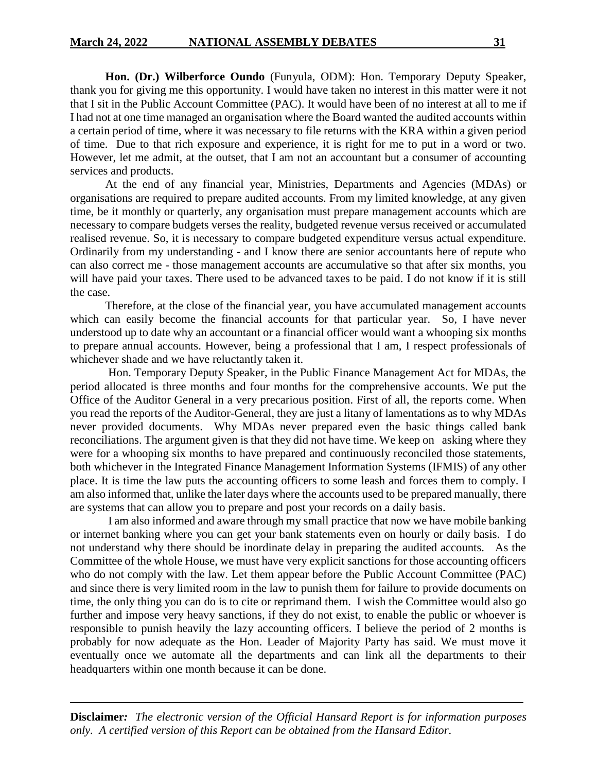**Hon. (Dr.) Wilberforce Oundo** (Funyula, ODM): Hon. Temporary Deputy Speaker, thank you for giving me this opportunity. I would have taken no interest in this matter were it not that I sit in the Public Account Committee (PAC). It would have been of no interest at all to me if I had not at one time managed an organisation where the Board wanted the audited accounts within a certain period of time, where it was necessary to file returns with the KRA within a given period of time. Due to that rich exposure and experience, it is right for me to put in a word or two. However, let me admit, at the outset, that I am not an accountant but a consumer of accounting services and products.

At the end of any financial year, Ministries, Departments and Agencies (MDAs) or organisations are required to prepare audited accounts. From my limited knowledge, at any given time, be it monthly or quarterly, any organisation must prepare management accounts which are necessary to compare budgets verses the reality, budgeted revenue versus received or accumulated realised revenue. So, it is necessary to compare budgeted expenditure versus actual expenditure. Ordinarily from my understanding - and I know there are senior accountants here of repute who can also correct me - those management accounts are accumulative so that after six months, you will have paid your taxes. There used to be advanced taxes to be paid. I do not know if it is still the case.

Therefore, at the close of the financial year, you have accumulated management accounts which can easily become the financial accounts for that particular year. So, I have never understood up to date why an accountant or a financial officer would want a whooping six months to prepare annual accounts. However, being a professional that I am, I respect professionals of whichever shade and we have reluctantly taken it.

Hon. Temporary Deputy Speaker, in the Public Finance Management Act for MDAs, the period allocated is three months and four months for the comprehensive accounts. We put the Office of the Auditor General in a very precarious position. First of all, the reports come. When you read the reports of the Auditor-General, they are just a litany of lamentations as to why MDAs never provided documents. Why MDAs never prepared even the basic things called bank reconciliations. The argument given is that they did not have time. We keep on asking where they were for a whooping six months to have prepared and continuously reconciled those statements, both whichever in the Integrated Finance Management Information Systems (IFMIS) of any other place. It is time the law puts the accounting officers to some leash and forces them to comply. I am also informed that, unlike the later days where the accounts used to be prepared manually, there are systems that can allow you to prepare and post your records on a daily basis.

I am also informed and aware through my small practice that now we have mobile banking or internet banking where you can get your bank statements even on hourly or daily basis. I do not understand why there should be inordinate delay in preparing the audited accounts. As the Committee of the whole House, we must have very explicit sanctions for those accounting officers who do not comply with the law. Let them appear before the Public Account Committee (PAC) and since there is very limited room in the law to punish them for failure to provide documents on time, the only thing you can do is to cite or reprimand them. I wish the Committee would also go further and impose very heavy sanctions, if they do not exist, to enable the public or whoever is responsible to punish heavily the lazy accounting officers. I believe the period of 2 months is probably for now adequate as the Hon. Leader of Majority Party has said. We must move it eventually once we automate all the departments and can link all the departments to their headquarters within one month because it can be done.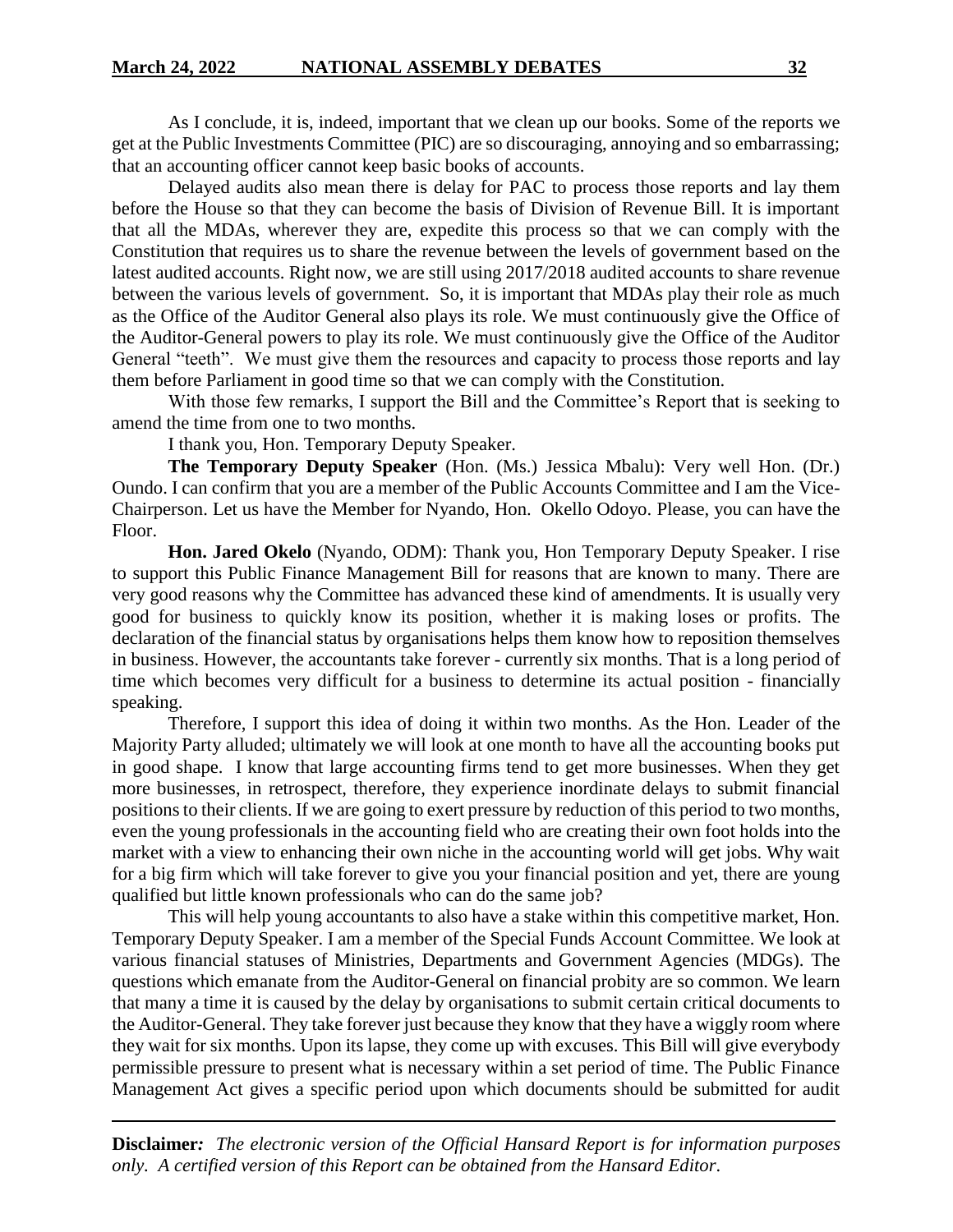As I conclude, it is, indeed, important that we clean up our books. Some of the reports we get at the Public Investments Committee (PIC) are so discouraging, annoying and so embarrassing; that an accounting officer cannot keep basic books of accounts.

Delayed audits also mean there is delay for PAC to process those reports and lay them before the House so that they can become the basis of Division of Revenue Bill. It is important that all the MDAs, wherever they are, expedite this process so that we can comply with the Constitution that requires us to share the revenue between the levels of government based on the latest audited accounts. Right now, we are still using 2017/2018 audited accounts to share revenue between the various levels of government. So, it is important that MDAs play their role as much as the Office of the Auditor General also plays its role. We must continuously give the Office of the Auditor-General powers to play its role. We must continuously give the Office of the Auditor General "teeth". We must give them the resources and capacity to process those reports and lay them before Parliament in good time so that we can comply with the Constitution.

With those few remarks, I support the Bill and the Committee's Report that is seeking to amend the time from one to two months.

I thank you, Hon. Temporary Deputy Speaker.

**The Temporary Deputy Speaker** (Hon. (Ms.) Jessica Mbalu): Very well Hon. (Dr.) Oundo. I can confirm that you are a member of the Public Accounts Committee and I am the Vice-Chairperson. Let us have the Member for Nyando, Hon. Okello Odoyo. Please, you can have the Floor.

**Hon. Jared Okelo** (Nyando, ODM): Thank you, Hon Temporary Deputy Speaker. I rise to support this Public Finance Management Bill for reasons that are known to many. There are very good reasons why the Committee has advanced these kind of amendments. It is usually very good for business to quickly know its position, whether it is making loses or profits. The declaration of the financial status by organisations helps them know how to reposition themselves in business. However, the accountants take forever - currently six months. That is a long period of time which becomes very difficult for a business to determine its actual position - financially speaking.

Therefore, I support this idea of doing it within two months. As the Hon. Leader of the Majority Party alluded; ultimately we will look at one month to have all the accounting books put in good shape. I know that large accounting firms tend to get more businesses. When they get more businesses, in retrospect, therefore, they experience inordinate delays to submit financial positions to their clients. If we are going to exert pressure by reduction of this period to two months, even the young professionals in the accounting field who are creating their own foot holds into the market with a view to enhancing their own niche in the accounting world will get jobs. Why wait for a big firm which will take forever to give you your financial position and yet, there are young qualified but little known professionals who can do the same job?

This will help young accountants to also have a stake within this competitive market, Hon. Temporary Deputy Speaker. I am a member of the Special Funds Account Committee. We look at various financial statuses of Ministries, Departments and Government Agencies (MDGs). The questions which emanate from the Auditor-General on financial probity are so common. We learn that many a time it is caused by the delay by organisations to submit certain critical documents to the Auditor-General. They take forever just because they know that they have a wiggly room where they wait for six months. Upon its lapse, they come up with excuses. This Bill will give everybody permissible pressure to present what is necessary within a set period of time. The Public Finance Management Act gives a specific period upon which documents should be submitted for audit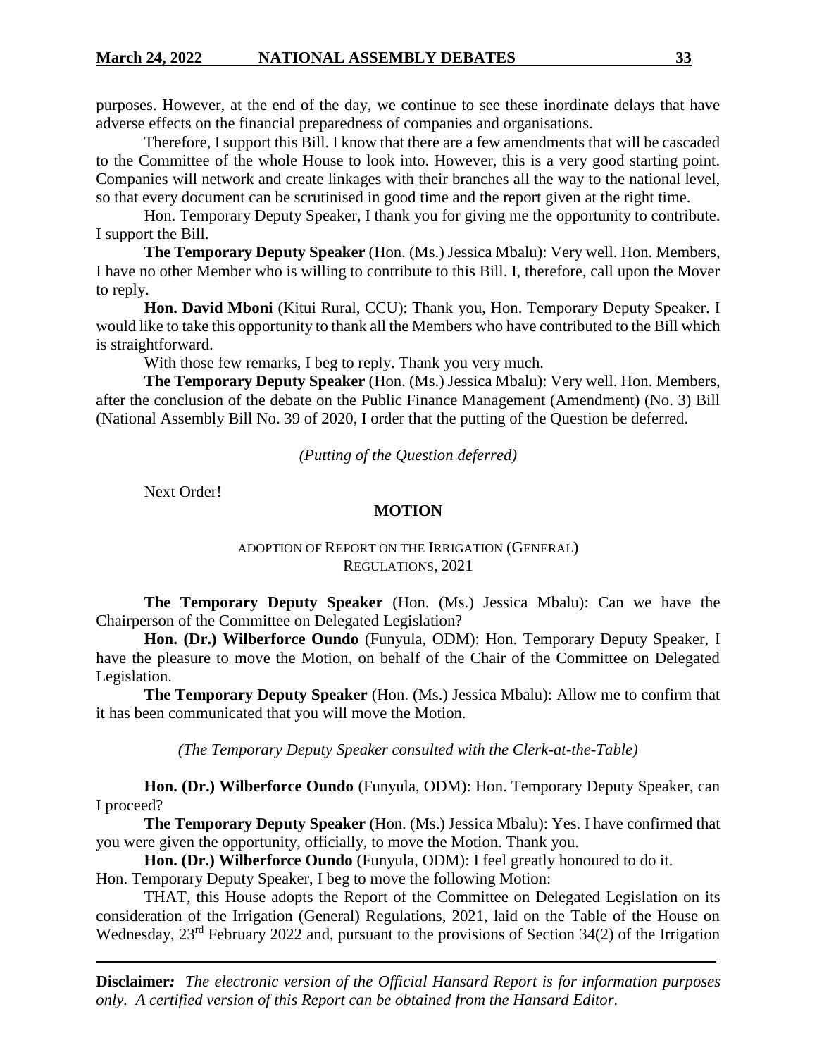purposes. However, at the end of the day, we continue to see these inordinate delays that have adverse effects on the financial preparedness of companies and organisations.

Therefore, I support this Bill. I know that there are a few amendments that will be cascaded to the Committee of the whole House to look into. However, this is a very good starting point. Companies will network and create linkages with their branches all the way to the national level, so that every document can be scrutinised in good time and the report given at the right time.

Hon. Temporary Deputy Speaker, I thank you for giving me the opportunity to contribute. I support the Bill.

**The Temporary Deputy Speaker** (Hon. (Ms.) Jessica Mbalu): Very well. Hon. Members, I have no other Member who is willing to contribute to this Bill. I, therefore, call upon the Mover to reply.

**Hon. David Mboni** (Kitui Rural, CCU): Thank you, Hon. Temporary Deputy Speaker. I would like to take this opportunity to thank all the Members who have contributed to the Bill which is straightforward.

With those few remarks, I beg to reply. Thank you very much.

**The Temporary Deputy Speaker** (Hon. (Ms.) Jessica Mbalu): Very well. Hon. Members, after the conclusion of the debate on the Public Finance Management (Amendment) (No. 3) Bill (National Assembly Bill No. 39 of 2020, I order that the putting of the Question be deferred.

*(Putting of the Question deferred)*

Next Order!

## MOTION

### ADOPTION OF REPORT ON THE IRRIGATION (GENERAL) REGULATIONS, 2021

**The Temporary Deputy Speaker** (Hon. (Ms.) Jessica Mbalu): Can we have the Chairperson of the Committee on Delegated Legislation?

**Hon. (Dr.) Wilberforce Oundo** (Funyula, ODM): Hon. Temporary Deputy Speaker, I have the pleasure to move the Motion, on behalf of the Chair of the Committee on Delegated Legislation.

**The Temporary Deputy Speaker** (Hon. (Ms.) Jessica Mbalu): Allow me to confirm that it has been communicated that you will move the Motion.

*(The Temporary Deputy Speaker consulted with the Clerk-at-the-Table)*

**Hon. (Dr.) Wilberforce Oundo** (Funyula, ODM): Hon. Temporary Deputy Speaker, can I proceed?

**The Temporary Deputy Speaker** (Hon. (Ms.) Jessica Mbalu): Yes. I have confirmed that you were given the opportunity, officially, to move the Motion. Thank you.

**Hon. (Dr.) Wilberforce Oundo** (Funyula, ODM): I feel greatly honoured to do it.

Hon. Temporary Deputy Speaker, I beg to move the following Motion:

THAT, this House adopts the Report of the Committee on Delegated Legislation on its consideration of the Irrigation (General) Regulations, 2021, laid on the Table of the House on Wednesday, 23rd February 2022 and, pursuant to the provisions of Section 34(2) of the Irrigation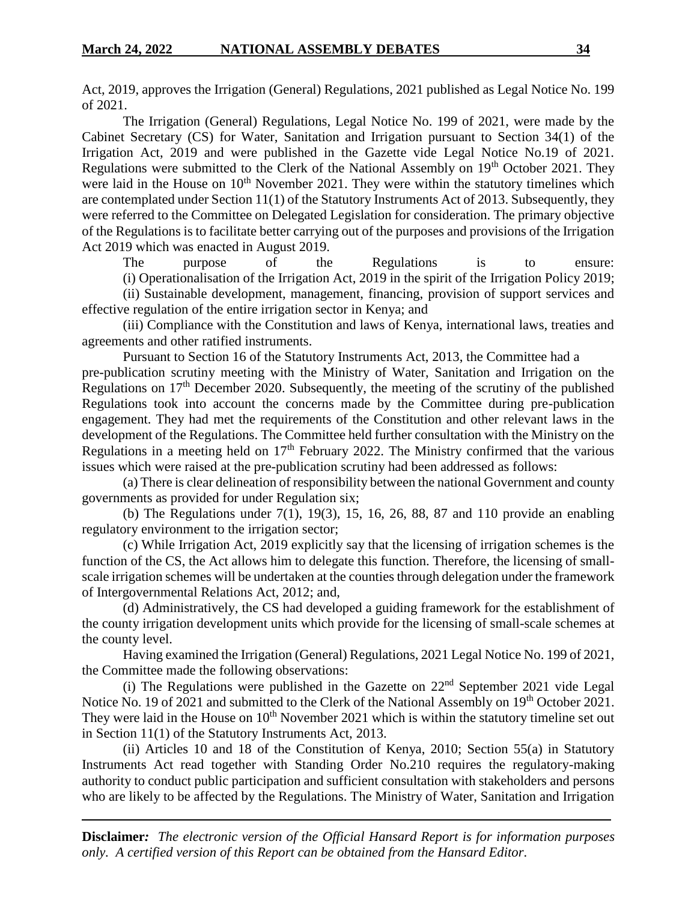Act, 2019, approves the Irrigation (General) Regulations, 2021 published as Legal Notice No. 199 of 2021.

The Irrigation (General) Regulations, Legal Notice No. 199 of 2021, were made by the Cabinet Secretary (CS) for Water, Sanitation and Irrigation pursuant to Section 34(1) of the Irrigation Act, 2019 and were published in the Gazette vide Legal Notice No.19 of 2021. Regulations were submitted to the Clerk of the National Assembly on 19th October 2021. They were laid in the House on 10th November 2021. They were within the statutory timelines which are contemplated under Section 11(1) of the Statutory Instruments Act of 2013. Subsequently, they were referred to the Committee on Delegated Legislation for consideration. The primary objective of the Regulations is to facilitate better carrying out of the purposes and provisions of the Irrigation Act 2019 which was enacted in August 2019.

The purpose of the Regulations is to ensure:

(i) Operationalisation of the Irrigation Act, 2019 in the spirit of the Irrigation Policy 2019;

(ii) Sustainable development, management, financing, provision of support services and effective regulation of the entire irrigation sector in Kenya; and

(iii) Compliance with the Constitution and laws of Kenya, international laws, treaties and agreements and other ratified instruments.

Pursuant to Section 16 of the Statutory Instruments Act, 2013, the Committee had a pre-publication scrutiny meeting with the Ministry of Water, Sanitation and Irrigation on the Regulations on 17th December 2020. Subsequently, the meeting of the scrutiny of the published Regulations took into account the concerns made by the Committee during pre-publication engagement. They had met the requirements of the Constitution and other relevant laws in the development of the Regulations. The Committee held further consultation with the Ministry on the Regulations in a meeting held on 17th February 2022. The Ministry confirmed that the various issues which were raised at the pre-publication scrutiny had been addressed as follows:

(a) There is clear delineation of responsibility between the national Government and county governments as provided for under Regulation six;

(b) The Regulations under 7(1), 19(3), 15, 16, 26, 88, 87 and 110 provide an enabling regulatory environment to the irrigation sector;

(c) While Irrigation Act, 2019 explicitly say that the licensing of irrigation schemes is the function of the CS, the Act allows him to delegate this function. Therefore, the licensing of small-scale irrigation schemes will be undertaken at the counties through delegation under the framework of Intergovernmental Relations Act, 2012; and,

(d) Administratively, the CS had developed a guiding framework for the establishment of the county irrigation development units which provide for the licensing of small-scale schemes at the county level.

Having examined the Irrigation (General) Regulations, 2021 Legal Notice No. 199 of 2021, the Committee made the following observations:

(i) The Regulations were published in the Gazette on 22nd September 2021 vide Legal Notice No. 19 of 2021 and submitted to the Clerk of the National Assembly on 19th October 2021. They were laid in the House on 10th November 2021 which is within the statutory timeline set out in Section 11(1) of the Statutory Instruments Act, 2013.

(ii) Articles 10 and 18 of the Constitution of Kenya, 2010; Section 55(a) in Statutory Instruments Act read together with Standing Order No.210 requires the regulatory-making authority to conduct public participation and sufficient consultation with stakeholders and persons who are likely to be affected by the Regulations. The Ministry of Water, Sanitation and Irrigation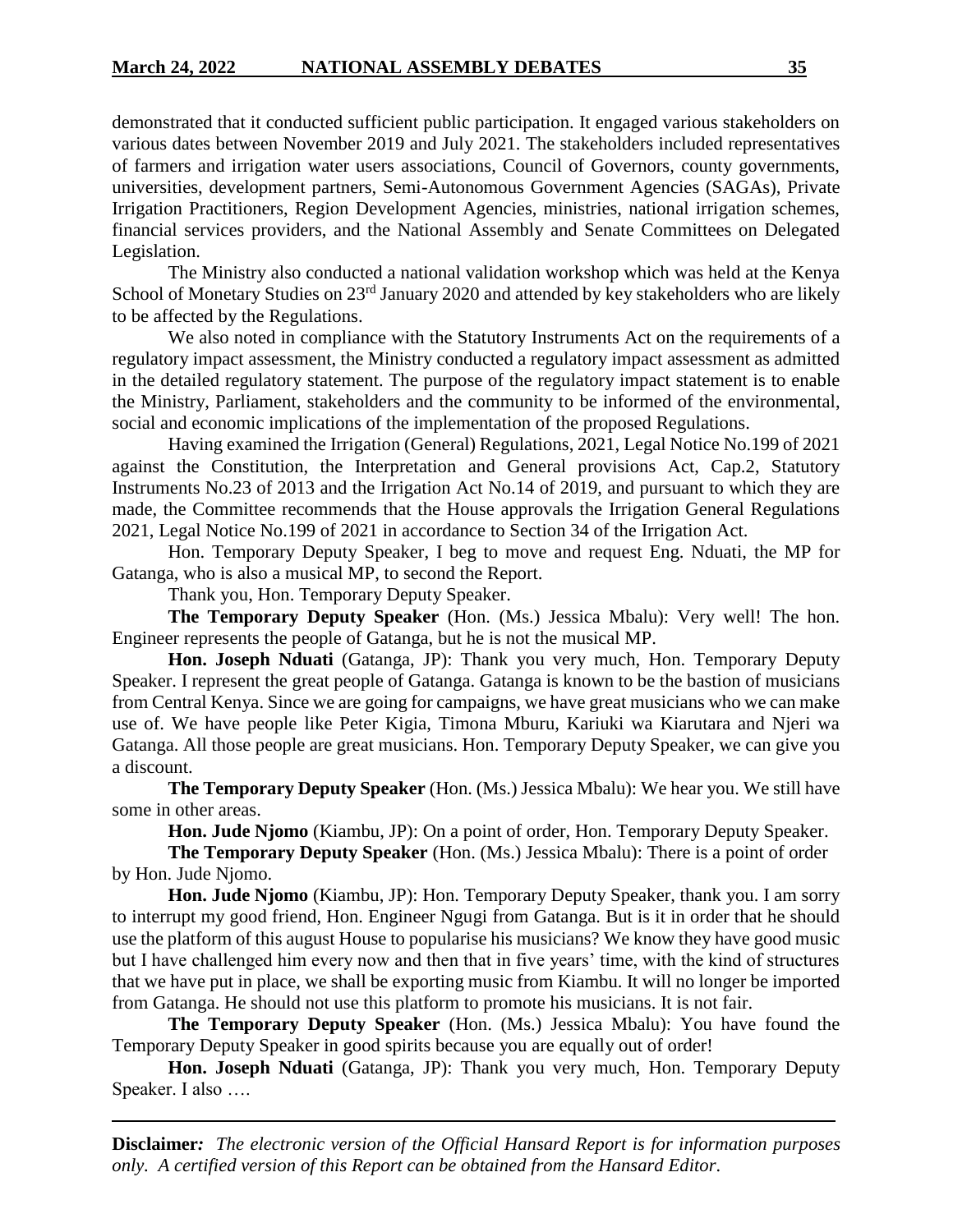demonstrated that it conducted sufficient public participation. It engaged various stakeholders on various dates between November 2019 and July 2021. The stakeholders included representatives of farmers and irrigation water users associations, Council of Governors, county governments, universities, development partners, Semi-Autonomous Government Agencies (SAGAs), Private Irrigation Practitioners, Region Development Agencies, ministries, national irrigation schemes, financial services providers, and the National Assembly and Senate Committees on Delegated Legislation.

The Ministry also conducted a national validation workshop which was held at the Kenya School of Monetary Studies on 23rd January 2020 and attended by key stakeholders who are likely to be affected by the Regulations.

We also noted in compliance with the Statutory Instruments Act on the requirements of a regulatory impact assessment, the Ministry conducted a regulatory impact assessment as admitted in the detailed regulatory statement. The purpose of the regulatory impact statement is to enable the Ministry, Parliament, stakeholders and the community to be informed of the environmental, social and economic implications of the implementation of the proposed Regulations.

Having examined the Irrigation (General) Regulations, 2021, Legal Notice No.199 of 2021 against the Constitution, the Interpretation and General provisions Act, Cap.2, Statutory Instruments No.23 of 2013 and the Irrigation Act No.14 of 2019, and pursuant to which they are made, the Committee recommends that the House approvals the Irrigation General Regulations 2021, Legal Notice No.199 of 2021 in accordance to Section 34 of the Irrigation Act.

Hon. Temporary Deputy Speaker, I beg to move and request Eng. Nduati, the MP for Gatanga, who is also a musical MP, to second the Report.

Thank you, Hon. Temporary Deputy Speaker.

**The Temporary Deputy Speaker** (Hon. (Ms.) Jessica Mbalu): Very well! The hon. Engineer represents the people of Gatanga, but he is not the musical MP.

**Hon. Joseph Nduati** (Gatanga, JP): Thank you very much, Hon. Temporary Deputy Speaker. I represent the great people of Gatanga. Gatanga is known to be the bastion of musicians from Central Kenya. Since we are going for campaigns, we have great musicians who we can make use of. We have people like Peter Kigia, Timona Mburu, Kariuki wa Kiarutara and Njeri wa Gatanga. All those people are great musicians. Hon. Temporary Deputy Speaker, we can give you a discount.

**The Temporary Deputy Speaker** (Hon. (Ms.) Jessica Mbalu): We hear you. We still have some in other areas.

**Hon. Jude Njomo** (Kiambu, JP): On a point of order, Hon. Temporary Deputy Speaker.

**The Temporary Deputy Speaker** (Hon. (Ms.) Jessica Mbalu): There is a point of order by Hon. Jude Njomo.

**Hon. Jude Njomo** (Kiambu, JP): Hon. Temporary Deputy Speaker, thank you. I am sorry to interrupt my good friend, Hon. Engineer Ngugi from Gatanga. But is it in order that he should use the platform of this august House to popularise his musicians? We know they have good music but I have challenged him every now and then that in five years' time, with the kind of structures that we have put in place, we shall be exporting music from Kiambu. It will no longer be imported from Gatanga. He should not use this platform to promote his musicians. It is not fair.

**The Temporary Deputy Speaker** (Hon. (Ms.) Jessica Mbalu): You have found the Temporary Deputy Speaker in good spirits because you are equally out of order!

**Hon. Joseph Nduati** (Gatanga, JP): Thank you very much, Hon. Temporary Deputy Speaker. I also ….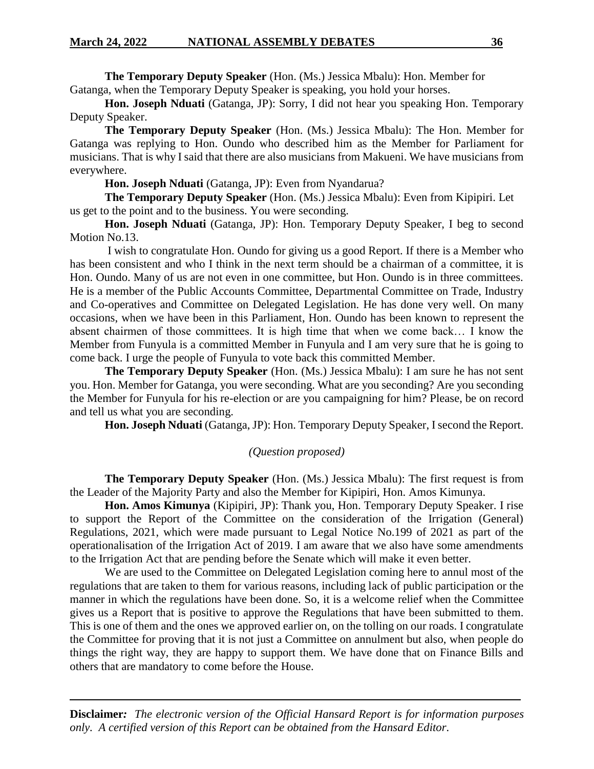**The Temporary Deputy Speaker** (Hon. (Ms.) Jessica Mbalu): Hon. Member for Gatanga, when the Temporary Deputy Speaker is speaking, you hold your horses.

**Hon. Joseph Nduati** (Gatanga, JP): Sorry, I did not hear you speaking Hon. Temporary Deputy Speaker.

**The Temporary Deputy Speaker** (Hon. (Ms.) Jessica Mbalu): The Hon. Member for Gatanga was replying to Hon. Oundo who described him as the Member for Parliament for musicians. That is why I said that there are also musicians from Makueni. We have musicians from everywhere.

**Hon. Joseph Nduati** (Gatanga, JP): Even from Nyandarua?

**The Temporary Deputy Speaker** (Hon. (Ms.) Jessica Mbalu): Even from Kipipiri. Let us get to the point and to the business. You were seconding.

**Hon. Joseph Nduati** (Gatanga, JP): Hon. Temporary Deputy Speaker, I beg to second Motion No.13.

I wish to congratulate Hon. Oundo for giving us a good Report. If there is a Member who has been consistent and who I think in the next term should be a chairman of a committee, it is Hon. Oundo. Many of us are not even in one committee, but Hon. Oundo is in three committees. He is a member of the Public Accounts Committee, Departmental Committee on Trade, Industry and Co-operatives and Committee on Delegated Legislation. He has done very well. On many occasions, when we have been in this Parliament, Hon. Oundo has been known to represent the absent chairmen of those committees. It is high time that when we come back… I know the Member from Funyula is a committed Member in Funyula and I am very sure that he is going to come back. I urge the people of Funyula to vote back this committed Member.

**The Temporary Deputy Speaker** (Hon. (Ms.) Jessica Mbalu): I am sure he has not sent you. Hon. Member for Gatanga, you were seconding. What are you seconding? Are you seconding the Member for Funyula for his re-election or are you campaigning for him? Please, be on record and tell us what you are seconding.

**Hon. Joseph Nduati** (Gatanga, JP): Hon. Temporary Deputy Speaker, I second the Report.

*(Question proposed)*

**The Temporary Deputy Speaker** (Hon. (Ms.) Jessica Mbalu): The first request is from the Leader of the Majority Party and also the Member for Kipipiri, Hon. Amos Kimunya.

**Hon. Amos Kimunya** (Kipipiri, JP): Thank you, Hon. Temporary Deputy Speaker. I rise to support the Report of the Committee on the consideration of the Irrigation (General) Regulations, 2021, which were made pursuant to Legal Notice No.199 of 2021 as part of the operationalisation of the Irrigation Act of 2019. I am aware that we also have some amendments to the Irrigation Act that are pending before the Senate which will make it even better.

We are used to the Committee on Delegated Legislation coming here to annul most of the regulations that are taken to them for various reasons, including lack of public participation or the manner in which the regulations have been done. So, it is a welcome relief when the Committee gives us a Report that is positive to approve the Regulations that have been submitted to them. This is one of them and the ones we approved earlier on, on the tolling on our roads. I congratulate the Committee for proving that it is not just a Committee on annulment but also, when people do things the right way, they are happy to support them. We have done that on Finance Bills and others that are mandatory to come before the House.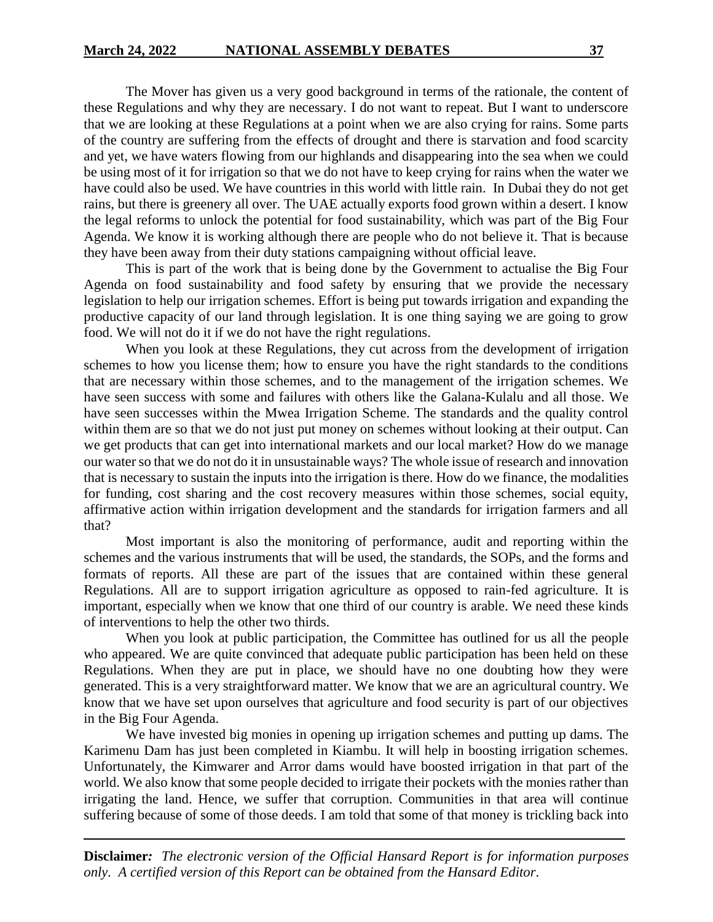The Mover has given us a very good background in terms of the rationale, the content of these Regulations and why they are necessary. I do not want to repeat. But I want to underscore that we are looking at these Regulations at a point when we are also crying for rains. Some parts of the country are suffering from the effects of drought and there is starvation and food scarcity and yet, we have waters flowing from our highlands and disappearing into the sea when we could be using most of it for irrigation so that we do not have to keep crying for rains when the water we have could also be used. We have countries in this world with little rain. In Dubai they do not get rains, but there is greenery all over. The UAE actually exports food grown within a desert. I know the legal reforms to unlock the potential for food sustainability, which was part of the Big Four Agenda. We know it is working although there are people who do not believe it. That is because they have been away from their duty stations campaigning without official leave.

This is part of the work that is being done by the Government to actualise the Big Four Agenda on food sustainability and food safety by ensuring that we provide the necessary legislation to help our irrigation schemes. Effort is being put towards irrigation and expanding the productive capacity of our land through legislation. It is one thing saying we are going to grow food. We will not do it if we do not have the right regulations.

When you look at these Regulations, they cut across from the development of irrigation schemes to how you license them; how to ensure you have the right standards to the conditions that are necessary within those schemes, and to the management of the irrigation schemes. We have seen success with some and failures with others like the Galana-Kulalu and all those. We have seen successes within the Mwea Irrigation Scheme. The standards and the quality control within them are so that we do not just put money on schemes without looking at their output. Can we get products that can get into international markets and our local market? How do we manage our water so that we do not do it in unsustainable ways? The whole issue of research and innovation that is necessary to sustain the inputs into the irrigation is there. How do we finance, the modalities for funding, cost sharing and the cost recovery measures within those schemes, social equity, affirmative action within irrigation development and the standards for irrigation farmers and all that?

Most important is also the monitoring of performance, audit and reporting within the schemes and the various instruments that will be used, the standards, the SOPs, and the forms and formats of reports. All these are part of the issues that are contained within these general Regulations. All are to support irrigation agriculture as opposed to rain-fed agriculture. It is important, especially when we know that one third of our country is arable. We need these kinds of interventions to help the other two thirds.

When you look at public participation, the Committee has outlined for us all the people who appeared. We are quite convinced that adequate public participation has been held on these Regulations. When they are put in place, we should have no one doubting how they were generated. This is a very straightforward matter. We know that we are an agricultural country. We know that we have set upon ourselves that agriculture and food security is part of our objectives in the Big Four Agenda.

We have invested big monies in opening up irrigation schemes and putting up dams. The Karimenu Dam has just been completed in Kiambu. It will help in boosting irrigation schemes. Unfortunately, the Kimwarer and Arror dams would have boosted irrigation in that part of the world. We also know that some people decided to irrigate their pockets with the monies rather than irrigating the land. Hence, we suffer that corruption. Communities in that area will continue suffering because of some of those deeds. I am told that some of that money is trickling back into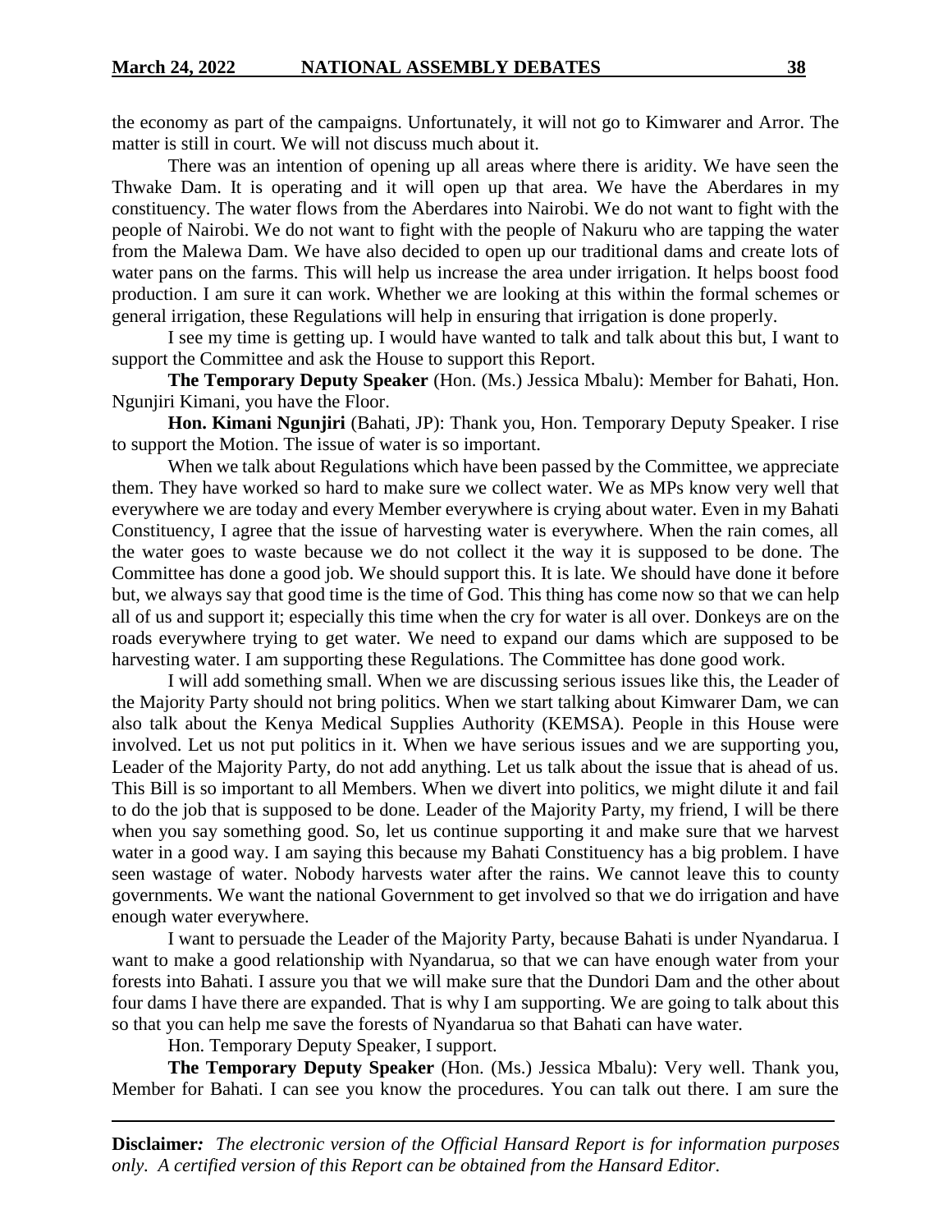the economy as part of the campaigns. Unfortunately, it will not go to Kimwarer and Arror. The matter is still in court. We will not discuss much about it.

There was an intention of opening up all areas where there is aridity. We have seen the Thwake Dam. It is operating and it will open up that area. We have the Aberdares in my constituency. The water flows from the Aberdares into Nairobi. We do not want to fight with the people of Nairobi. We do not want to fight with the people of Nakuru who are tapping the water from the Malewa Dam. We have also decided to open up our traditional dams and create lots of water pans on the farms. This will help us increase the area under irrigation. It helps boost food production. I am sure it can work. Whether we are looking at this within the formal schemes or general irrigation, these Regulations will help in ensuring that irrigation is done properly.

I see my time is getting up. I would have wanted to talk and talk about this but, I want to support the Committee and ask the House to support this Report.

**The Temporary Deputy Speaker** (Hon. (Ms.) Jessica Mbalu): Member for Bahati, Hon. Ngunjiri Kimani, you have the Floor.

**Hon. Kimani Ngunjiri** (Bahati, JP): Thank you, Hon. Temporary Deputy Speaker. I rise to support the Motion. The issue of water is so important.

When we talk about Regulations which have been passed by the Committee, we appreciate them. They have worked so hard to make sure we collect water. We as MPs know very well that everywhere we are today and every Member everywhere is crying about water. Even in my Bahati Constituency, I agree that the issue of harvesting water is everywhere. When the rain comes, all the water goes to waste because we do not collect it the way it is supposed to be done. The Committee has done a good job. We should support this. It is late. We should have done it before but, we always say that good time is the time of God. This thing has come now so that we can help all of us and support it; especially this time when the cry for water is all over. Donkeys are on the roads everywhere trying to get water. We need to expand our dams which are supposed to be harvesting water. I am supporting these Regulations. The Committee has done good work.

I will add something small. When we are discussing serious issues like this, the Leader of the Majority Party should not bring politics. When we start talking about Kimwarer Dam, we can also talk about the Kenya Medical Supplies Authority (KEMSA). People in this House were involved. Let us not put politics in it. When we have serious issues and we are supporting you, Leader of the Majority Party, do not add anything. Let us talk about the issue that is ahead of us. This Bill is so important to all Members. When we divert into politics, we might dilute it and fail to do the job that is supposed to be done. Leader of the Majority Party, my friend, I will be there when you say something good. So, let us continue supporting it and make sure that we harvest water in a good way. I am saying this because my Bahati Constituency has a big problem. I have seen wastage of water. Nobody harvests water after the rains. We cannot leave this to county governments. We want the national Government to get involved so that we do irrigation and have enough water everywhere.

I want to persuade the Leader of the Majority Party, because Bahati is under Nyandarua. I want to make a good relationship with Nyandarua, so that we can have enough water from your forests into Bahati. I assure you that we will make sure that the Dundori Dam and the other about four dams I have there are expanded. That is why I am supporting. We are going to talk about this so that you can help me save the forests of Nyandarua so that Bahati can have water.

Hon. Temporary Deputy Speaker, I support.

**The Temporary Deputy Speaker** (Hon. (Ms.) Jessica Mbalu): Very well. Thank you, Member for Bahati. I can see you know the procedures. You can talk out there. I am sure the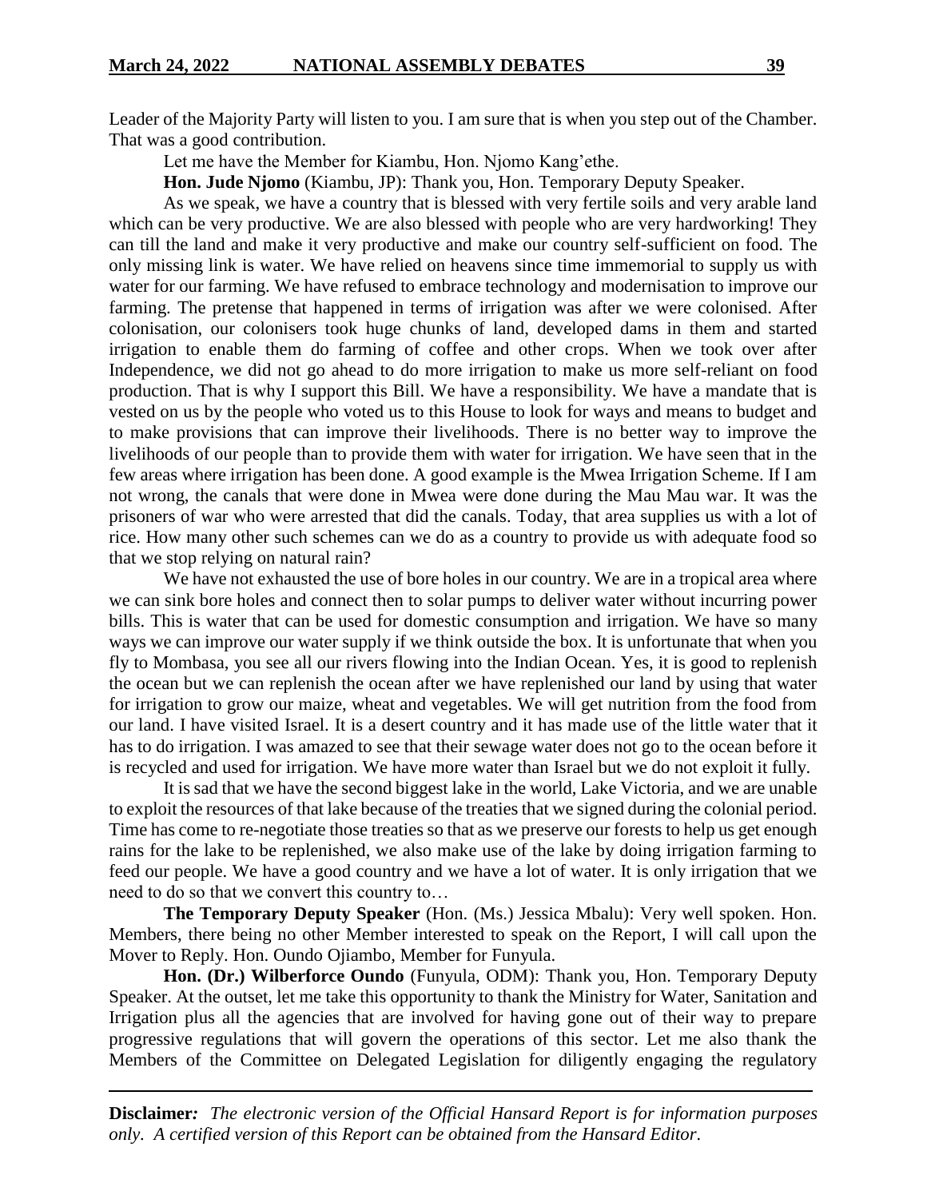Leader of the Majority Party will listen to you. I am sure that is when you step out of the Chamber. That was a good contribution.

Let me have the Member for Kiambu, Hon. Njomo Kang'ethe.

**Hon. Jude Njomo** (Kiambu, JP): Thank you, Hon. Temporary Deputy Speaker.

As we speak, we have a country that is blessed with very fertile soils and very arable land which can be very productive. We are also blessed with people who are very hardworking! They can till the land and make it very productive and make our country self-sufficient on food. The only missing link is water. We have relied on heavens since time immemorial to supply us with water for our farming. We have refused to embrace technology and modernisation to improve our farming. The pretense that happened in terms of irrigation was after we were colonised. After colonisation, our colonisers took huge chunks of land, developed dams in them and started irrigation to enable them do farming of coffee and other crops. When we took over after Independence, we did not go ahead to do more irrigation to make us more self-reliant on food production. That is why I support this Bill. We have a responsibility. We have a mandate that is vested on us by the people who voted us to this House to look for ways and means to budget and to make provisions that can improve their livelihoods. There is no better way to improve the livelihoods of our people than to provide them with water for irrigation. We have seen that in the few areas where irrigation has been done. A good example is the Mwea Irrigation Scheme. If I am not wrong, the canals that were done in Mwea were done during the Mau Mau war. It was the prisoners of war who were arrested that did the canals. Today, that area supplies us with a lot of rice. How many other such schemes can we do as a country to provide us with adequate food so that we stop relying on natural rain?

We have not exhausted the use of bore holes in our country. We are in a tropical area where we can sink bore holes and connect then to solar pumps to deliver water without incurring power bills. This is water that can be used for domestic consumption and irrigation. We have so many ways we can improve our water supply if we think outside the box. It is unfortunate that when you fly to Mombasa, you see all our rivers flowing into the Indian Ocean. Yes, it is good to replenish the ocean but we can replenish the ocean after we have replenished our land by using that water for irrigation to grow our maize, wheat and vegetables. We will get nutrition from the food from our land. I have visited Israel. It is a desert country and it has made use of the little water that it has to do irrigation. I was amazed to see that their sewage water does not go to the ocean before it is recycled and used for irrigation. We have more water than Israel but we do not exploit it fully.

It is sad that we have the second biggest lake in the world, Lake Victoria, and we are unable to exploit the resources of that lake because of the treaties that we signed during the colonial period. Time has come to re-negotiate those treaties so that as we preserve our forests to help us get enough rains for the lake to be replenished, we also make use of the lake by doing irrigation farming to feed our people. We have a good country and we have a lot of water. It is only irrigation that we need to do so that we convert this country to…

**The Temporary Deputy Speaker** (Hon. (Ms.) Jessica Mbalu): Very well spoken. Hon. Members, there being no other Member interested to speak on the Report, I will call upon the Mover to Reply. Hon. Oundo Ojiambo, Member for Funyula.

**Hon. (Dr.) Wilberforce Oundo** (Funyula, ODM): Thank you, Hon. Temporary Deputy Speaker. At the outset, let me take this opportunity to thank the Ministry for Water, Sanitation and Irrigation plus all the agencies that are involved for having gone out of their way to prepare progressive regulations that will govern the operations of this sector. Let me also thank the Members of the Committee on Delegated Legislation for diligently engaging the regulatory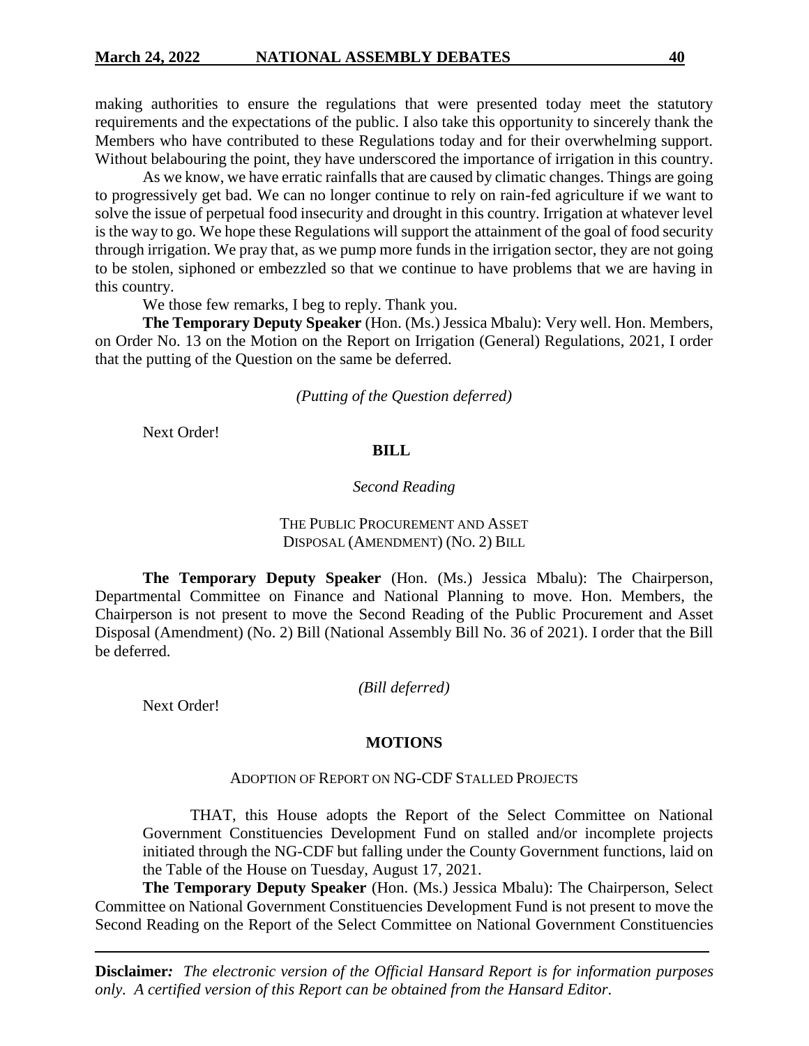making authorities to ensure the regulations that were presented today meet the statutory requirements and the expectations of the public. I also take this opportunity to sincerely thank the Members who have contributed to these Regulations today and for their overwhelming support. Without belabouring the point, they have underscored the importance of irrigation in this country.

As we know, we have erratic rainfalls that are caused by climatic changes. Things are going to progressively get bad. We can no longer continue to rely on rain-fed agriculture if we want to solve the issue of perpetual food insecurity and drought in this country. Irrigation at whatever level is the way to go. We hope these Regulations will support the attainment of the goal of food security through irrigation. We pray that, as we pump more funds in the irrigation sector, they are not going to be stolen, siphoned or embezzled so that we continue to have problems that we are having in this country.

We those few remarks, I beg to reply. Thank you.

**The Temporary Deputy Speaker** (Hon. (Ms.) Jessica Mbalu): Very well. Hon. Members, on Order No. 13 on the Motion on the Report on Irrigation (General) Regulations, 2021, I order that the putting of the Question on the same be deferred.

*(Putting of the Question deferred)*

Next Order!

## BILL

*Second Reading*

### THE PUBLIC PROCUREMENT AND ASSET DISPOSAL (AMENDMENT) (NO. 2) BILL

**The Temporary Deputy Speaker** (Hon. (Ms.) Jessica Mbalu): The Chairperson, Departmental Committee on Finance and National Planning to move. Hon. Members, the Chairperson is not present to move the Second Reading of the Public Procurement and Asset Disposal (Amendment) (No. 2) Bill (National Assembly Bill No. 36 of 2021). I order that the Bill be deferred.

*(Bill deferred)*

Next Order!

## MOTIONS

### ADOPTION OF REPORT ON NG-CDF STALLED PROJECTS

THAT, this House adopts the Report of the Select Committee on National Government Constituencies Development Fund on stalled and/or incomplete projects initiated through the NG-CDF but falling under the County Government functions, laid on the Table of the House on Tuesday, August 17, 2021.

**The Temporary Deputy Speaker** (Hon. (Ms.) Jessica Mbalu): The Chairperson, Select Committee on National Government Constituencies Development Fund is not present to move the Second Reading on the Report of the Select Committee on National Government Constituencies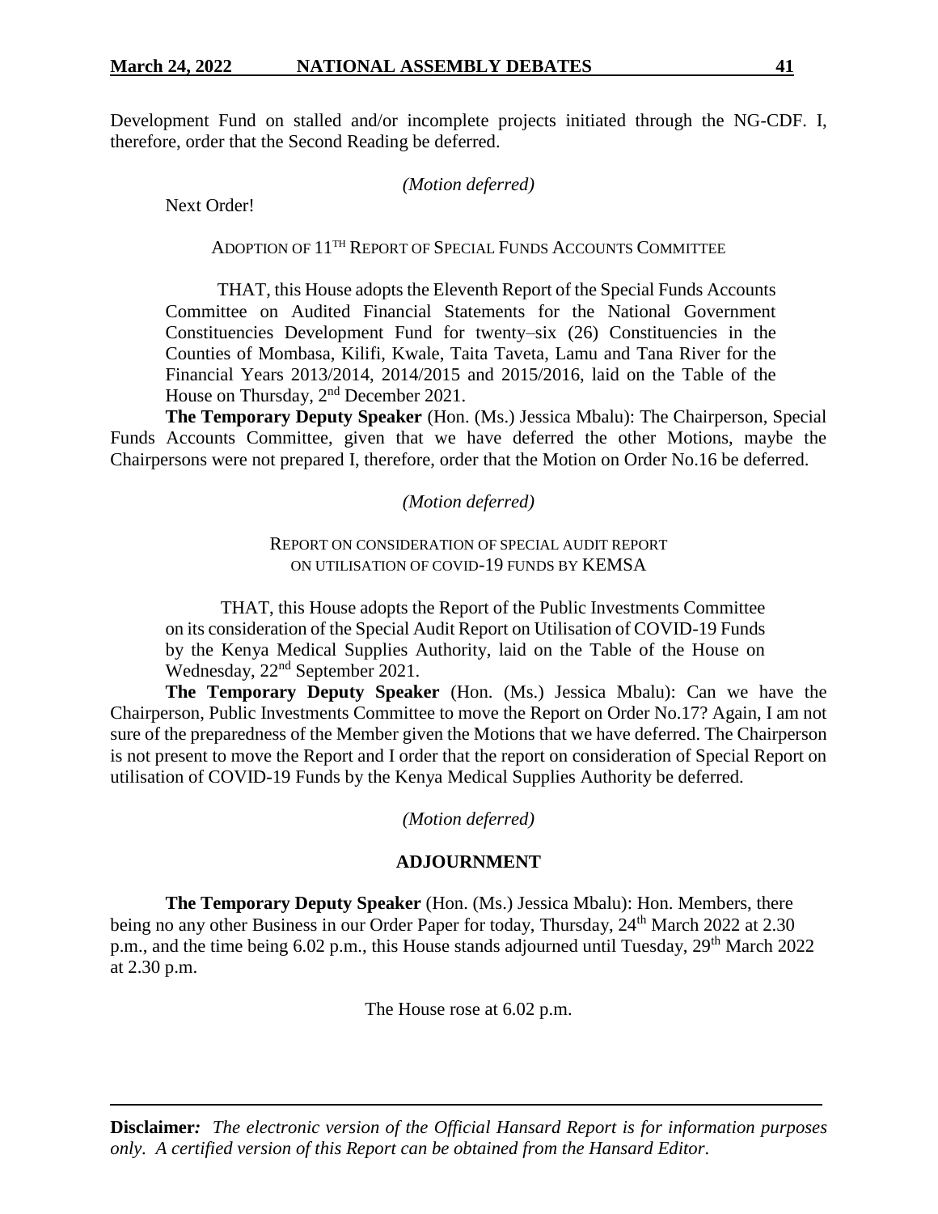Development Fund on stalled and/or incomplete projects initiated through the NG-CDF. I, therefore, order that the Second Reading be deferred.

*(Motion deferred)*

Next Order!

ADOPTION OF 11TH REPORT OF SPECIAL FUNDS ACCOUNTS COMMITTEE

THAT, this House adopts the Eleventh Report of the Special Funds Accounts Committee on Audited Financial Statements for the National Government Constituencies Development Fund for twenty–six (26) Constituencies in the Counties of Mombasa, Kilifi, Kwale, Taita Taveta, Lamu and Tana River for the Financial Years 2013/2014, 2014/2015 and 2015/2016, laid on the Table of the House on Thursday, 2nd December 2021.

**The Temporary Deputy Speaker** (Hon. (Ms.) Jessica Mbalu): The Chairperson, Special Funds Accounts Committee, given that we have deferred the other Motions, maybe the Chairpersons were not prepared I, therefore, order that the Motion on Order No.16 be deferred.

*(Motion deferred)*

REPORT ON CONSIDERATION OF SPECIAL AUDIT REPORT ON UTILISATION OF COVID-19 FUNDS BY KEMSA

THAT, this House adopts the Report of the Public Investments Committee on its consideration of the Special Audit Report on Utilisation of COVID-19 Funds by the Kenya Medical Supplies Authority, laid on the Table of the House on Wednesday, 22nd September 2021.

**The Temporary Deputy Speaker** (Hon. (Ms.) Jessica Mbalu): Can we have the Chairperson, Public Investments Committee to move the Report on Order No.17? Again, I am not sure of the preparedness of the Member given the Motions that we have deferred. The Chairperson is not present to move the Report and I order that the report on consideration of Special Report on utilisation of COVID-19 Funds by the Kenya Medical Supplies Authority be deferred.

*(Motion deferred)*

**ADJOURNMENT**

**The Temporary Deputy Speaker** (Hon. (Ms.) Jessica Mbalu): Hon. Members, there being no any other Business in our Order Paper for today, Thursday, 24th March 2022 at 2.30 p.m., and the time being 6.02 p.m., this House stands adjourned until Tuesday, 29th March 2022 at 2.30 p.m.

The House rose at 6.02 p.m.

**Disclaimer:** *The electronic version of the Official Hansard Report is for information purposes only. A certified version of this Report can be obtained from the Hansard Editor.*